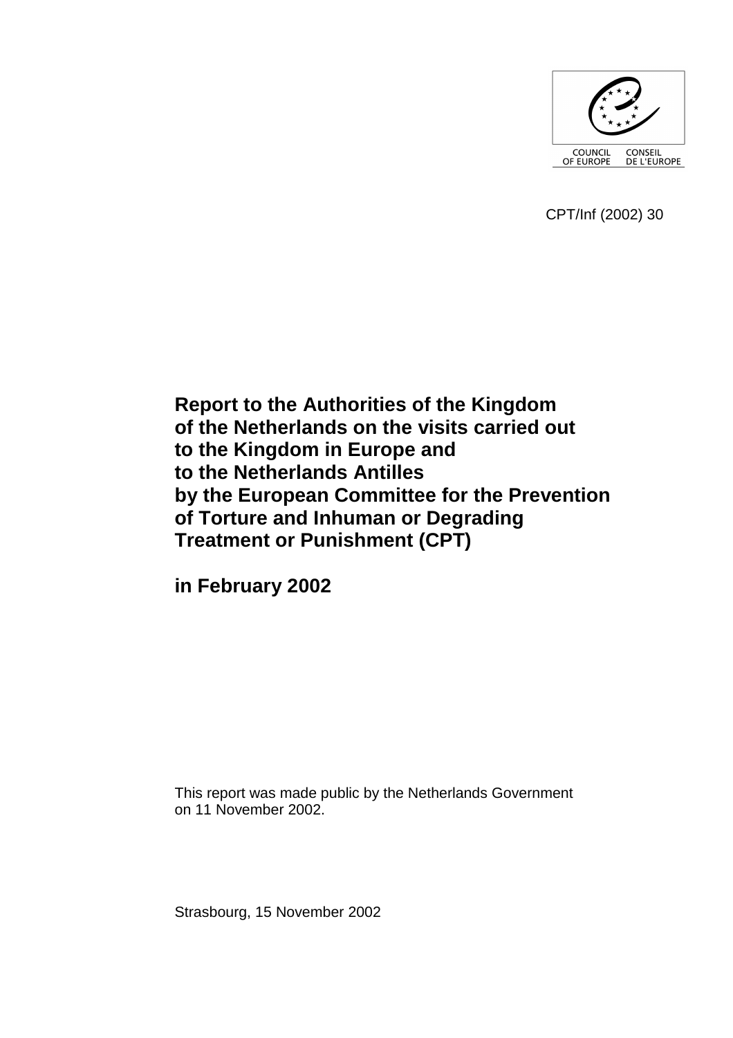COUNCIL OF EUROPE CONSEIL DE L'EUROPE

CPT/Inf (2002) 30

# Report to the Authorities of the Kingdom of the Netherlands on the visits carried out to the Kingdom in Europe and to the Netherlands Antilles by the European Committee for the Prevention of Torture and Inhuman or Degrading Treatment or Punishment (CPT)

## in February 2002

This report was made public by the Netherlands Government on 11 November 2002.

Strasbourg, 15 November 2002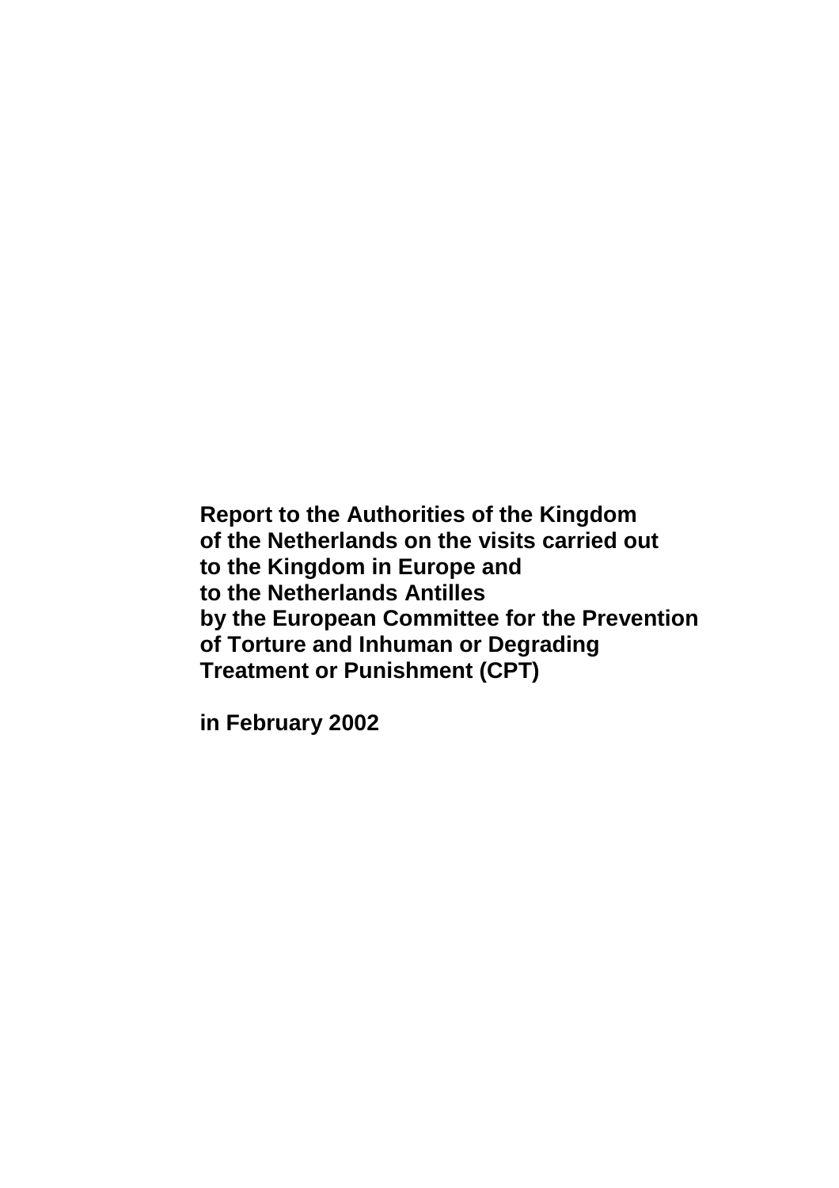**Report to the Authorities of the Kingdom of the Netherlands on the visits carried out to the Kingdom in Europe and to the Netherlands Antilles by the European Committee for the Prevention of Torture and Inhuman or Degrading Treatment or Punishment (CPT)**

**in February 2002**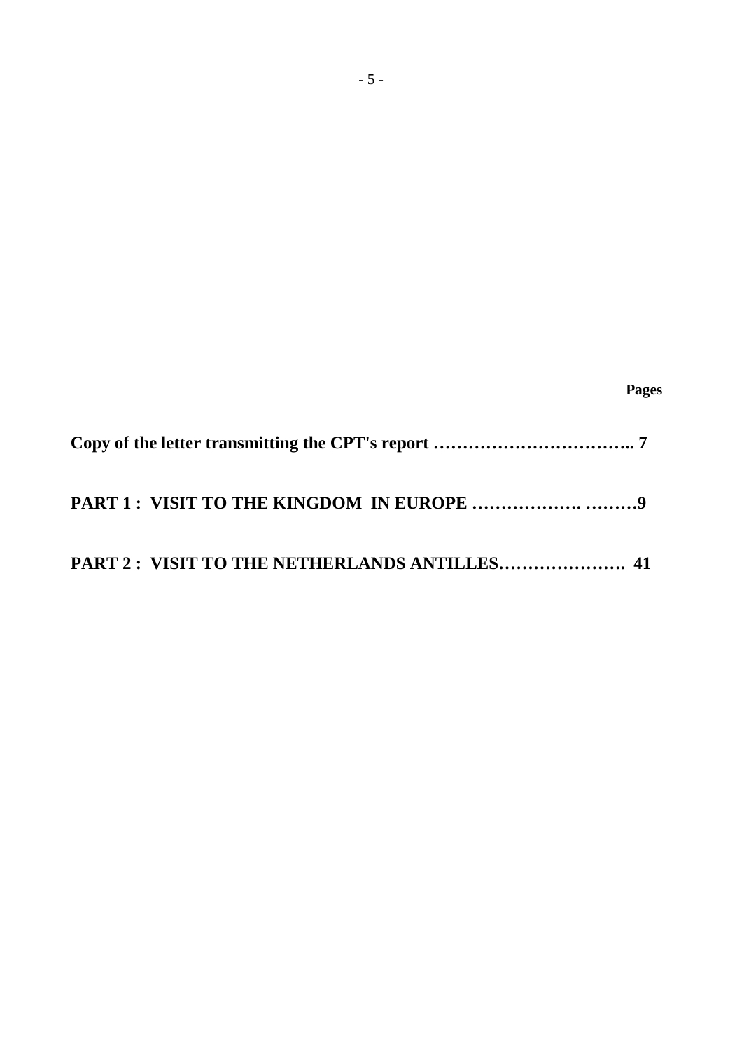**Pages**

**Copy of the letter transmitting the CPT's report …………………………….. 7**

**PART 1 : VISIT TO THE KINGDOM IN EUROPE ………………. ………9**

**PART 2 : VISIT TO THE NETHERLANDS ANTILLES…………………. 41**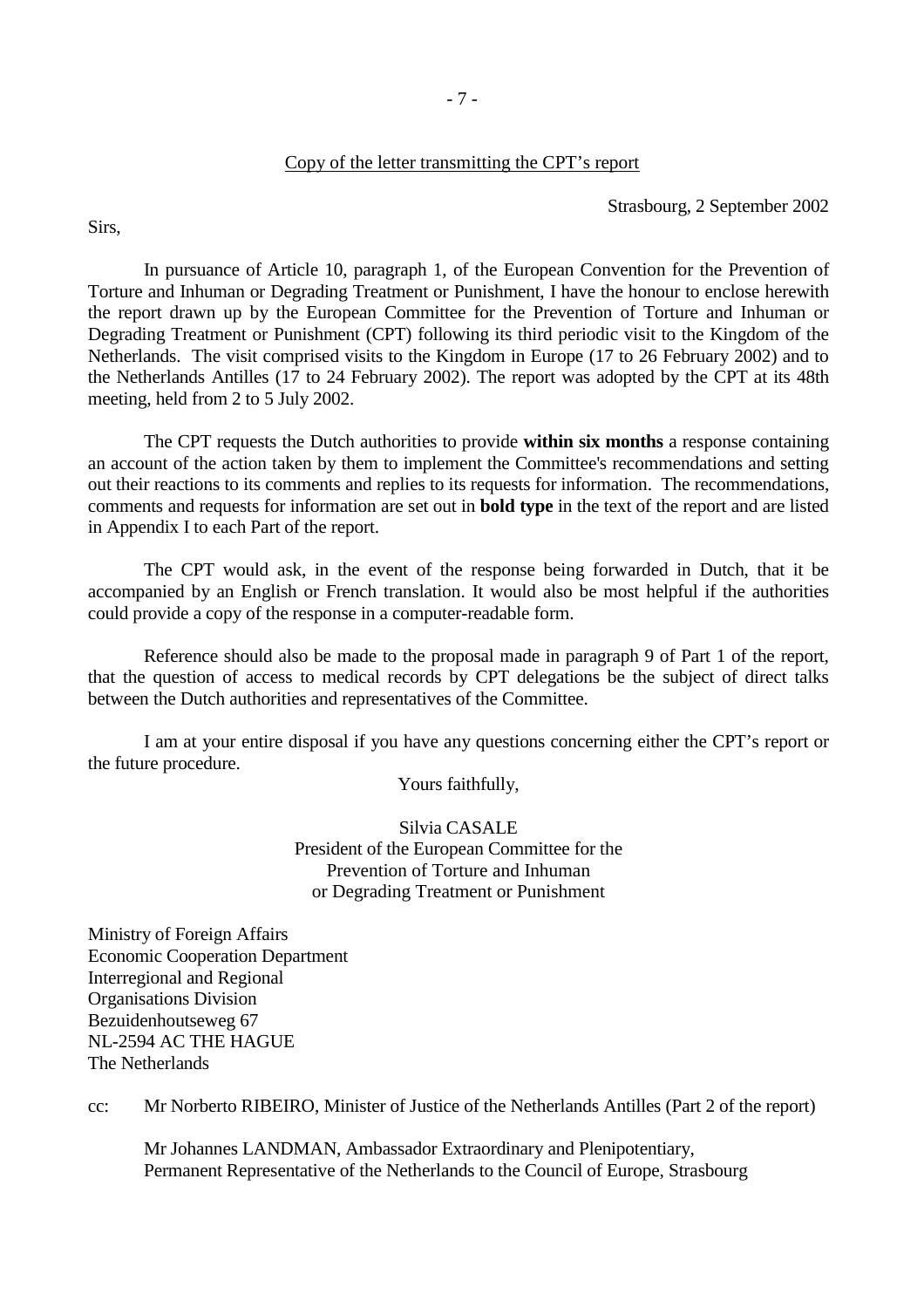Copy of the letter transmitting the CPT's report

Strasbourg, 2 September 2002

Sirs,

In pursuance of Article 10, paragraph 1, of the European Convention for the Prevention of Torture and Inhuman or Degrading Treatment or Punishment, I have the honour to enclose herewith the report drawn up by the European Committee for the Prevention of Torture and Inhuman or Degrading Treatment or Punishment (CPT) following its third periodic visit to the Kingdom of the Netherlands. The visit comprised visits to the Kingdom in Europe (17 to 26 February 2002) and to the Netherlands Antilles (17 to 24 February 2002). The report was adopted by the CPT at its 48th meeting, held from 2 to 5 July 2002.

The CPT requests the Dutch authorities to provide **within six months** a response containing an account of the action taken by them to implement the Committee's recommendations and setting out their reactions to its comments and replies to its requests for information. The recommendations, comments and requests for information are set out in **bold type** in the text of the report and are listed in Appendix I to each Part of the report.

The CPT would ask, in the event of the response being forwarded in Dutch, that it be accompanied by an English or French translation. It would also be most helpful if the authorities could provide a copy of the response in a computer-readable form.

Reference should also be made to the proposal made in paragraph 9 of Part 1 of the report, that the question of access to medical records by CPT delegations be the subject of direct talks between the Dutch authorities and representatives of the Committee.

I am at your entire disposal if you have any questions concerning either the CPT's report or the future procedure.

Yours faithfully,

Silvia CASALE
President of the European Committee for the
Prevention of Torture and Inhuman
or Degrading Treatment or Punishment

Ministry of Foreign Affairs
Economic Cooperation Department
Interregional and Regional
Organisations Division
Bezuidenhoutseweg 67
NL-2594 AC THE HAGUE
The Netherlands

cc: Mr Norberto RIBEIRO, Minister of Justice of the Netherlands Antilles (Part 2 of the report)

Mr Johannes LANDMAN, Ambassador Extraordinary and Plenipotentiary,
Permanent Representative of the Netherlands to the Council of Europe, Strasbourg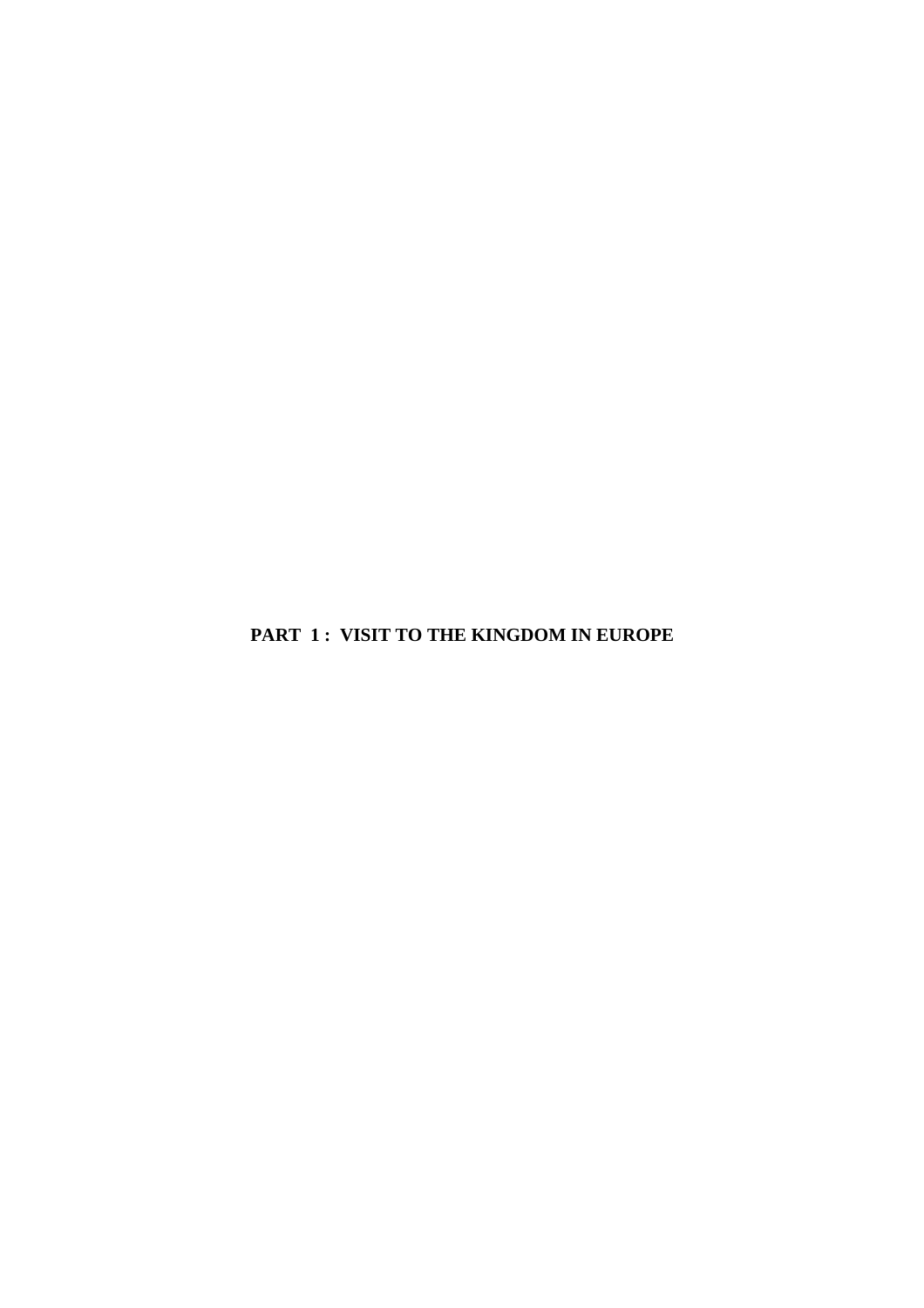# PART 1 : VISIT TO THE KINGDOM IN EUROPE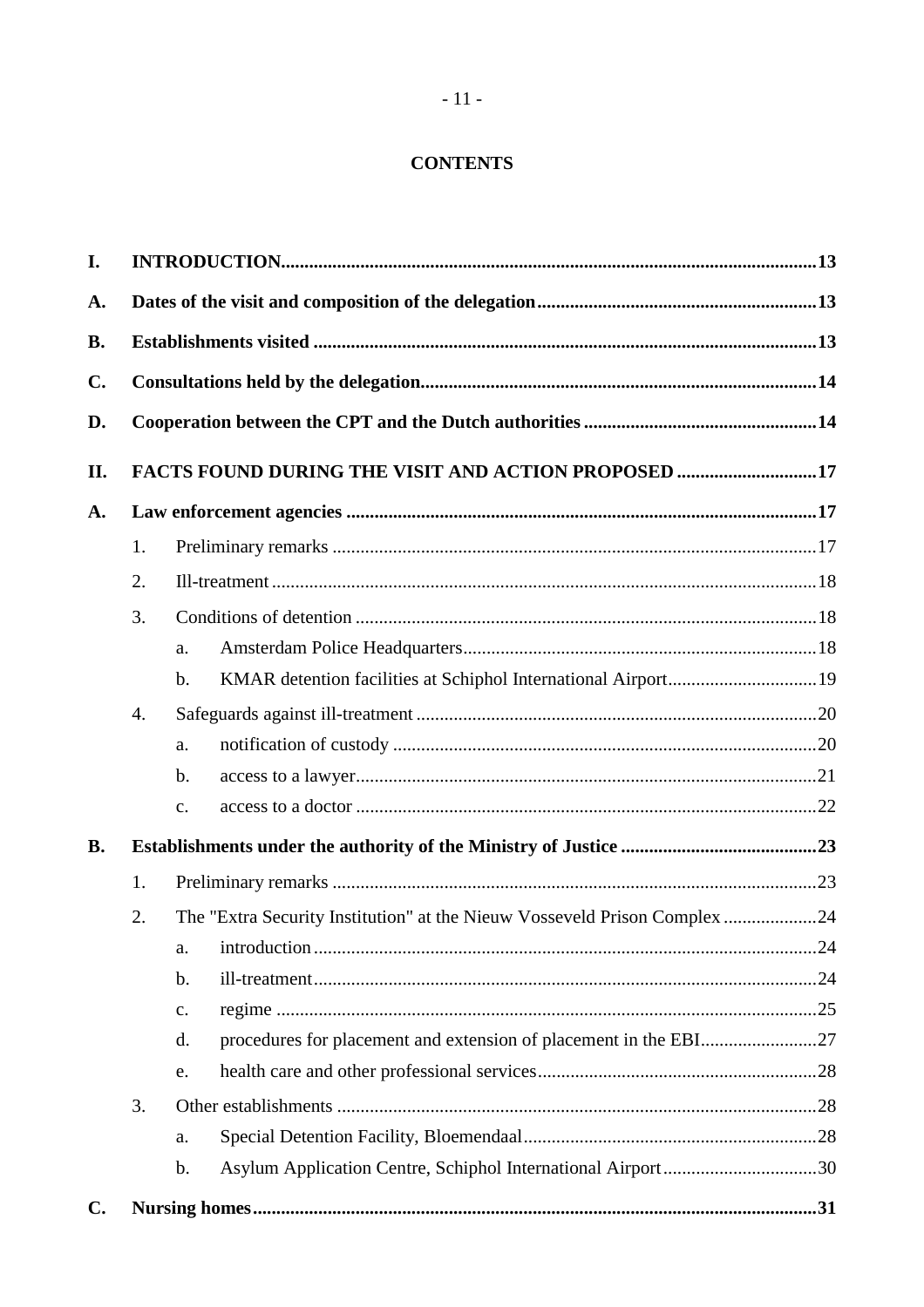**CONTENTS**

| | | | | |
|---|---|---|---|---|
| **I.** | **INTRODUCTION** | | | **13** |
| **A.** | **Dates of the visit and composition of the delegation** | | | **13** |
| **B.** | **Establishments visited** | | | **13** |
| **C.** | **Consultations held by the delegation** | | | **14** |
| **D.** | **Cooperation between the CPT and the Dutch authorities** | | | **14** |
| **II.** | **FACTS FOUND DURING THE VISIT AND ACTION PROPOSED** | | | **17** |
| **A.** | **Law enforcement agencies** | | | **17** |
| | 1. | Preliminary remarks | | 17 |
| | 2. | Ill-treatment | | 18 |
| | 3. | Conditions of detention | | 18 |
| | | a. | Amsterdam Police Headquarters | 18 |
| | | b. | KMAR detention facilities at Schiphol International Airport | 19 |
| | 4. | Safeguards against ill-treatment | | 20 |
| | | a. | notification of custody | 20 |
| | | b. | access to a lawyer | 21 |
| | | c. | access to a doctor | 22 |
| **B.** | **Establishments under the authority of the Ministry of Justice** | | | **23** |
| | 1. | Preliminary remarks | | 23 |
| | 2. | The "Extra Security Institution" at the Nieuw Vosseveld Prison Complex | | 24 |
| | | a. | introduction | 24 |
| | | b. | ill-treatment | 24 |
| | | c. | regime | 25 |
| | | d. | procedures for placement and extension of placement in the EBI | 27 |
| | | e. | health care and other professional services | 28 |
| | 3. | Other establishments | | 28 |
| | | a. | Special Detention Facility, Bloemendaal | 28 |
| | | b. | Asylum Application Centre, Schiphol International Airport | 30 |
| **C.** | **Nursing homes** | | | **31** |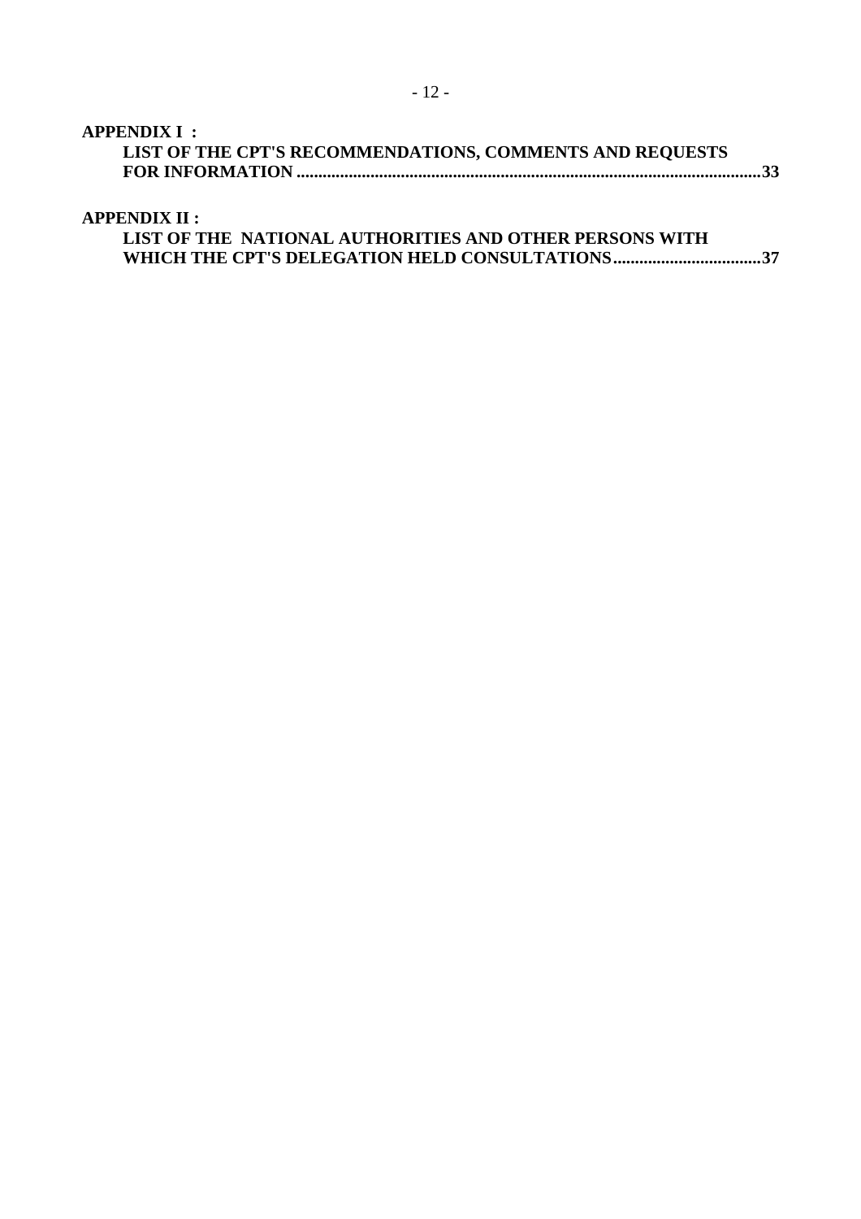**APPENDIX I :**

**LIST OF THE CPT'S RECOMMENDATIONS, COMMENTS AND REQUESTS FOR INFORMATION ..........................................................................................................33**

**APPENDIX II :**

**LIST OF THE NATIONAL AUTHORITIES AND OTHER PERSONS WITH WHICH THE CPT'S DELEGATION HELD CONSULTATIONS..................................37**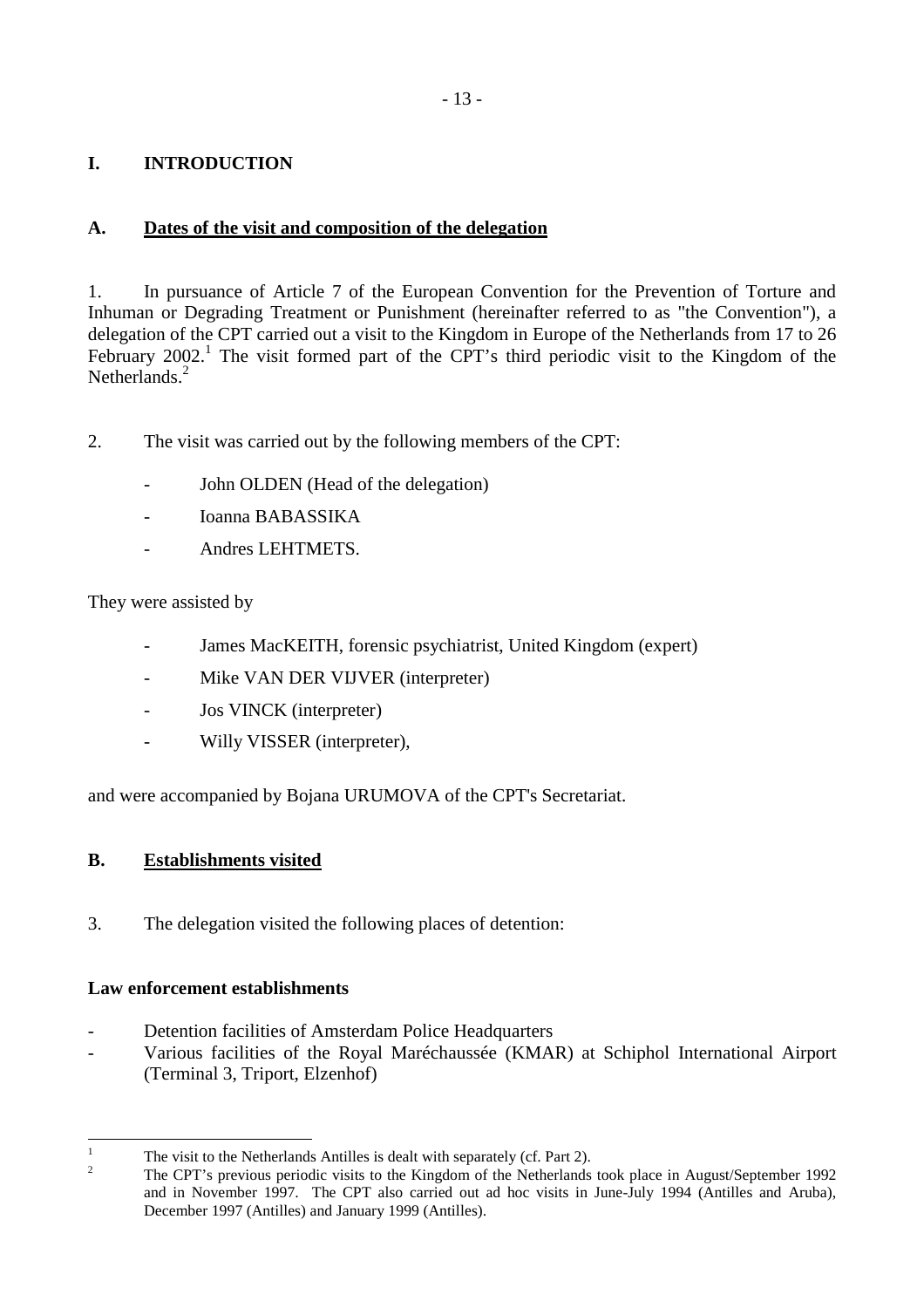# I. INTRODUCTION

## A. Dates of the visit and composition of the delegation

1. In pursuance of Article 7 of the European Convention for the Prevention of Torture and Inhuman or Degrading Treatment or Punishment (hereinafter referred to as "the Convention"), a delegation of the CPT carried out a visit to the Kingdom in Europe of the Netherlands from 17 to 26 February 2002.[1] The visit formed part of the CPT's third periodic visit to the Kingdom of the Netherlands.[2]

2. The visit was carried out by the following members of the CPT:

- John OLDEN (Head of the delegation)
- Ioanna BABASSIKA
- Andres LEHTMETS.

They were assisted by

- James MacKEITH, forensic psychiatrist, United Kingdom (expert)
- Mike VAN DER VIJVER (interpreter)
- Jos VINCK (interpreter)
- Willy VISSER (interpreter),

and were accompanied by Bojana URUMOVA of the CPT's Secretariat.

## B. Establishments visited

3. The delegation visited the following places of detention:

**Law enforcement establishments**

- Detention facilities of Amsterdam Police Headquarters
- Various facilities of the Royal Maréchaussée (KMAR) at Schiphol International Airport (Terminal 3, Triport, Elzenhof)

---

[1] The visit to the Netherlands Antilles is dealt with separately (cf. Part 2).

[2] The CPT's previous periodic visits to the Kingdom of the Netherlands took place in August/September 1992 and in November 1997. The CPT also carried out ad hoc visits in June-July 1994 (Antilles and Aruba), December 1997 (Antilles) and January 1999 (Antilles).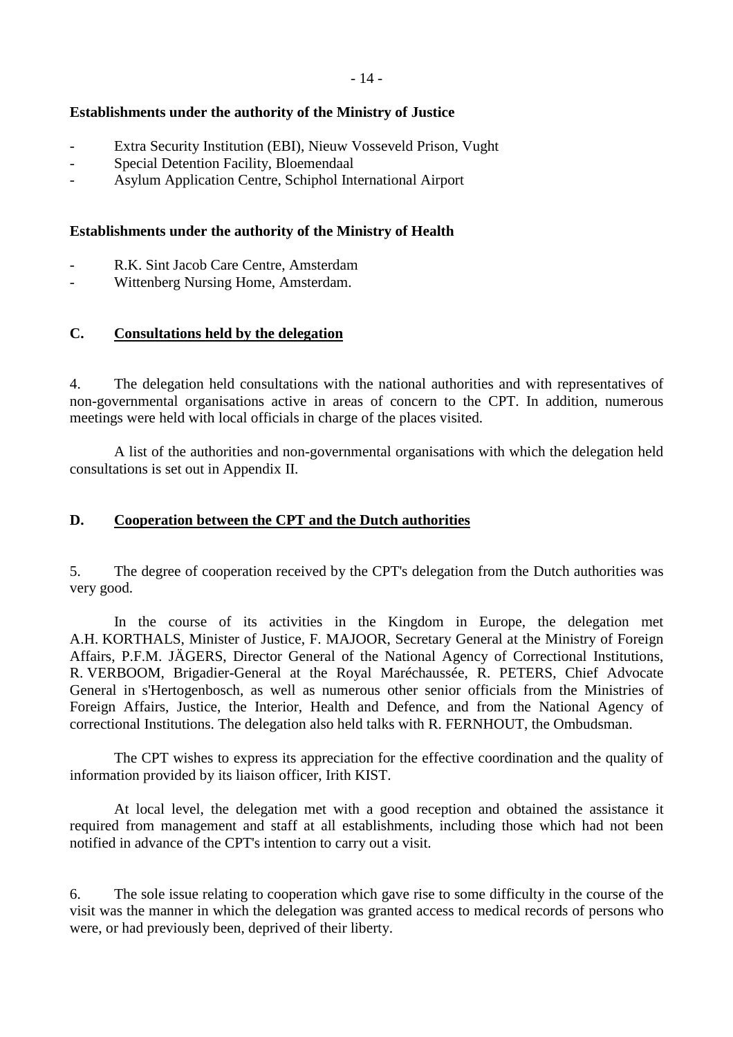**Establishments under the authority of the Ministry of Justice**

- Extra Security Institution (EBI), Nieuw Vosseveld Prison, Vught
- Special Detention Facility, Bloemendaal
- Asylum Application Centre, Schiphol International Airport

**Establishments under the authority of the Ministry of Health**

- R.K. Sint Jacob Care Centre, Amsterdam
- Wittenberg Nursing Home, Amsterdam.

## C. Consultations held by the delegation

4. The delegation held consultations with the national authorities and with representatives of non-governmental organisations active in areas of concern to the CPT. In addition, numerous meetings were held with local officials in charge of the places visited.

A list of the authorities and non-governmental organisations with which the delegation held consultations is set out in Appendix II.

## D. Cooperation between the CPT and the Dutch authorities

5. The degree of cooperation received by the CPT's delegation from the Dutch authorities was very good.

In the course of its activities in the Kingdom in Europe, the delegation met A.H. KORTHALS, Minister of Justice, F. MAJOOR, Secretary General at the Ministry of Foreign Affairs, P.F.M. JÄGERS, Director General of the National Agency of Correctional Institutions, R. VERBOOM, Brigadier-General at the Royal Maréchaussée, R. PETERS, Chief Advocate General in s'Hertogenbosch, as well as numerous other senior officials from the Ministries of Foreign Affairs, Justice, the Interior, Health and Defence, and from the National Agency of correctional Institutions. The delegation also held talks with R. FERNHOUT, the Ombudsman.

The CPT wishes to express its appreciation for the effective coordination and the quality of information provided by its liaison officer, Irith KIST.

At local level, the delegation met with a good reception and obtained the assistance it required from management and staff at all establishments, including those which had not been notified in advance of the CPT's intention to carry out a visit.

6. The sole issue relating to cooperation which gave rise to some difficulty in the course of the visit was the manner in which the delegation was granted access to medical records of persons who were, or had previously been, deprived of their liberty.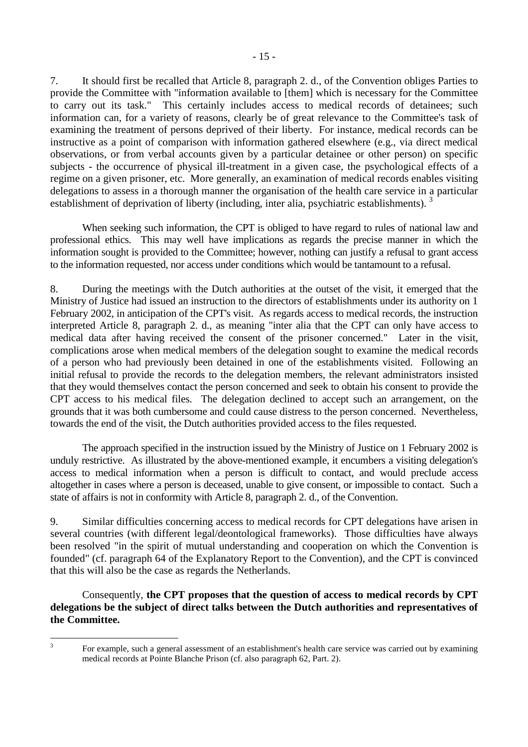7. It should first be recalled that Article 8, paragraph 2. d., of the Convention obliges Parties to provide the Committee with "information available to [them] which is necessary for the Committee to carry out its task." This certainly includes access to medical records of detainees; such information can, for a variety of reasons, clearly be of great relevance to the Committee's task of examining the treatment of persons deprived of their liberty. For instance, medical records can be instructive as a point of comparison with information gathered elsewhere (e.g., via direct medical observations, or from verbal accounts given by a particular detainee or other person) on specific subjects - the occurrence of physical ill-treatment in a given case, the psychological effects of a regime on a given prisoner, etc. More generally, an examination of medical records enables visiting delegations to assess in a thorough manner the organisation of the health care service in a particular establishment of deprivation of liberty (including, inter alia, psychiatric establishments). [3]

When seeking such information, the CPT is obliged to have regard to rules of national law and professional ethics. This may well have implications as regards the precise manner in which the information sought is provided to the Committee; however, nothing can justify a refusal to grant access to the information requested, nor access under conditions which would be tantamount to a refusal.

8. During the meetings with the Dutch authorities at the outset of the visit, it emerged that the Ministry of Justice had issued an instruction to the directors of establishments under its authority on 1 February 2002, in anticipation of the CPT's visit. As regards access to medical records, the instruction interpreted Article 8, paragraph 2. d., as meaning "inter alia that the CPT can only have access to medical data after having received the consent of the prisoner concerned." Later in the visit, complications arose when medical members of the delegation sought to examine the medical records of a person who had previously been detained in one of the establishments visited. Following an initial refusal to provide the records to the delegation members, the relevant administrators insisted that they would themselves contact the person concerned and seek to obtain his consent to provide the CPT access to his medical files. The delegation declined to accept such an arrangement, on the grounds that it was both cumbersome and could cause distress to the person concerned. Nevertheless, towards the end of the visit, the Dutch authorities provided access to the files requested.

The approach specified in the instruction issued by the Ministry of Justice on 1 February 2002 is unduly restrictive. As illustrated by the above-mentioned example, it encumbers a visiting delegation's access to medical information when a person is difficult to contact, and would preclude access altogether in cases where a person is deceased, unable to give consent, or impossible to contact. Such a state of affairs is not in conformity with Article 8, paragraph 2. d., of the Convention.

9. Similar difficulties concerning access to medical records for CPT delegations have arisen in several countries (with different legal/deontological frameworks). Those difficulties have always been resolved "in the spirit of mutual understanding and cooperation on which the Convention is founded" (cf. paragraph 64 of the Explanatory Report to the Convention), and the CPT is convinced that this will also be the case as regards the Netherlands.

Consequently, **the CPT proposes that the question of access to medical records by CPT delegations be the subject of direct talks between the Dutch authorities and representatives of the Committee.**

---

[3] For example, such a general assessment of an establishment's health care service was carried out by examining medical records at Pointe Blanche Prison (cf. also paragraph 62, Part. 2).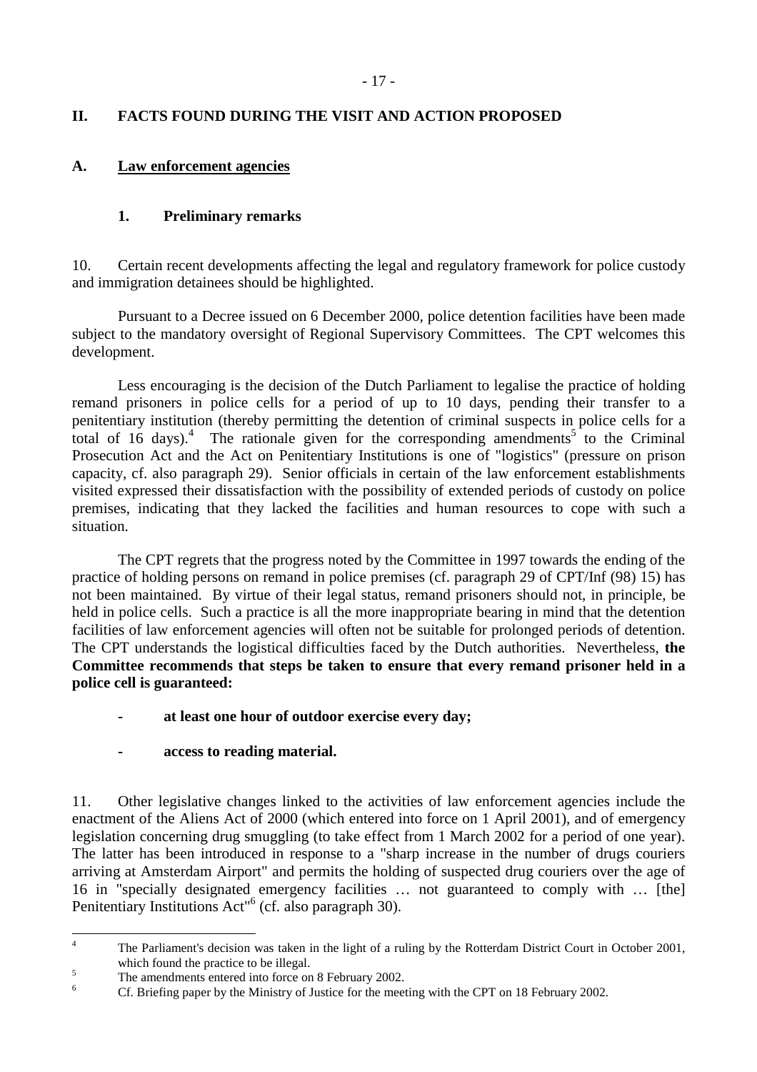## II. FACTS FOUND DURING THE VISIT AND ACTION PROPOSED

### A. Law enforcement agencies

#### 1. Preliminary remarks

10. Certain recent developments affecting the legal and regulatory framework for police custody and immigration detainees should be highlighted.

Pursuant to a Decree issued on 6 December 2000, police detention facilities have been made subject to the mandatory oversight of Regional Supervisory Committees. The CPT welcomes this development.

Less encouraging is the decision of the Dutch Parliament to legalise the practice of holding remand prisoners in police cells for a period of up to 10 days, pending their transfer to a penitentiary institution (thereby permitting the detention of criminal suspects in police cells for a total of 16 days).[4] The rationale given for the corresponding amendments[5] to the Criminal Prosecution Act and the Act on Penitentiary Institutions is one of "logistics" (pressure on prison capacity, cf. also paragraph 29). Senior officials in certain of the law enforcement establishments visited expressed their dissatisfaction with the possibility of extended periods of custody on police premises, indicating that they lacked the facilities and human resources to cope with such a situation.

The CPT regrets that the progress noted by the Committee in 1997 towards the ending of the practice of holding persons on remand in police premises (cf. paragraph 29 of CPT/Inf (98) 15) has not been maintained. By virtue of their legal status, remand prisoners should not, in principle, be held in police cells. Such a practice is all the more inappropriate bearing in mind that the detention facilities of law enforcement agencies will often not be suitable for prolonged periods of detention. The CPT understands the logistical difficulties faced by the Dutch authorities. Nevertheless, **the Committee recommends that steps be taken to ensure that every remand prisoner held in a police cell is guaranteed:**

- **at least one hour of outdoor exercise every day;**
- **access to reading material.**

11. Other legislative changes linked to the activities of law enforcement agencies include the enactment of the Aliens Act of 2000 (which entered into force on 1 April 2001), and of emergency legislation concerning drug smuggling (to take effect from 1 March 2002 for a period of one year). The latter has been introduced in response to a "sharp increase in the number of drugs couriers arriving at Amsterdam Airport" and permits the holding of suspected drug couriers over the age of 16 in "specially designated emergency facilities … not guaranteed to comply with … [the] Penitentiary Institutions Act"[6] (cf. also paragraph 30).

---

[4] The Parliament's decision was taken in the light of a ruling by the Rotterdam District Court in October 2001, which found the practice to be illegal.

[5] The amendments entered into force on 8 February 2002.

[6] Cf. Briefing paper by the Ministry of Justice for the meeting with the CPT on 18 February 2002.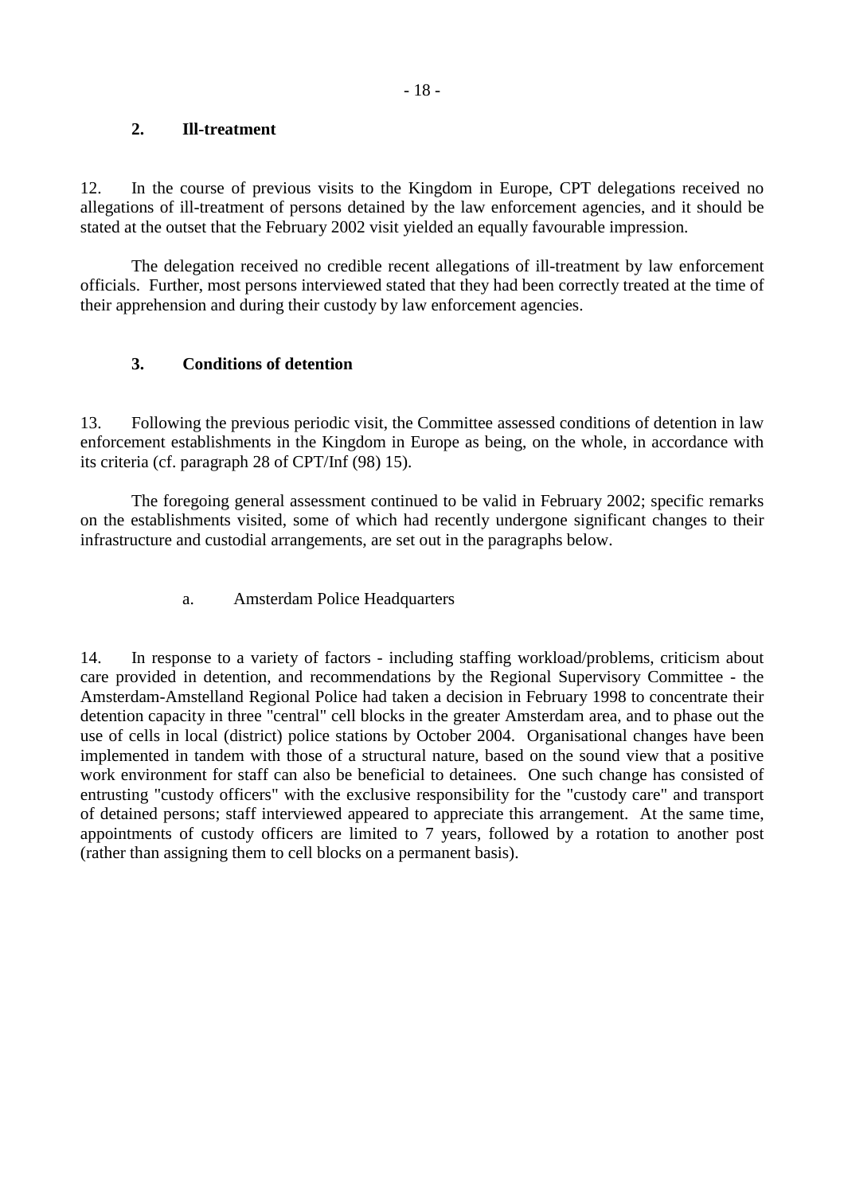### 2. Ill-treatment

12. In the course of previous visits to the Kingdom in Europe, CPT delegations received no allegations of ill-treatment of persons detained by the law enforcement agencies, and it should be stated at the outset that the February 2002 visit yielded an equally favourable impression.

The delegation received no credible recent allegations of ill-treatment by law enforcement officials. Further, most persons interviewed stated that they had been correctly treated at the time of their apprehension and during their custody by law enforcement agencies.

### 3. Conditions of detention

13. Following the previous periodic visit, the Committee assessed conditions of detention in law enforcement establishments in the Kingdom in Europe as being, on the whole, in accordance with its criteria (cf. paragraph 28 of CPT/Inf (98) 15).

The foregoing general assessment continued to be valid in February 2002; specific remarks on the establishments visited, some of which had recently undergone significant changes to their infrastructure and custodial arrangements, are set out in the paragraphs below.

#### a. Amsterdam Police Headquarters

14. In response to a variety of factors - including staffing workload/problems, criticism about care provided in detention, and recommendations by the Regional Supervisory Committee - the Amsterdam-Amstelland Regional Police had taken a decision in February 1998 to concentrate their detention capacity in three "central" cell blocks in the greater Amsterdam area, and to phase out the use of cells in local (district) police stations by October 2004. Organisational changes have been implemented in tandem with those of a structural nature, based on the sound view that a positive work environment for staff can also be beneficial to detainees. One such change has consisted of entrusting "custody officers" with the exclusive responsibility for the "custody care" and transport of detained persons; staff interviewed appeared to appreciate this arrangement. At the same time, appointments of custody officers are limited to 7 years, followed by a rotation to another post (rather than assigning them to cell blocks on a permanent basis).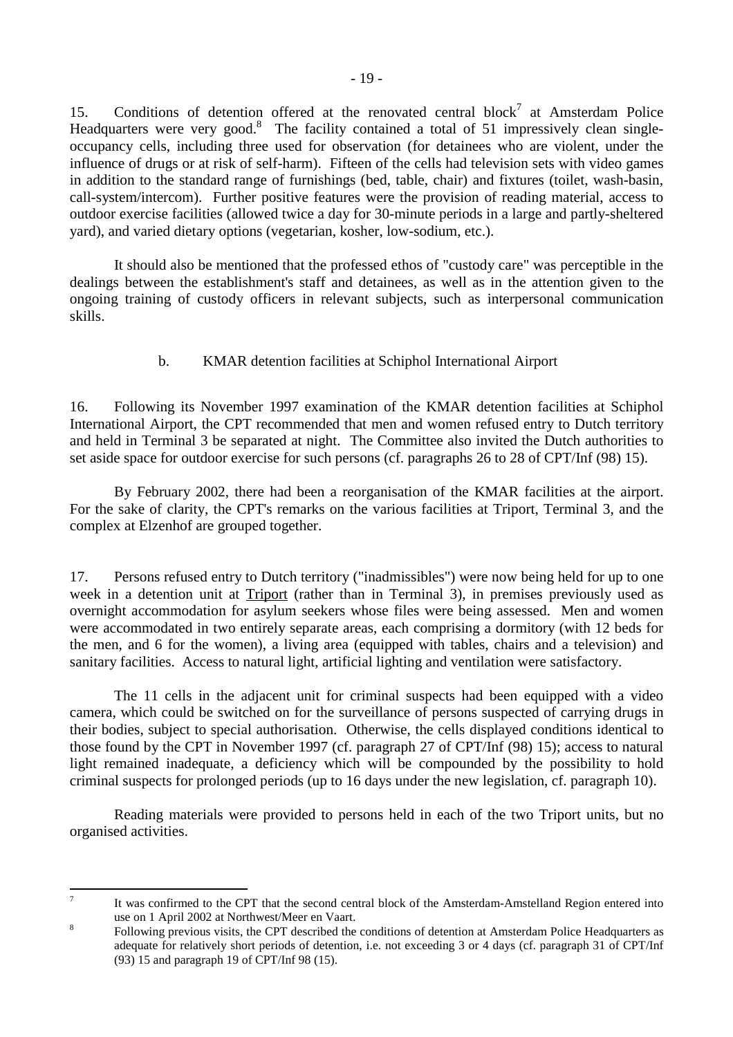15. Conditions of detention offered at the renovated central block[7] at Amsterdam Police Headquarters were very good.[8] The facility contained a total of 51 impressively clean single-occupancy cells, including three used for observation (for detainees who are violent, under the influence of drugs or at risk of self-harm). Fifteen of the cells had television sets with video games in addition to the standard range of furnishings (bed, table, chair) and fixtures (toilet, wash-basin, call-system/intercom). Further positive features were the provision of reading material, access to outdoor exercise facilities (allowed twice a day for 30-minute periods in a large and partly-sheltered yard), and varied dietary options (vegetarian, kosher, low-sodium, etc.).

It should also be mentioned that the professed ethos of "custody care" was perceptible in the dealings between the establishment's staff and detainees, as well as in the attention given to the ongoing training of custody officers in relevant subjects, such as interpersonal communication skills.

### b. KMAR detention facilities at Schiphol International Airport

16. Following its November 1997 examination of the KMAR detention facilities at Schiphol International Airport, the CPT recommended that men and women refused entry to Dutch territory and held in Terminal 3 be separated at night. The Committee also invited the Dutch authorities to set aside space for outdoor exercise for such persons (cf. paragraphs 26 to 28 of CPT/Inf (98) 15).

By February 2002, there had been a reorganisation of the KMAR facilities at the airport. For the sake of clarity, the CPT's remarks on the various facilities at Triport, Terminal 3, and the complex at Elzenhof are grouped together.

17. Persons refused entry to Dutch territory ("inadmissibles") were now being held for up to one week in a detention unit at Triport (rather than in Terminal 3), in premises previously used as overnight accommodation for asylum seekers whose files were being assessed. Men and women were accommodated in two entirely separate areas, each comprising a dormitory (with 12 beds for the men, and 6 for the women), a living area (equipped with tables, chairs and a television) and sanitary facilities. Access to natural light, artificial lighting and ventilation were satisfactory.

The 11 cells in the adjacent unit for criminal suspects had been equipped with a video camera, which could be switched on for the surveillance of persons suspected of carrying drugs in their bodies, subject to special authorisation. Otherwise, the cells displayed conditions identical to those found by the CPT in November 1997 (cf. paragraph 27 of CPT/Inf (98) 15); access to natural light remained inadequate, a deficiency which will be compounded by the possibility to hold criminal suspects for prolonged periods (up to 16 days under the new legislation, cf. paragraph 10).

Reading materials were provided to persons held in each of the two Triport units, but no organised activities.

---

[7] It was confirmed to the CPT that the second central block of the Amsterdam-Amstelland Region entered into use on 1 April 2002 at Northwest/Meer en Vaart.

[8] Following previous visits, the CPT described the conditions of detention at Amsterdam Police Headquarters as adequate for relatively short periods of detention, i.e. not exceeding 3 or 4 days (cf. paragraph 31 of CPT/Inf (93) 15 and paragraph 19 of CPT/Inf 98 (15).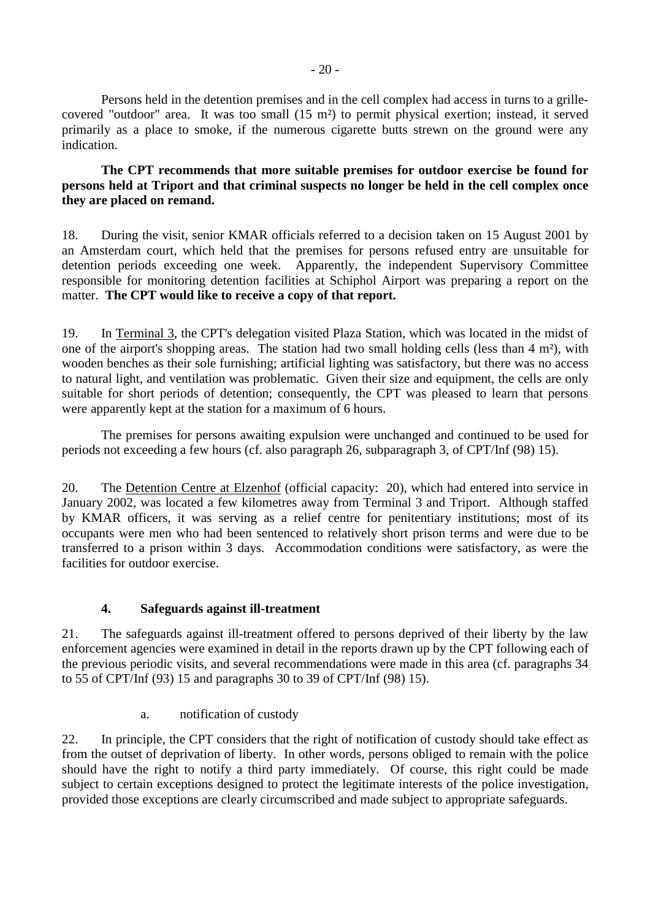Persons held in the detention premises and in the cell complex had access in turns to a grille-covered "outdoor" area. It was too small (15 m²) to permit physical exertion; instead, it served primarily as a place to smoke, if the numerous cigarette butts strewn on the ground were any indication.

**The CPT recommends that more suitable premises for outdoor exercise be found for persons held at Triport and that criminal suspects no longer be held in the cell complex once they are placed on remand.**

18. During the visit, senior KMAR officials referred to a decision taken on 15 August 2001 by an Amsterdam court, which held that the premises for persons refused entry are unsuitable for detention periods exceeding one week. Apparently, the independent Supervisory Committee responsible for monitoring detention facilities at Schiphol Airport was preparing a report on the matter. **The CPT would like to receive a copy of that report.**

19. In Terminal 3, the CPT's delegation visited Plaza Station, which was located in the midst of one of the airport's shopping areas. The station had two small holding cells (less than 4 m²), with wooden benches as their sole furnishing; artificial lighting was satisfactory, but there was no access to natural light, and ventilation was problematic. Given their size and equipment, the cells are only suitable for short periods of detention; consequently, the CPT was pleased to learn that persons were apparently kept at the station for a maximum of 6 hours.

The premises for persons awaiting expulsion were unchanged and continued to be used for periods not exceeding a few hours (cf. also paragraph 26, subparagraph 3, of CPT/Inf (98) 15).

20. The Detention Centre at Elzenhof (official capacity: 20), which had entered into service in January 2002, was located a few kilometres away from Terminal 3 and Triport. Although staffed by KMAR officers, it was serving as a relief centre for penitentiary institutions; most of its occupants were men who had been sentenced to relatively short prison terms and were due to be transferred to a prison within 3 days. Accommodation conditions were satisfactory, as were the facilities for outdoor exercise.

### 4. Safeguards against ill-treatment

21. The safeguards against ill-treatment offered to persons deprived of their liberty by the law enforcement agencies were examined in detail in the reports drawn up by the CPT following each of the previous periodic visits, and several recommendations were made in this area (cf. paragraphs 34 to 55 of CPT/Inf (93) 15 and paragraphs 30 to 39 of CPT/Inf (98) 15).

#### a. notification of custody

22. In principle, the CPT considers that the right of notification of custody should take effect as from the outset of deprivation of liberty. In other words, persons obliged to remain with the police should have the right to notify a third party immediately. Of course, this right could be made subject to certain exceptions designed to protect the legitimate interests of the police investigation, provided those exceptions are clearly circumscribed and made subject to appropriate safeguards.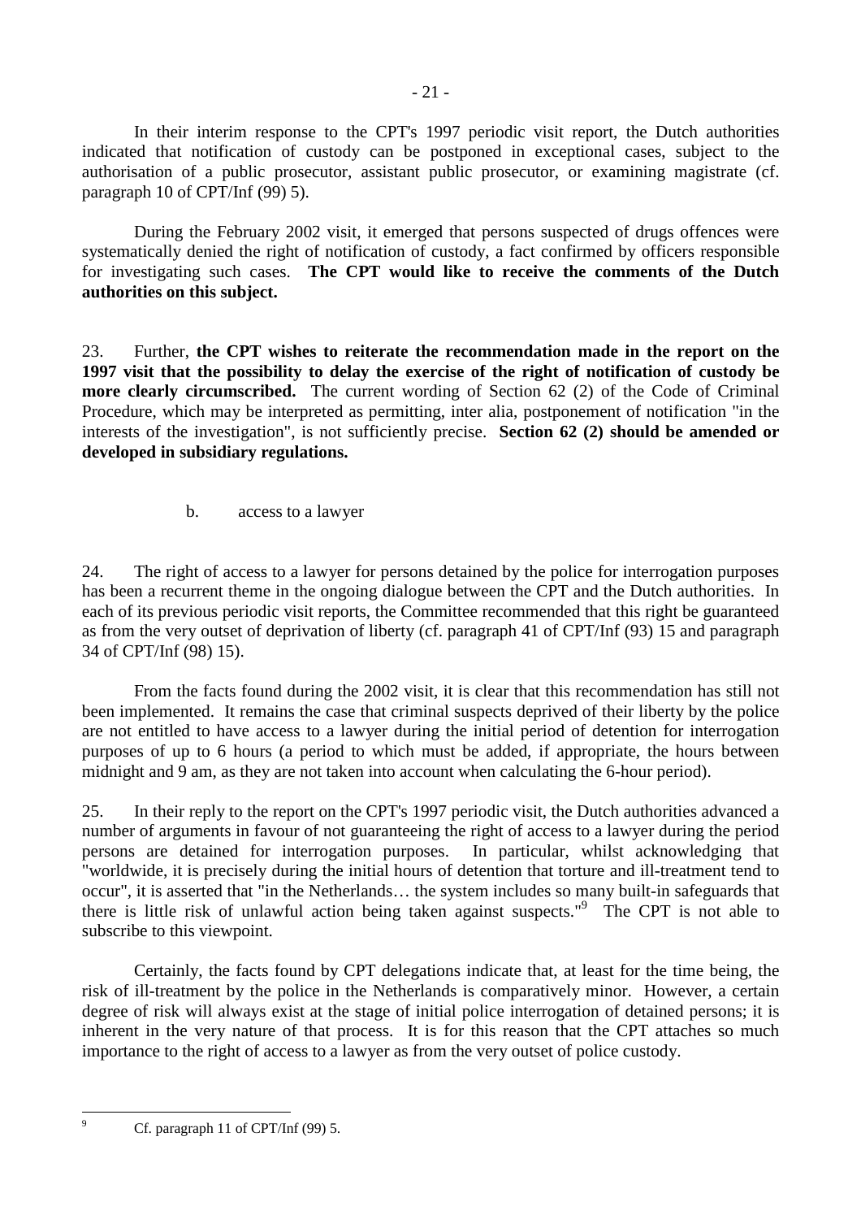In their interim response to the CPT's 1997 periodic visit report, the Dutch authorities indicated that notification of custody can be postponed in exceptional cases, subject to the authorisation of a public prosecutor, assistant public prosecutor, or examining magistrate (cf. paragraph 10 of CPT/Inf (99) 5).

During the February 2002 visit, it emerged that persons suspected of drugs offences were systematically denied the right of notification of custody, a fact confirmed by officers responsible for investigating such cases. **The CPT would like to receive the comments of the Dutch authorities on this subject.**

23. Further, **the CPT wishes to reiterate the recommendation made in the report on the 1997 visit that the possibility to delay the exercise of the right of notification of custody be more clearly circumscribed.** The current wording of Section 62 (2) of the Code of Criminal Procedure, which may be interpreted as permitting, inter alia, postponement of notification "in the interests of the investigation", is not sufficiently precise. **Section 62 (2) should be amended or developed in subsidiary regulations.**

b. access to a lawyer

24. The right of access to a lawyer for persons detained by the police for interrogation purposes has been a recurrent theme in the ongoing dialogue between the CPT and the Dutch authorities. In each of its previous periodic visit reports, the Committee recommended that this right be guaranteed as from the very outset of deprivation of liberty (cf. paragraph 41 of CPT/Inf (93) 15 and paragraph 34 of CPT/Inf (98) 15).

From the facts found during the 2002 visit, it is clear that this recommendation has still not been implemented. It remains the case that criminal suspects deprived of their liberty by the police are not entitled to have access to a lawyer during the initial period of detention for interrogation purposes of up to 6 hours (a period to which must be added, if appropriate, the hours between midnight and 9 am, as they are not taken into account when calculating the 6-hour period).

25. In their reply to the report on the CPT's 1997 periodic visit, the Dutch authorities advanced a number of arguments in favour of not guaranteeing the right of access to a lawyer during the period persons are detained for interrogation purposes. In particular, whilst acknowledging that "worldwide, it is precisely during the initial hours of detention that torture and ill-treatment tend to occur", it is asserted that "in the Netherlands… the system includes so many built-in safeguards that there is little risk of unlawful action being taken against suspects."[9] The CPT is not able to subscribe to this viewpoint.

Certainly, the facts found by CPT delegations indicate that, at least for the time being, the risk of ill-treatment by the police in the Netherlands is comparatively minor. However, a certain degree of risk will always exist at the stage of initial police interrogation of detained persons; it is inherent in the very nature of that process. It is for this reason that the CPT attaches so much importance to the right of access to a lawyer as from the very outset of police custody.

[9] Cf. paragraph 11 of CPT/Inf (99) 5.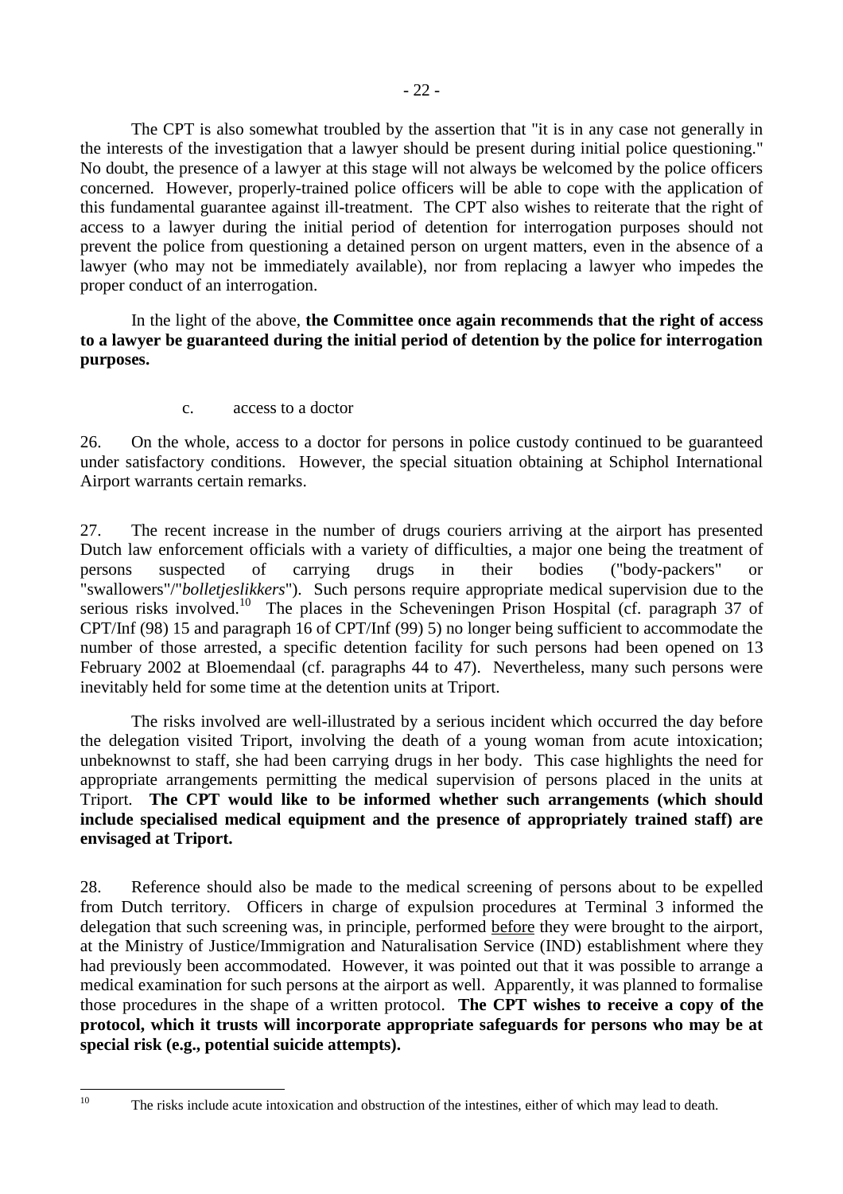The CPT is also somewhat troubled by the assertion that "it is in any case not generally in the interests of the investigation that a lawyer should be present during initial police questioning." No doubt, the presence of a lawyer at this stage will not always be welcomed by the police officers concerned. However, properly-trained police officers will be able to cope with the application of this fundamental guarantee against ill-treatment. The CPT also wishes to reiterate that the right of access to a lawyer during the initial period of detention for interrogation purposes should not prevent the police from questioning a detained person on urgent matters, even in the absence of a lawyer (who may not be immediately available), nor from replacing a lawyer who impedes the proper conduct of an interrogation.

In the light of the above, **the Committee once again recommends that the right of access to a lawyer be guaranteed during the initial period of detention by the police for interrogation purposes.**

c. access to a doctor

26. On the whole, access to a doctor for persons in police custody continued to be guaranteed under satisfactory conditions. However, the special situation obtaining at Schiphol International Airport warrants certain remarks.

27. The recent increase in the number of drugs couriers arriving at the airport has presented Dutch law enforcement officials with a variety of difficulties, a major one being the treatment of persons suspected of carrying drugs in their bodies ("body-packers" or "swallowers"/"*bolletjeslikkers*"). Such persons require appropriate medical supervision due to the serious risks involved.[10] The places in the Scheveningen Prison Hospital (cf. paragraph 37 of CPT/Inf (98) 15 and paragraph 16 of CPT/Inf (99) 5) no longer being sufficient to accommodate the number of those arrested, a specific detention facility for such persons had been opened on 13 February 2002 at Bloemendaal (cf. paragraphs 44 to 47). Nevertheless, many such persons were inevitably held for some time at the detention units at Triport.

The risks involved are well-illustrated by a serious incident which occurred the day before the delegation visited Triport, involving the death of a young woman from acute intoxication; unbeknownst to staff, she had been carrying drugs in her body. This case highlights the need for appropriate arrangements permitting the medical supervision of persons placed in the units at Triport. **The CPT would like to be informed whether such arrangements (which should include specialised medical equipment and the presence of appropriately trained staff) are envisaged at Triport.**

28. Reference should also be made to the medical screening of persons about to be expelled from Dutch territory. Officers in charge of expulsion procedures at Terminal 3 informed the delegation that such screening was, in principle, performed <u>before</u> they were brought to the airport, at the Ministry of Justice/Immigration and Naturalisation Service (IND) establishment where they had previously been accommodated. However, it was pointed out that it was possible to arrange a medical examination for such persons at the airport as well. Apparently, it was planned to formalise those procedures in the shape of a written protocol. **The CPT wishes to receive a copy of the protocol, which it trusts will incorporate appropriate safeguards for persons who may be at special risk (e.g., potential suicide attempts).**

---

[10] The risks include acute intoxication and obstruction of the intestines, either of which may lead to death.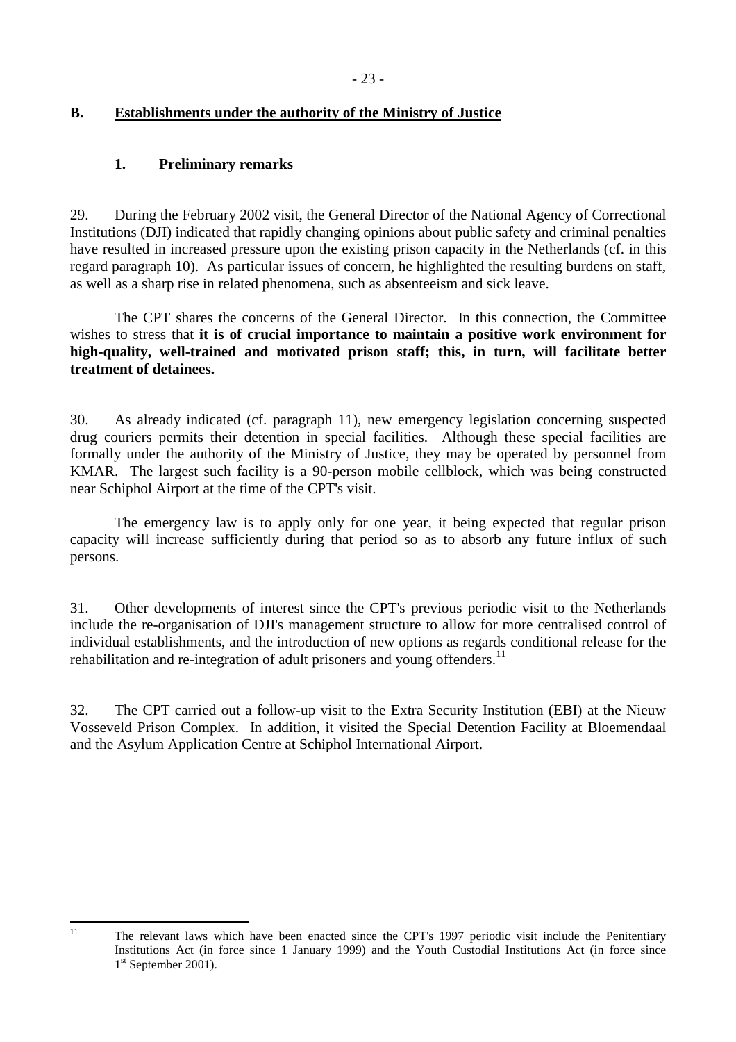## B. Establishments under the authority of the Ministry of Justice

### 1. Preliminary remarks

29. During the February 2002 visit, the General Director of the National Agency of Correctional Institutions (DJI) indicated that rapidly changing opinions about public safety and criminal penalties have resulted in increased pressure upon the existing prison capacity in the Netherlands (cf. in this regard paragraph 10). As particular issues of concern, he highlighted the resulting burdens on staff, as well as a sharp rise in related phenomena, such as absenteeism and sick leave.

The CPT shares the concerns of the General Director. In this connection, the Committee wishes to stress that **it is of crucial importance to maintain a positive work environment for high-quality, well-trained and motivated prison staff; this, in turn, will facilitate better treatment of detainees.**

30. As already indicated (cf. paragraph 11), new emergency legislation concerning suspected drug couriers permits their detention in special facilities. Although these special facilities are formally under the authority of the Ministry of Justice, they may be operated by personnel from KMAR. The largest such facility is a 90-person mobile cellblock, which was being constructed near Schiphol Airport at the time of the CPT's visit.

The emergency law is to apply only for one year, it being expected that regular prison capacity will increase sufficiently during that period so as to absorb any future influx of such persons.

31. Other developments of interest since the CPT's previous periodic visit to the Netherlands include the re-organisation of DJI's management structure to allow for more centralised control of individual establishments, and the introduction of new options as regards conditional release for the rehabilitation and re-integration of adult prisoners and young offenders.[11]

32. The CPT carried out a follow-up visit to the Extra Security Institution (EBI) at the Nieuw Vosseveld Prison Complex. In addition, it visited the Special Detention Facility at Bloemendaal and the Asylum Application Centre at Schiphol International Airport.

---

[11] The relevant laws which have been enacted since the CPT's 1997 periodic visit include the Penitentiary Institutions Act (in force since 1 January 1999) and the Youth Custodial Institutions Act (in force since 1st September 2001).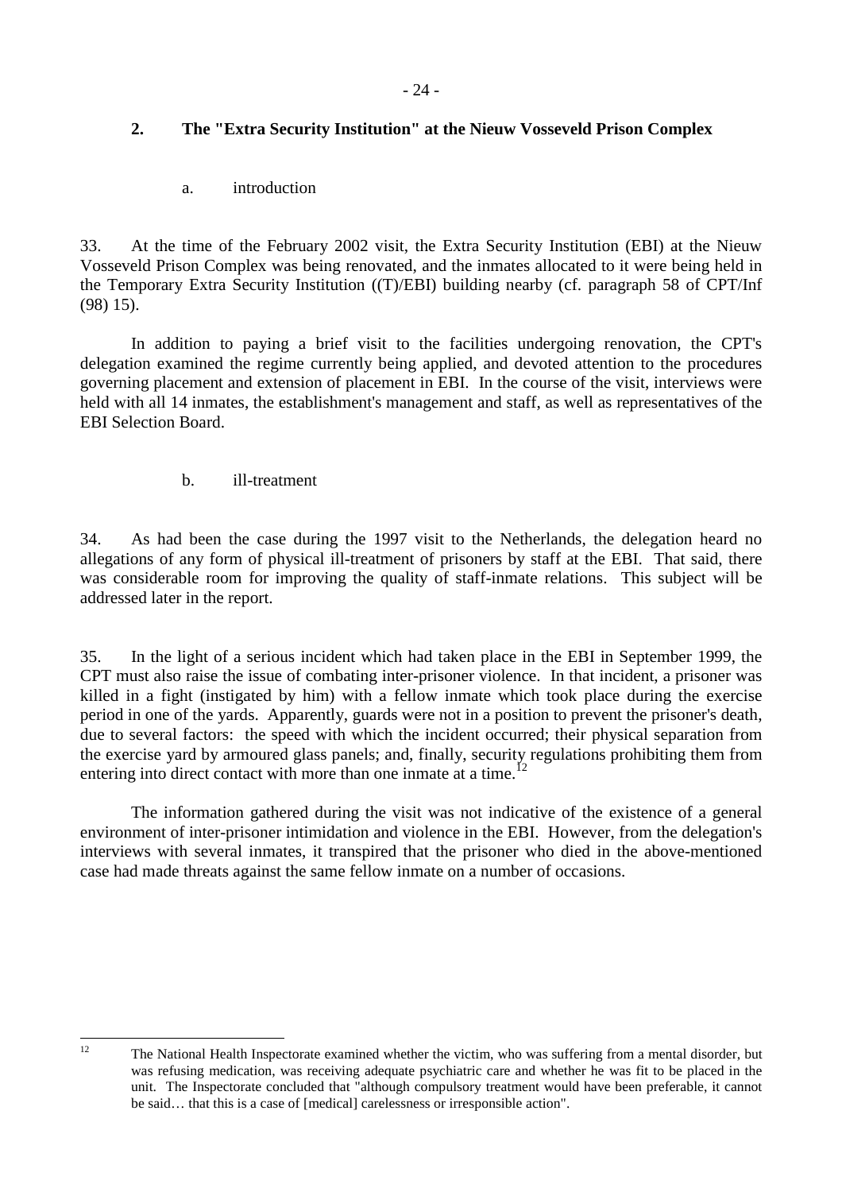## 2. The "Extra Security Institution" at the Nieuw Vosseveld Prison Complex

### a. introduction

33. At the time of the February 2002 visit, the Extra Security Institution (EBI) at the Nieuw Vosseveld Prison Complex was being renovated, and the inmates allocated to it were being held in the Temporary Extra Security Institution ((T)/EBI) building nearby (cf. paragraph 58 of CPT/Inf (98) 15).

In addition to paying a brief visit to the facilities undergoing renovation, the CPT's delegation examined the regime currently being applied, and devoted attention to the procedures governing placement and extension of placement in EBI. In the course of the visit, interviews were held with all 14 inmates, the establishment's management and staff, as well as representatives of the EBI Selection Board.

### b. ill-treatment

34. As had been the case during the 1997 visit to the Netherlands, the delegation heard no allegations of any form of physical ill-treatment of prisoners by staff at the EBI. That said, there was considerable room for improving the quality of staff-inmate relations. This subject will be addressed later in the report.

35. In the light of a serious incident which had taken place in the EBI in September 1999, the CPT must also raise the issue of combating inter-prisoner violence. In that incident, a prisoner was killed in a fight (instigated by him) with a fellow inmate which took place during the exercise period in one of the yards. Apparently, guards were not in a position to prevent the prisoner's death, due to several factors: the speed with which the incident occurred; their physical separation from the exercise yard by armoured glass panels; and, finally, security regulations prohibiting them from entering into direct contact with more than one inmate at a time.[12]

The information gathered during the visit was not indicative of the existence of a general environment of inter-prisoner intimidation and violence in the EBI. However, from the delegation's interviews with several inmates, it transpired that the prisoner who died in the above-mentioned case had made threats against the same fellow inmate on a number of occasions.

---

[12] The National Health Inspectorate examined whether the victim, who was suffering from a mental disorder, but was refusing medication, was receiving adequate psychiatric care and whether he was fit to be placed in the unit. The Inspectorate concluded that "although compulsory treatment would have been preferable, it cannot be said… that this is a case of [medical] carelessness or irresponsible action".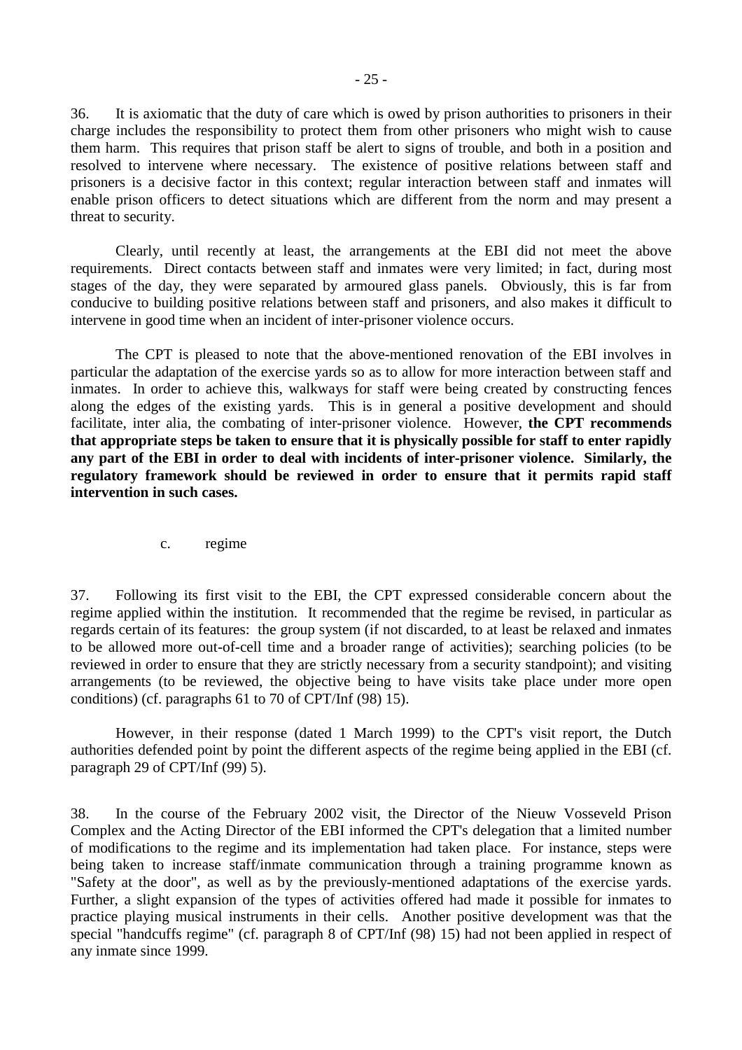36. It is axiomatic that the duty of care which is owed by prison authorities to prisoners in their charge includes the responsibility to protect them from other prisoners who might wish to cause them harm. This requires that prison staff be alert to signs of trouble, and both in a position and resolved to intervene where necessary. The existence of positive relations between staff and prisoners is a decisive factor in this context; regular interaction between staff and inmates will enable prison officers to detect situations which are different from the norm and may present a threat to security.

Clearly, until recently at least, the arrangements at the EBI did not meet the above requirements. Direct contacts between staff and inmates were very limited; in fact, during most stages of the day, they were separated by armoured glass panels. Obviously, this is far from conducive to building positive relations between staff and prisoners, and also makes it difficult to intervene in good time when an incident of inter-prisoner violence occurs.

The CPT is pleased to note that the above-mentioned renovation of the EBI involves in particular the adaptation of the exercise yards so as to allow for more interaction between staff and inmates. In order to achieve this, walkways for staff were being created by constructing fences along the edges of the existing yards. This is in general a positive development and should facilitate, inter alia, the combating of inter-prisoner violence. However, **the CPT recommends that appropriate steps be taken to ensure that it is physically possible for staff to enter rapidly any part of the EBI in order to deal with incidents of inter-prisoner violence. Similarly, the regulatory framework should be reviewed in order to ensure that it permits rapid staff intervention in such cases.**

c. regime

37. Following its first visit to the EBI, the CPT expressed considerable concern about the regime applied within the institution. It recommended that the regime be revised, in particular as regards certain of its features: the group system (if not discarded, to at least be relaxed and inmates to be allowed more out-of-cell time and a broader range of activities); searching policies (to be reviewed in order to ensure that they are strictly necessary from a security standpoint); and visiting arrangements (to be reviewed, the objective being to have visits take place under more open conditions) (cf. paragraphs 61 to 70 of CPT/Inf (98) 15).

However, in their response (dated 1 March 1999) to the CPT's visit report, the Dutch authorities defended point by point the different aspects of the regime being applied in the EBI (cf. paragraph 29 of CPT/Inf (99) 5).

38. In the course of the February 2002 visit, the Director of the Nieuw Vosseveld Prison Complex and the Acting Director of the EBI informed the CPT's delegation that a limited number of modifications to the regime and its implementation had taken place. For instance, steps were being taken to increase staff/inmate communication through a training programme known as "Safety at the door", as well as by the previously-mentioned adaptations of the exercise yards. Further, a slight expansion of the types of activities offered had made it possible for inmates to practice playing musical instruments in their cells. Another positive development was that the special "handcuffs regime" (cf. paragraph 8 of CPT/Inf (98) 15) had not been applied in respect of any inmate since 1999.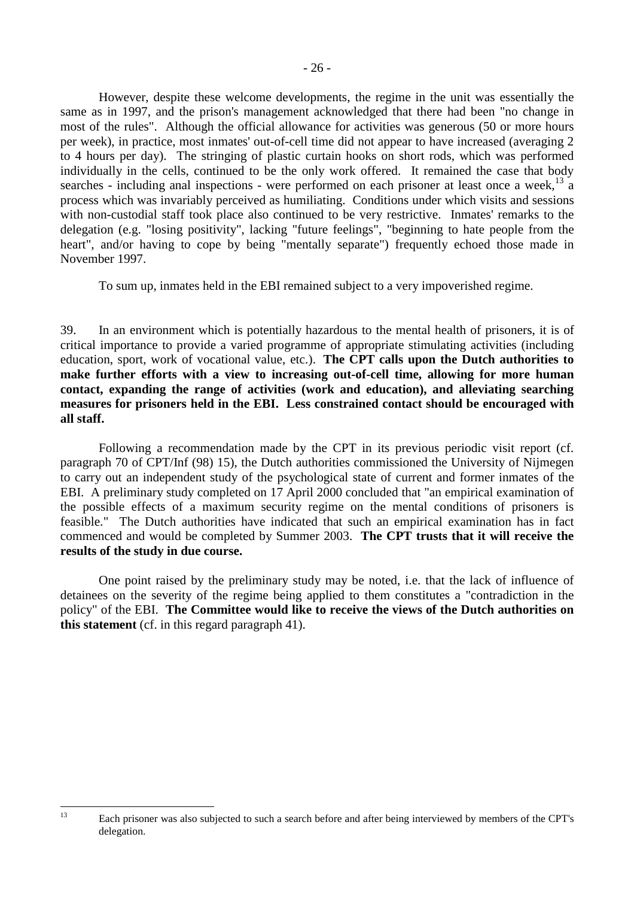However, despite these welcome developments, the regime in the unit was essentially the same as in 1997, and the prison's management acknowledged that there had been "no change in most of the rules". Although the official allowance for activities was generous (50 or more hours per week), in practice, most inmates' out-of-cell time did not appear to have increased (averaging 2 to 4 hours per day). The stringing of plastic curtain hooks on short rods, which was performed individually in the cells, continued to be the only work offered. It remained the case that body searches - including anal inspections - were performed on each prisoner at least once a week,[13] a process which was invariably perceived as humiliating. Conditions under which visits and sessions with non-custodial staff took place also continued to be very restrictive. Inmates' remarks to the delegation (e.g. "losing positivity", lacking "future feelings", "beginning to hate people from the heart", and/or having to cope by being "mentally separate") frequently echoed those made in November 1997.

To sum up, inmates held in the EBI remained subject to a very impoverished regime.

39. In an environment which is potentially hazardous to the mental health of prisoners, it is of critical importance to provide a varied programme of appropriate stimulating activities (including education, sport, work of vocational value, etc.). **The CPT calls upon the Dutch authorities to make further efforts with a view to increasing out-of-cell time, allowing for more human contact, expanding the range of activities (work and education), and alleviating searching measures for prisoners held in the EBI. Less constrained contact should be encouraged with all staff.**

Following a recommendation made by the CPT in its previous periodic visit report (cf. paragraph 70 of CPT/Inf (98) 15), the Dutch authorities commissioned the University of Nijmegen to carry out an independent study of the psychological state of current and former inmates of the EBI. A preliminary study completed on 17 April 2000 concluded that "an empirical examination of the possible effects of a maximum security regime on the mental conditions of prisoners is feasible." The Dutch authorities have indicated that such an empirical examination has in fact commenced and would be completed by Summer 2003. **The CPT trusts that it will receive the results of the study in due course.**

One point raised by the preliminary study may be noted, i.e. that the lack of influence of detainees on the severity of the regime being applied to them constitutes a "contradiction in the policy" of the EBI. **The Committee would like to receive the views of the Dutch authorities on this statement** (cf. in this regard paragraph 41).

---

[13] Each prisoner was also subjected to such a search before and after being interviewed by members of the CPT's delegation.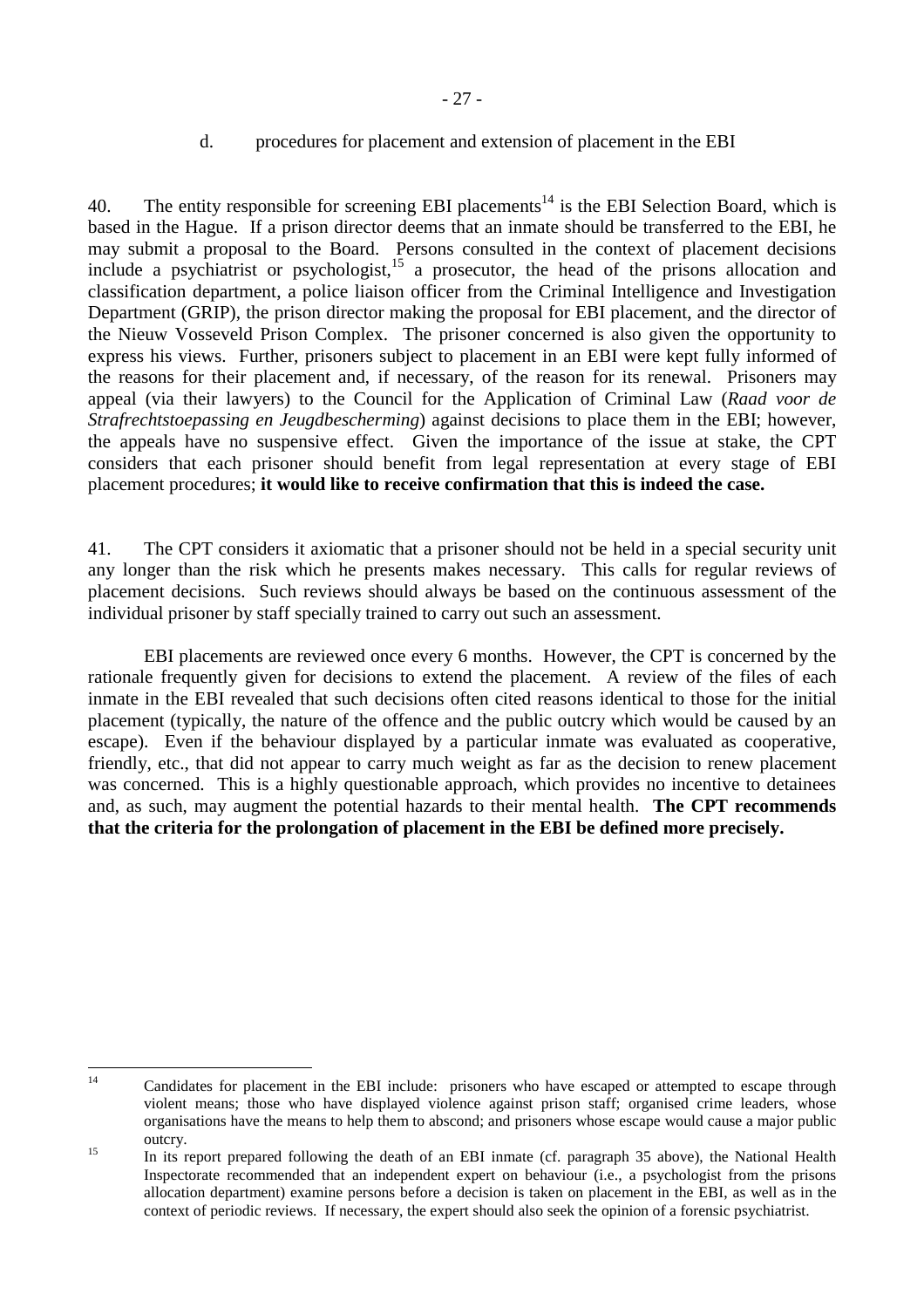d. procedures for placement and extension of placement in the EBI

40. The entity responsible for screening EBI placements[14] is the EBI Selection Board, which is based in the Hague. If a prison director deems that an inmate should be transferred to the EBI, he may submit a proposal to the Board. Persons consulted in the context of placement decisions include a psychiatrist or psychologist,[15] a prosecutor, the head of the prisons allocation and classification department, a police liaison officer from the Criminal Intelligence and Investigation Department (GRIP), the prison director making the proposal for EBI placement, and the director of the Nieuw Vosseveld Prison Complex. The prisoner concerned is also given the opportunity to express his views. Further, prisoners subject to placement in an EBI were kept fully informed of the reasons for their placement and, if necessary, of the reason for its renewal. Prisoners may appeal (via their lawyers) to the Council for the Application of Criminal Law (*Raad voor de Strafrechtstoepassing en Jeugdbescherming*) against decisions to place them in the EBI; however, the appeals have no suspensive effect. Given the importance of the issue at stake, the CPT considers that each prisoner should benefit from legal representation at every stage of EBI placement procedures; **it would like to receive confirmation that this is indeed the case.**

41. The CPT considers it axiomatic that a prisoner should not be held in a special security unit any longer than the risk which he presents makes necessary. This calls for regular reviews of placement decisions. Such reviews should always be based on the continuous assessment of the individual prisoner by staff specially trained to carry out such an assessment.

EBI placements are reviewed once every 6 months. However, the CPT is concerned by the rationale frequently given for decisions to extend the placement. A review of the files of each inmate in the EBI revealed that such decisions often cited reasons identical to those for the initial placement (typically, the nature of the offence and the public outcry which would be caused by an escape). Even if the behaviour displayed by a particular inmate was evaluated as cooperative, friendly, etc., that did not appear to carry much weight as far as the decision to renew placement was concerned. This is a highly questionable approach, which provides no incentive to detainees and, as such, may augment the potential hazards to their mental health. **The CPT recommends that the criteria for the prolongation of placement in the EBI be defined more precisely.**

---

[14] Candidates for placement in the EBI include: prisoners who have escaped or attempted to escape through violent means; those who have displayed violence against prison staff; organised crime leaders, whose organisations have the means to help them to abscond; and prisoners whose escape would cause a major public outcry.

[15] In its report prepared following the death of an EBI inmate (cf. paragraph 35 above), the National Health Inspectorate recommended that an independent expert on behaviour (i.e., a psychologist from the prisons allocation department) examine persons before a decision is taken on placement in the EBI, as well as in the context of periodic reviews. If necessary, the expert should also seek the opinion of a forensic psychiatrist.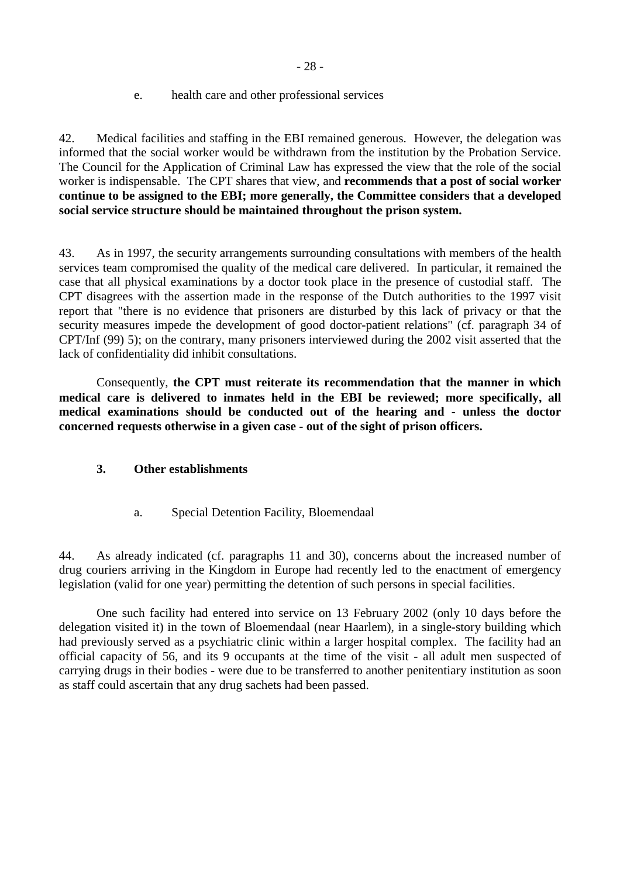e. health care and other professional services

42. Medical facilities and staffing in the EBI remained generous. However, the delegation was informed that the social worker would be withdrawn from the institution by the Probation Service. The Council for the Application of Criminal Law has expressed the view that the role of the social worker is indispensable. The CPT shares that view, and **recommends that a post of social worker continue to be assigned to the EBI; more generally, the Committee considers that a developed social service structure should be maintained throughout the prison system.**

43. As in 1997, the security arrangements surrounding consultations with members of the health services team compromised the quality of the medical care delivered. In particular, it remained the case that all physical examinations by a doctor took place in the presence of custodial staff. The CPT disagrees with the assertion made in the response of the Dutch authorities to the 1997 visit report that "there is no evidence that prisoners are disturbed by this lack of privacy or that the security measures impede the development of good doctor-patient relations" (cf. paragraph 34 of CPT/Inf (99) 5); on the contrary, many prisoners interviewed during the 2002 visit asserted that the lack of confidentiality did inhibit consultations.

Consequently, **the CPT must reiterate its recommendation that the manner in which medical care is delivered to inmates held in the EBI be reviewed; more specifically, all medical examinations should be conducted out of the hearing and - unless the doctor concerned requests otherwise in a given case - out of the sight of prison officers.**

### 3. Other establishments

a. Special Detention Facility, Bloemendaal

44. As already indicated (cf. paragraphs 11 and 30), concerns about the increased number of drug couriers arriving in the Kingdom in Europe had recently led to the enactment of emergency legislation (valid for one year) permitting the detention of such persons in special facilities.

One such facility had entered into service on 13 February 2002 (only 10 days before the delegation visited it) in the town of Bloemendaal (near Haarlem), in a single-story building which had previously served as a psychiatric clinic within a larger hospital complex. The facility had an official capacity of 56, and its 9 occupants at the time of the visit - all adult men suspected of carrying drugs in their bodies - were due to be transferred to another penitentiary institution as soon as staff could ascertain that any drug sachets had been passed.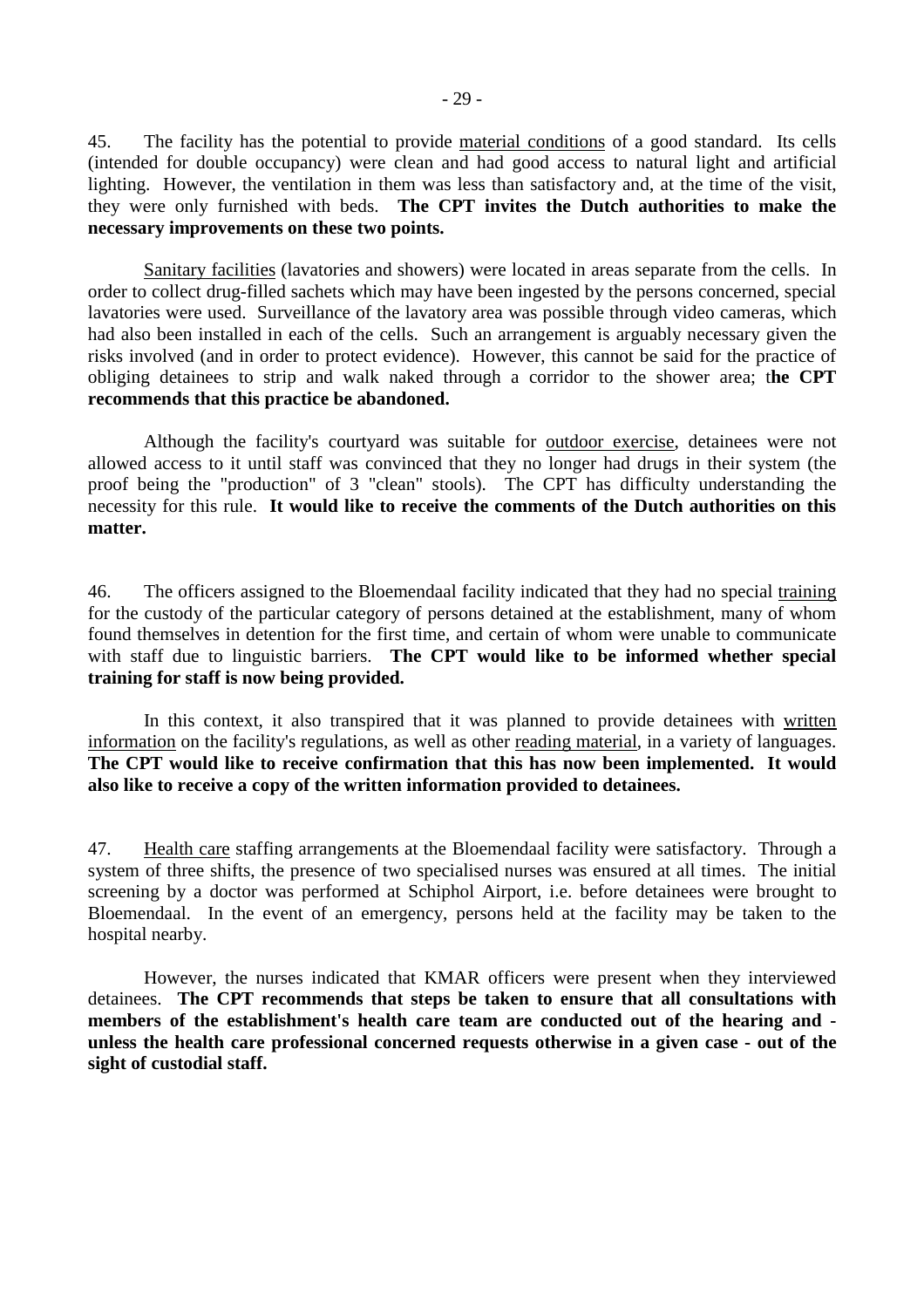45. The facility has the potential to provide material conditions of a good standard. Its cells (intended for double occupancy) were clean and had good access to natural light and artificial lighting. However, the ventilation in them was less than satisfactory and, at the time of the visit, they were only furnished with beds. **The CPT invites the Dutch authorities to make the necessary improvements on these two points.**

Sanitary facilities (lavatories and showers) were located in areas separate from the cells. In order to collect drug-filled sachets which may have been ingested by the persons concerned, special lavatories were used. Surveillance of the lavatory area was possible through video cameras, which had also been installed in each of the cells. Such an arrangement is arguably necessary given the risks involved (and in order to protect evidence). However, this cannot be said for the practice of obliging detainees to strip and walk naked through a corridor to the shower area; t**he CPT recommends that this practice be abandoned.**

Although the facility's courtyard was suitable for outdoor exercise, detainees were not allowed access to it until staff was convinced that they no longer had drugs in their system (the proof being the "production" of 3 "clean" stools). The CPT has difficulty understanding the necessity for this rule. **It would like to receive the comments of the Dutch authorities on this matter.**

46. The officers assigned to the Bloemendaal facility indicated that they had no special training for the custody of the particular category of persons detained at the establishment, many of whom found themselves in detention for the first time, and certain of whom were unable to communicate with staff due to linguistic barriers. **The CPT would like to be informed whether special training for staff is now being provided.**

In this context, it also transpired that it was planned to provide detainees with written information on the facility's regulations, as well as other reading material, in a variety of languages. **The CPT would like to receive confirmation that this has now been implemented. It would also like to receive a copy of the written information provided to detainees.**

47. Health care staffing arrangements at the Bloemendaal facility were satisfactory. Through a system of three shifts, the presence of two specialised nurses was ensured at all times. The initial screening by a doctor was performed at Schiphol Airport, i.e. before detainees were brought to Bloemendaal. In the event of an emergency, persons held at the facility may be taken to the hospital nearby.

However, the nurses indicated that KMAR officers were present when they interviewed detainees. **The CPT recommends that steps be taken to ensure that all consultations with members of the establishment's health care team are conducted out of the hearing and - unless the health care professional concerned requests otherwise in a given case - out of the sight of custodial staff.**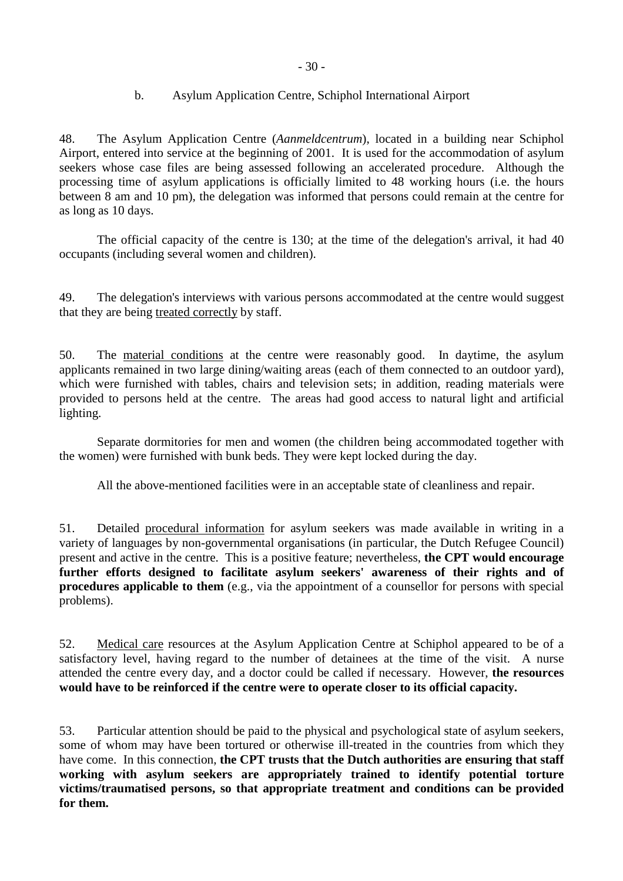### b. Asylum Application Centre, Schiphol International Airport

48. The Asylum Application Centre (*Aanmeldcentrum*), located in a building near Schiphol Airport, entered into service at the beginning of 2001. It is used for the accommodation of asylum seekers whose case files are being assessed following an accelerated procedure. Although the processing time of asylum applications is officially limited to 48 working hours (i.e. the hours between 8 am and 10 pm), the delegation was informed that persons could remain at the centre for as long as 10 days.

The official capacity of the centre is 130; at the time of the delegation's arrival, it had 40 occupants (including several women and children).

49. The delegation's interviews with various persons accommodated at the centre would suggest that they are being treated correctly by staff.

50. The material conditions at the centre were reasonably good. In daytime, the asylum applicants remained in two large dining/waiting areas (each of them connected to an outdoor yard), which were furnished with tables, chairs and television sets; in addition, reading materials were provided to persons held at the centre. The areas had good access to natural light and artificial lighting.

Separate dormitories for men and women (the children being accommodated together with the women) were furnished with bunk beds. They were kept locked during the day.

All the above-mentioned facilities were in an acceptable state of cleanliness and repair.

51. Detailed procedural information for asylum seekers was made available in writing in a variety of languages by non-governmental organisations (in particular, the Dutch Refugee Council) present and active in the centre. This is a positive feature; nevertheless, **the CPT would encourage further efforts designed to facilitate asylum seekers' awareness of their rights and of procedures applicable to them** (e.g., via the appointment of a counsellor for persons with special problems).

52. Medical care resources at the Asylum Application Centre at Schiphol appeared to be of a satisfactory level, having regard to the number of detainees at the time of the visit. A nurse attended the centre every day, and a doctor could be called if necessary. However, **the resources would have to be reinforced if the centre were to operate closer to its official capacity.**

53. Particular attention should be paid to the physical and psychological state of asylum seekers, some of whom may have been tortured or otherwise ill-treated in the countries from which they have come. In this connection, **the CPT trusts that the Dutch authorities are ensuring that staff working with asylum seekers are appropriately trained to identify potential torture victims/traumatised persons, so that appropriate treatment and conditions can be provided for them.**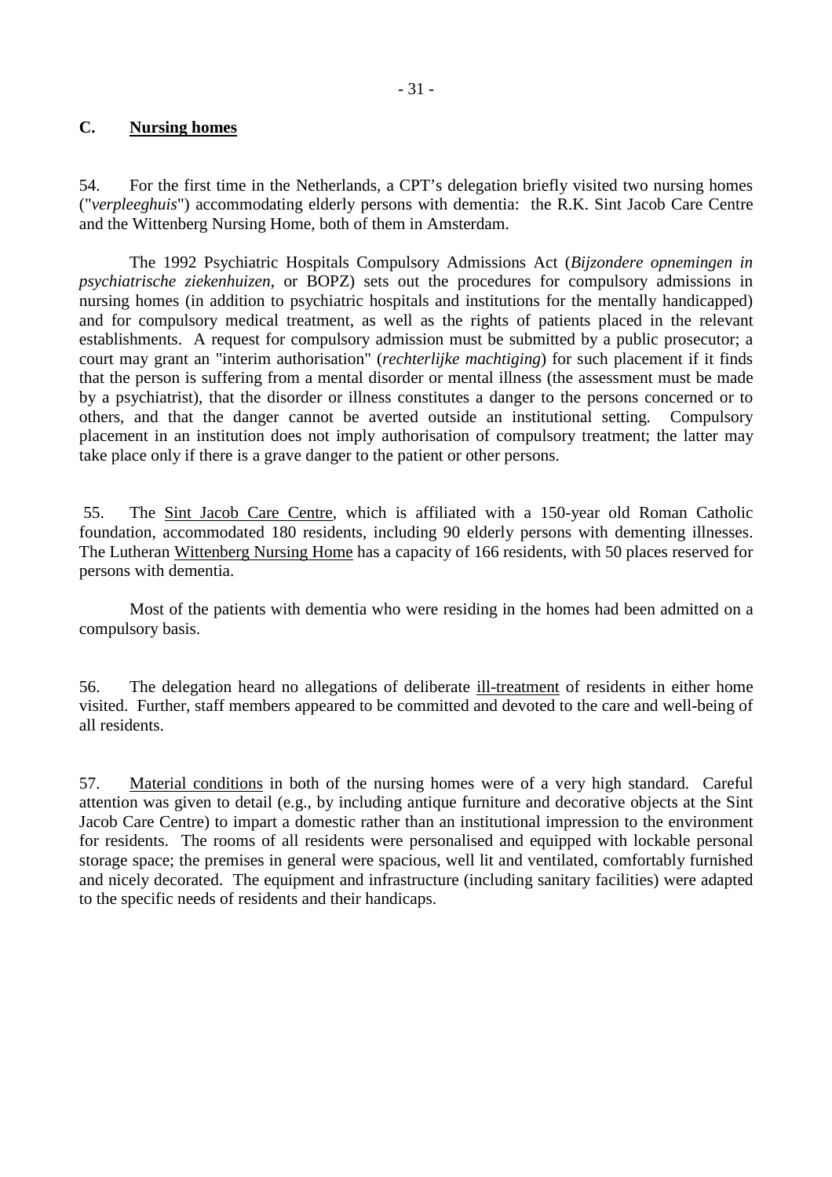## C. Nursing homes

54. For the first time in the Netherlands, a CPT's delegation briefly visited two nursing homes ("*verpleeghuis*") accommodating elderly persons with dementia: the R.K. Sint Jacob Care Centre and the Wittenberg Nursing Home, both of them in Amsterdam.

The 1992 Psychiatric Hospitals Compulsory Admissions Act (*Bijzondere opnemingen in psychiatrische ziekenhuizen*, or BOPZ) sets out the procedures for compulsory admissions in nursing homes (in addition to psychiatric hospitals and institutions for the mentally handicapped) and for compulsory medical treatment, as well as the rights of patients placed in the relevant establishments. A request for compulsory admission must be submitted by a public prosecutor; a court may grant an "interim authorisation" (*rechterlijke machtiging*) for such placement if it finds that the person is suffering from a mental disorder or mental illness (the assessment must be made by a psychiatrist), that the disorder or illness constitutes a danger to the persons concerned or to others, and that the danger cannot be averted outside an institutional setting. Compulsory placement in an institution does not imply authorisation of compulsory treatment; the latter may take place only if there is a grave danger to the patient or other persons.

55. The Sint Jacob Care Centre, which is affiliated with a 150-year old Roman Catholic foundation, accommodated 180 residents, including 90 elderly persons with dementing illnesses. The Lutheran Wittenberg Nursing Home has a capacity of 166 residents, with 50 places reserved for persons with dementia.

Most of the patients with dementia who were residing in the homes had been admitted on a compulsory basis.

56. The delegation heard no allegations of deliberate ill-treatment of residents in either home visited. Further, staff members appeared to be committed and devoted to the care and well-being of all residents.

57. Material conditions in both of the nursing homes were of a very high standard. Careful attention was given to detail (e.g., by including antique furniture and decorative objects at the Sint Jacob Care Centre) to impart a domestic rather than an institutional impression to the environment for residents. The rooms of all residents were personalised and equipped with lockable personal storage space; the premises in general were spacious, well lit and ventilated, comfortably furnished and nicely decorated. The equipment and infrastructure (including sanitary facilities) were adapted to the specific needs of residents and their handicaps.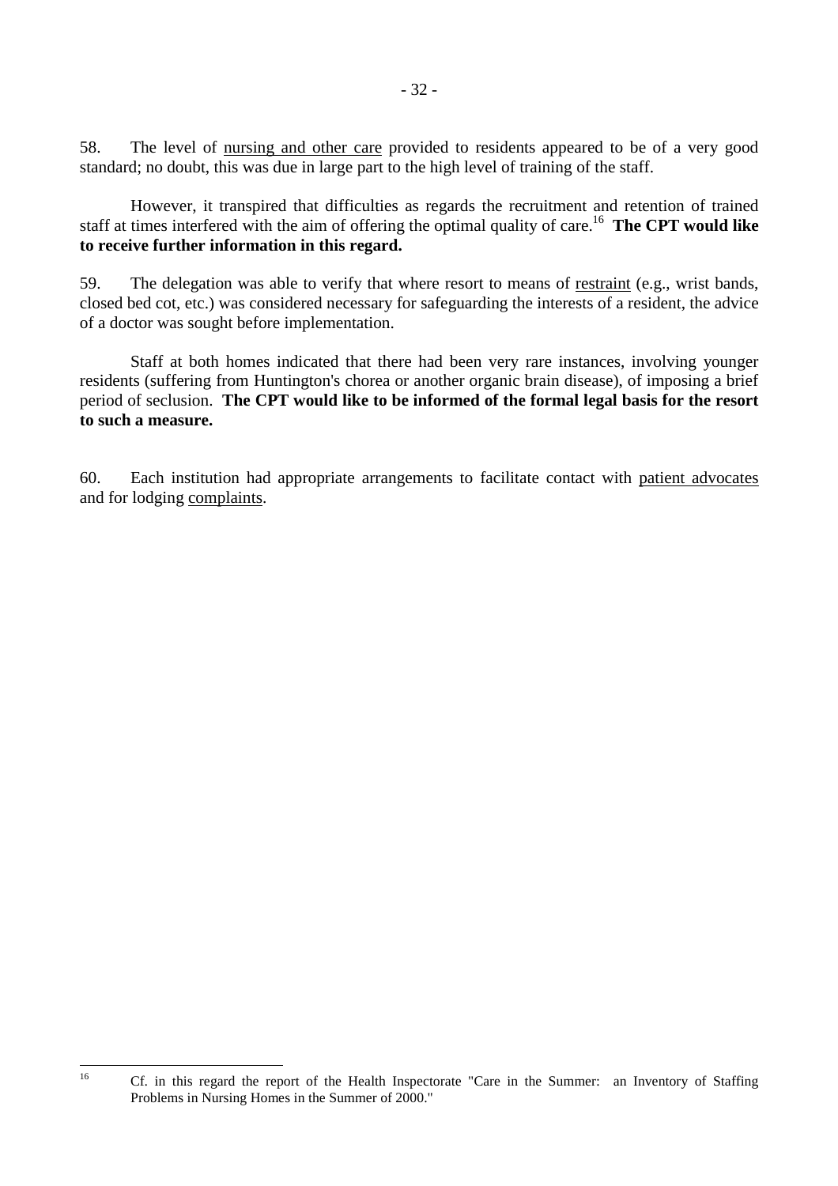58. The level of nursing and other care provided to residents appeared to be of a very good standard; no doubt, this was due in large part to the high level of training of the staff.

However, it transpired that difficulties as regards the recruitment and retention of trained staff at times interfered with the aim of offering the optimal quality of care.[16] **The CPT would like to receive further information in this regard.**

59. The delegation was able to verify that where resort to means of restraint (e.g., wrist bands, closed bed cot, etc.) was considered necessary for safeguarding the interests of a resident, the advice of a doctor was sought before implementation.

Staff at both homes indicated that there had been very rare instances, involving younger residents (suffering from Huntington's chorea or another organic brain disease), of imposing a brief period of seclusion. **The CPT would like to be informed of the formal legal basis for the resort to such a measure.**

60. Each institution had appropriate arrangements to facilitate contact with patient advocates and for lodging complaints.

---

[16] Cf. in this regard the report of the Health Inspectorate "Care in the Summer: an Inventory of Staffing Problems in Nursing Homes in the Summer of 2000."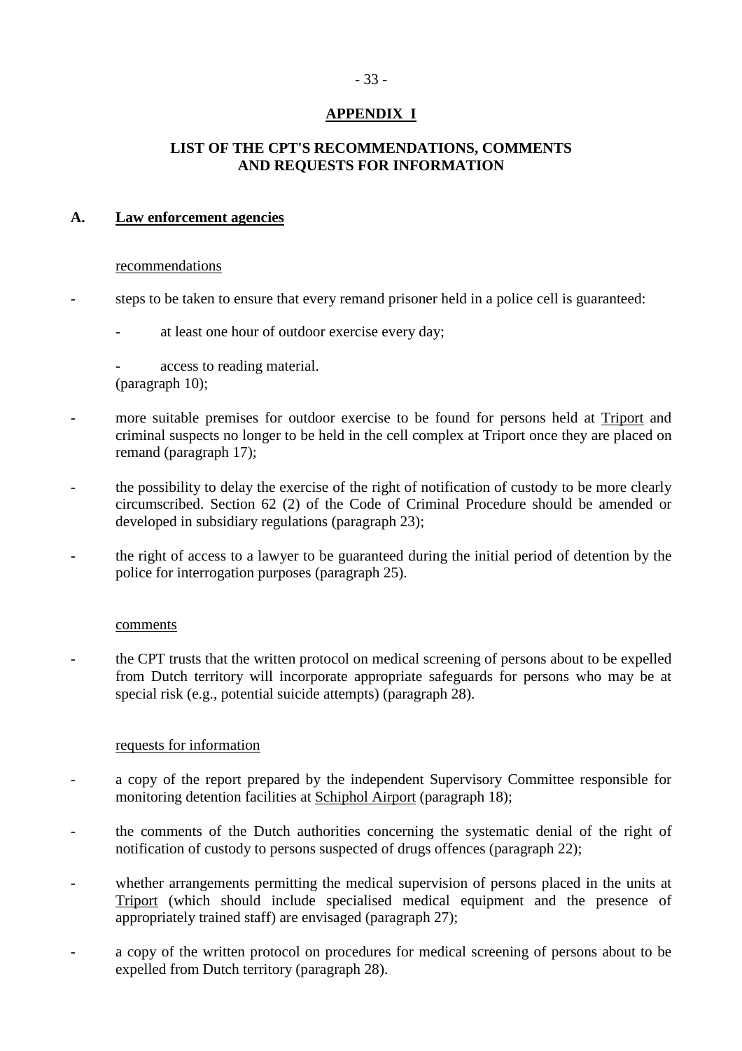# APPENDIX I

## LIST OF THE CPT'S RECOMMENDATIONS, COMMENTS AND REQUESTS FOR INFORMATION

### A. Law enforcement agencies

recommendations

- steps to be taken to ensure that every remand prisoner held in a police cell is guaranteed:
    - at least one hour of outdoor exercise every day;
    - access to reading material.
  (paragraph 10);
- more suitable premises for outdoor exercise to be found for persons held at Triport and criminal suspects no longer to be held in the cell complex at Triport once they are placed on remand (paragraph 17);
- the possibility to delay the exercise of the right of notification of custody to be more clearly circumscribed. Section 62 (2) of the Code of Criminal Procedure should be amended or developed in subsidiary regulations (paragraph 23);
- the right of access to a lawyer to be guaranteed during the initial period of detention by the police for interrogation purposes (paragraph 25).

comments

- the CPT trusts that the written protocol on medical screening of persons about to be expelled from Dutch territory will incorporate appropriate safeguards for persons who may be at special risk (e.g., potential suicide attempts) (paragraph 28).

requests for information

- a copy of the report prepared by the independent Supervisory Committee responsible for monitoring detention facilities at Schiphol Airport (paragraph 18);
- the comments of the Dutch authorities concerning the systematic denial of the right of notification of custody to persons suspected of drugs offences (paragraph 22);
- whether arrangements permitting the medical supervision of persons placed in the units at Triport (which should include specialised medical equipment and the presence of appropriately trained staff) are envisaged (paragraph 27);
- a copy of the written protocol on procedures for medical screening of persons about to be expelled from Dutch territory (paragraph 28).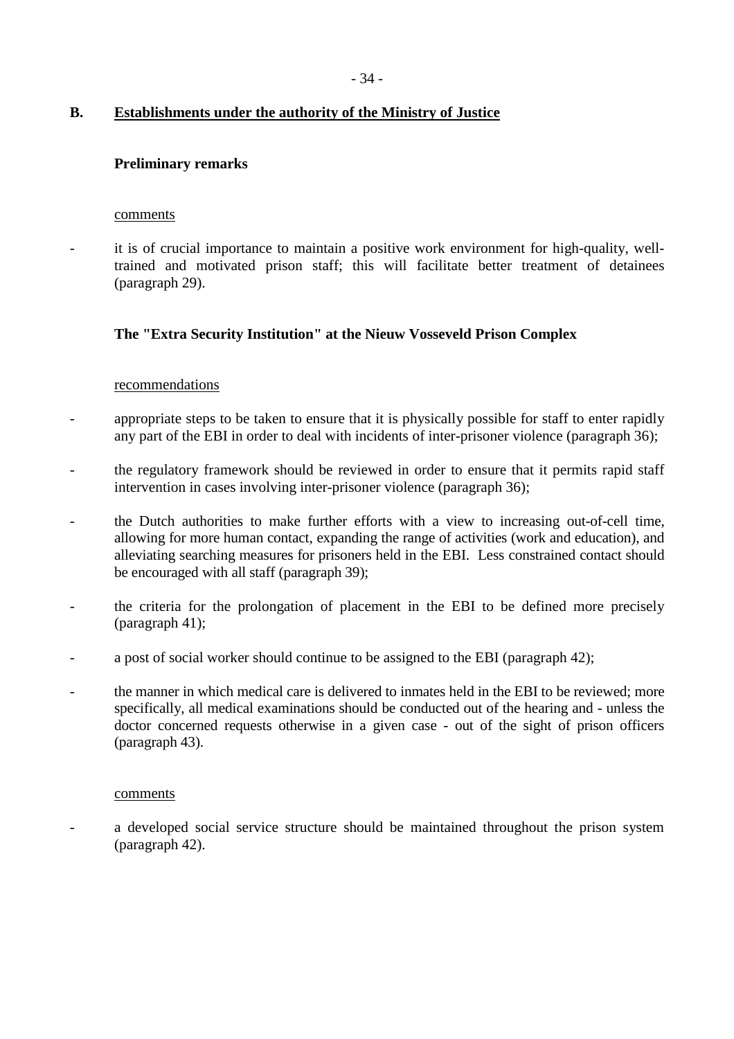## B. Establishments under the authority of the Ministry of Justice

### Preliminary remarks

comments

- it is of crucial importance to maintain a positive work environment for high-quality, well-trained and motivated prison staff; this will facilitate better treatment of detainees (paragraph 29).

### The "Extra Security Institution" at the Nieuw Vosseveld Prison Complex

recommendations

- appropriate steps to be taken to ensure that it is physically possible for staff to enter rapidly any part of the EBI in order to deal with incidents of inter-prisoner violence (paragraph 36);
- the regulatory framework should be reviewed in order to ensure that it permits rapid staff intervention in cases involving inter-prisoner violence (paragraph 36);
- the Dutch authorities to make further efforts with a view to increasing out-of-cell time, allowing for more human contact, expanding the range of activities (work and education), and alleviating searching measures for prisoners held in the EBI. Less constrained contact should be encouraged with all staff (paragraph 39);
- the criteria for the prolongation of placement in the EBI to be defined more precisely (paragraph 41);
- a post of social worker should continue to be assigned to the EBI (paragraph 42);
- the manner in which medical care is delivered to inmates held in the EBI to be reviewed; more specifically, all medical examinations should be conducted out of the hearing and - unless the doctor concerned requests otherwise in a given case - out of the sight of prison officers (paragraph 43).

comments

- a developed social service structure should be maintained throughout the prison system (paragraph 42).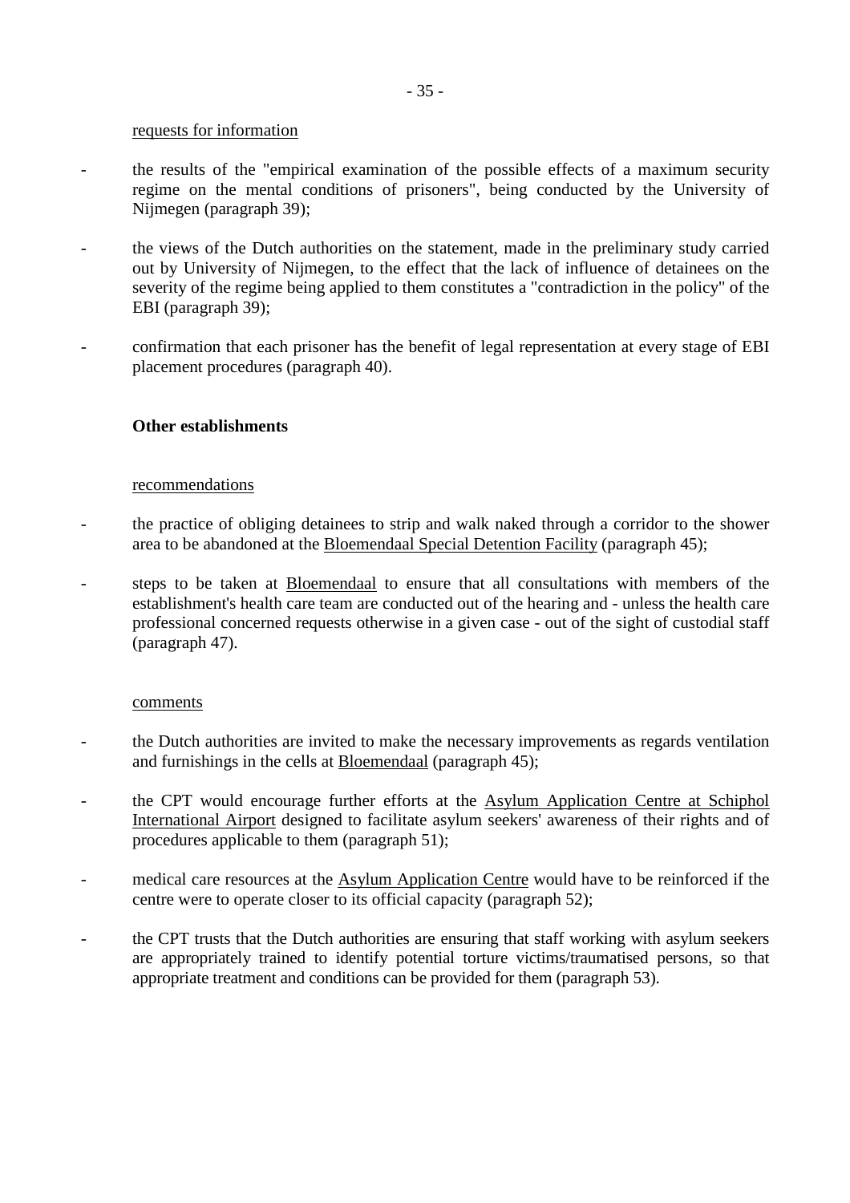requests for information

- the results of the "empirical examination of the possible effects of a maximum security regime on the mental conditions of prisoners", being conducted by the University of Nijmegen (paragraph 39);
- the views of the Dutch authorities on the statement, made in the preliminary study carried out by University of Nijmegen, to the effect that the lack of influence of detainees on the severity of the regime being applied to them constitutes a "contradiction in the policy" of the EBI (paragraph 39);
- confirmation that each prisoner has the benefit of legal representation at every stage of EBI placement procedures (paragraph 40).

**Other establishments**

recommendations

- the practice of obliging detainees to strip and walk naked through a corridor to the shower area to be abandoned at the Bloemendaal Special Detention Facility (paragraph 45);
- steps to be taken at Bloemendaal to ensure that all consultations with members of the establishment's health care team are conducted out of the hearing and - unless the health care professional concerned requests otherwise in a given case - out of the sight of custodial staff (paragraph 47).

comments

- the Dutch authorities are invited to make the necessary improvements as regards ventilation and furnishings in the cells at Bloemendaal (paragraph 45);
- the CPT would encourage further efforts at the Asylum Application Centre at Schiphol International Airport designed to facilitate asylum seekers' awareness of their rights and of procedures applicable to them (paragraph 51);
- medical care resources at the Asylum Application Centre would have to be reinforced if the centre were to operate closer to its official capacity (paragraph 52);
- the CPT trusts that the Dutch authorities are ensuring that staff working with asylum seekers are appropriately trained to identify potential torture victims/traumatised persons, so that appropriate treatment and conditions can be provided for them (paragraph 53).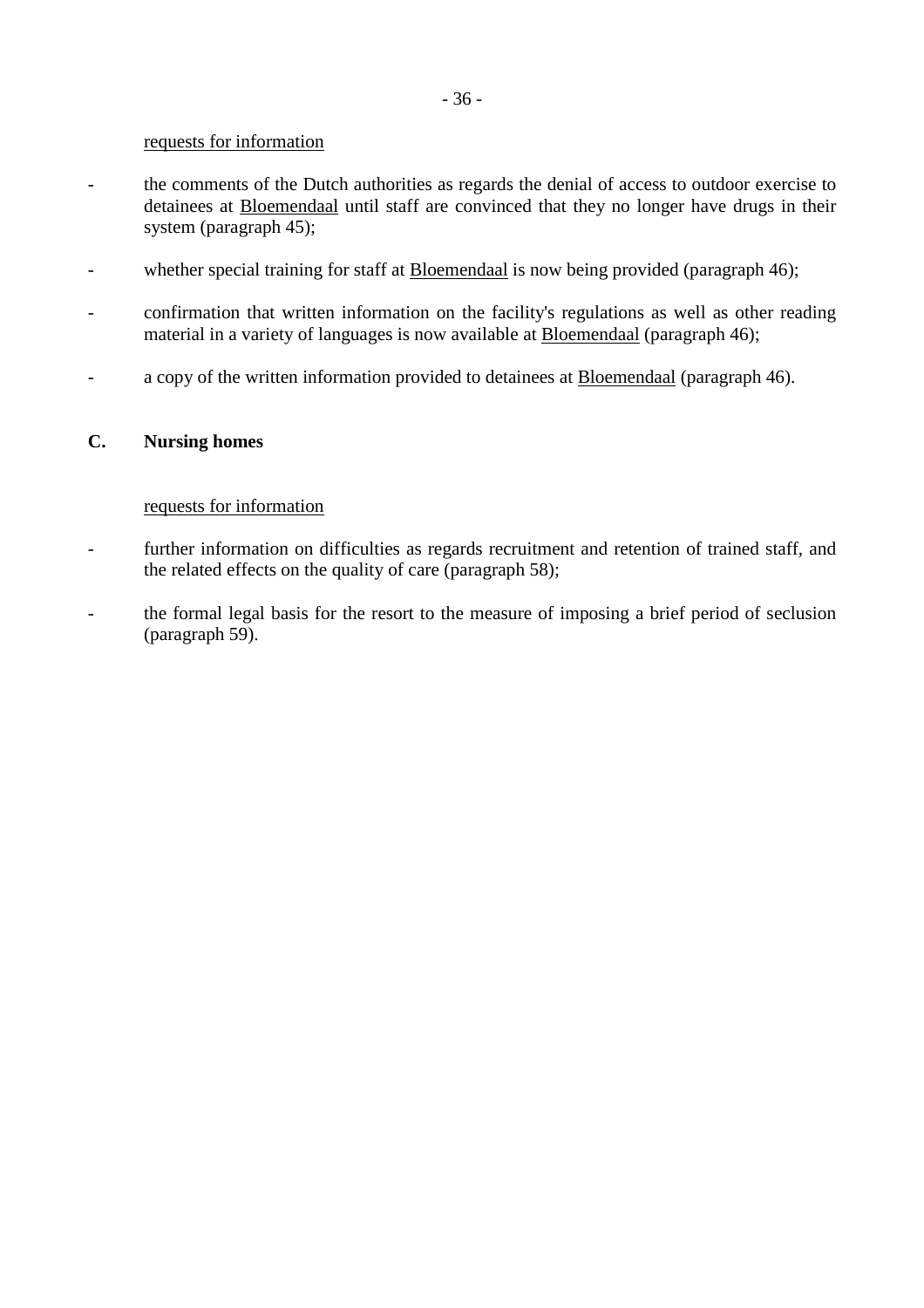requests for information

- the comments of the Dutch authorities as regards the denial of access to outdoor exercise to detainees at Bloemendaal until staff are convinced that they no longer have drugs in their system (paragraph 45);
- whether special training for staff at Bloemendaal is now being provided (paragraph 46);
- confirmation that written information on the facility's regulations as well as other reading material in a variety of languages is now available at Bloemendaal (paragraph 46);
- a copy of the written information provided to detainees at Bloemendaal (paragraph 46).

## C. Nursing homes

requests for information

- further information on difficulties as regards recruitment and retention of trained staff, and the related effects on the quality of care (paragraph 58);
- the formal legal basis for the resort to the measure of imposing a brief period of seclusion (paragraph 59).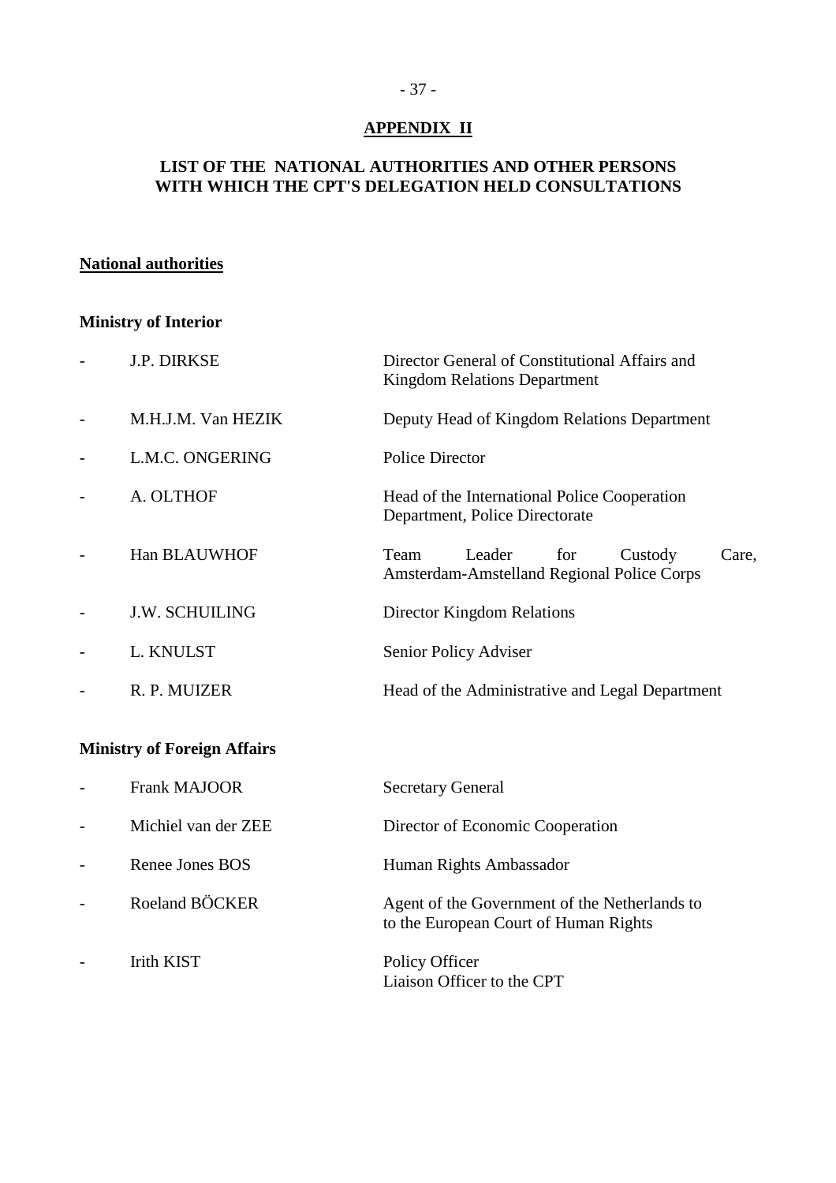## APPENDIX II

## LIST OF THE NATIONAL AUTHORITIES AND OTHER PERSONS WITH WHICH THE CPT'S DELEGATION HELD CONSULTATIONS

**National authorities**

**Ministry of Interior**

| | | |
|---|---|---|
| - | J.P. DIRKSE | Director General of Constitutional Affairs and Kingdom Relations Department |
| - | M.H.J.M. Van HEZIK | Deputy Head of Kingdom Relations Department |
| - | L.M.C. ONGERING | Police Director |
| - | A. OLTHOF | Head of the International Police Cooperation Department, Police Directorate |
| - | Han BLAUWHOF | Team Leader for Custody Care, Amsterdam-Amstelland Regional Police Corps |
| - | J.W. SCHUILING | Director Kingdom Relations |
| - | L. KNULST | Senior Policy Adviser |
| - | R. P. MUIZER | Head of the Administrative and Legal Department |

**Ministry of Foreign Affairs**

| | | |
|---|---|---|
| - | Frank MAJOOR | Secretary General |
| - | Michiel van der ZEE | Director of Economic Cooperation |
| - | Renee Jones BOS | Human Rights Ambassador |
| - | Roeland BÖCKER | Agent of the Government of the Netherlands to the European Court of Human Rights |
| - | Irith KIST | Policy Officer<br>Liaison Officer to the CPT |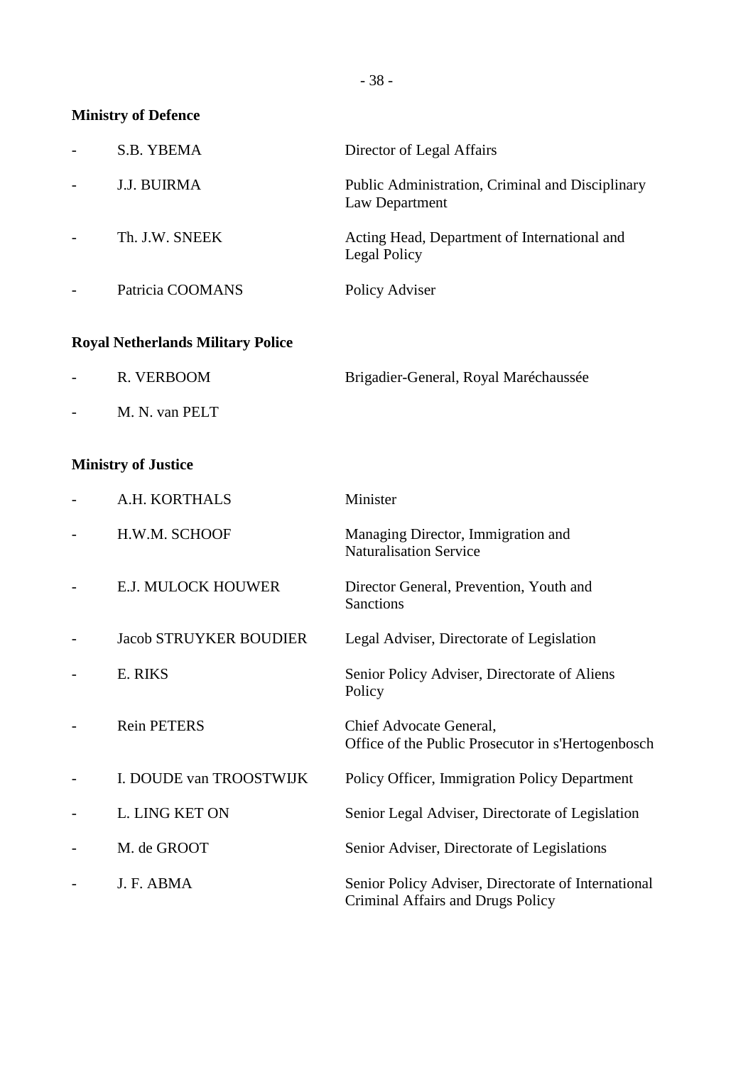**Ministry of Defence**

- S.B. YBEMA — Director of Legal Affairs
- J.J. BUIRMA — Public Administration, Criminal and Disciplinary Law Department
- Th. J.W. SNEEK — Acting Head, Department of International and Legal Policy
- Patricia COOMANS — Policy Adviser

**Royal Netherlands Military Police**

- R. VERBOOM — Brigadier-General, Royal Maréchaussée
- M. N. van PELT

**Ministry of Justice**

- A.H. KORTHALS — Minister
- H.W.M. SCHOOF — Managing Director, Immigration and Naturalisation Service
- E.J. MULOCK HOUWER — Director General, Prevention, Youth and Sanctions
- Jacob STRUYKER BOUDIER — Legal Adviser, Directorate of Legislation
- E. RIKS — Senior Policy Adviser, Directorate of Aliens Policy
- Rein PETERS — Chief Advocate General, Office of the Public Prosecutor in s'Hertogenbosch
- I. DOUDE van TROOSTWIJK — Policy Officer, Immigration Policy Department
- L. LING KET ON — Senior Legal Adviser, Directorate of Legislation
- M. de GROOT — Senior Adviser, Directorate of Legislations
- J. F. ABMA — Senior Policy Adviser, Directorate of International Criminal Affairs and Drugs Policy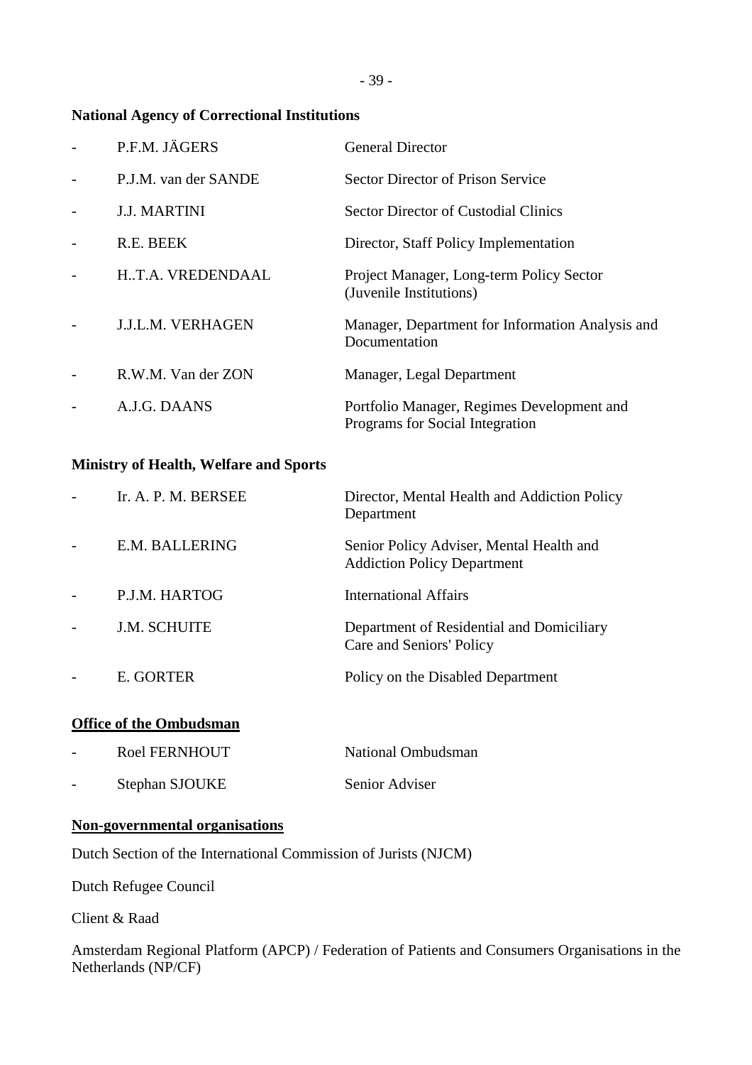**National Agency of Correctional Institutions**

- P.F.M. JÄGERS — General Director
- P.J.M. van der SANDE — Sector Director of Prison Service
- J.J. MARTINI — Sector Director of Custodial Clinics
- R.E. BEEK — Director, Staff Policy Implementation
- H..T.A. VREDENDAAL — Project Manager, Long-term Policy Sector (Juvenile Institutions)
- J.J.L.M. VERHAGEN — Manager, Department for Information Analysis and Documentation
- R.W.M. Van der ZON — Manager, Legal Department
- A.J.G. DAANS — Portfolio Manager, Regimes Development and Programs for Social Integration

**Ministry of Health, Welfare and Sports**

- Ir. A. P. M. BERSEE — Director, Mental Health and Addiction Policy Department
- E.M. BALLERING — Senior Policy Adviser, Mental Health and Addiction Policy Department
- P.J.M. HARTOG — International Affairs
- J.M. SCHUITE — Department of Residential and Domiciliary Care and Seniors' Policy
- E. GORTER — Policy on the Disabled Department

**Office of the Ombudsman**

- Roel FERNHOUT — National Ombudsman
- Stephan SJOUKE — Senior Adviser

**Non-governmental organisations**

Dutch Section of the International Commission of Jurists (NJCM)

Dutch Refugee Council

Client & Raad

Amsterdam Regional Platform (APCP) / Federation of Patients and Consumers Organisations in the Netherlands (NP/CF)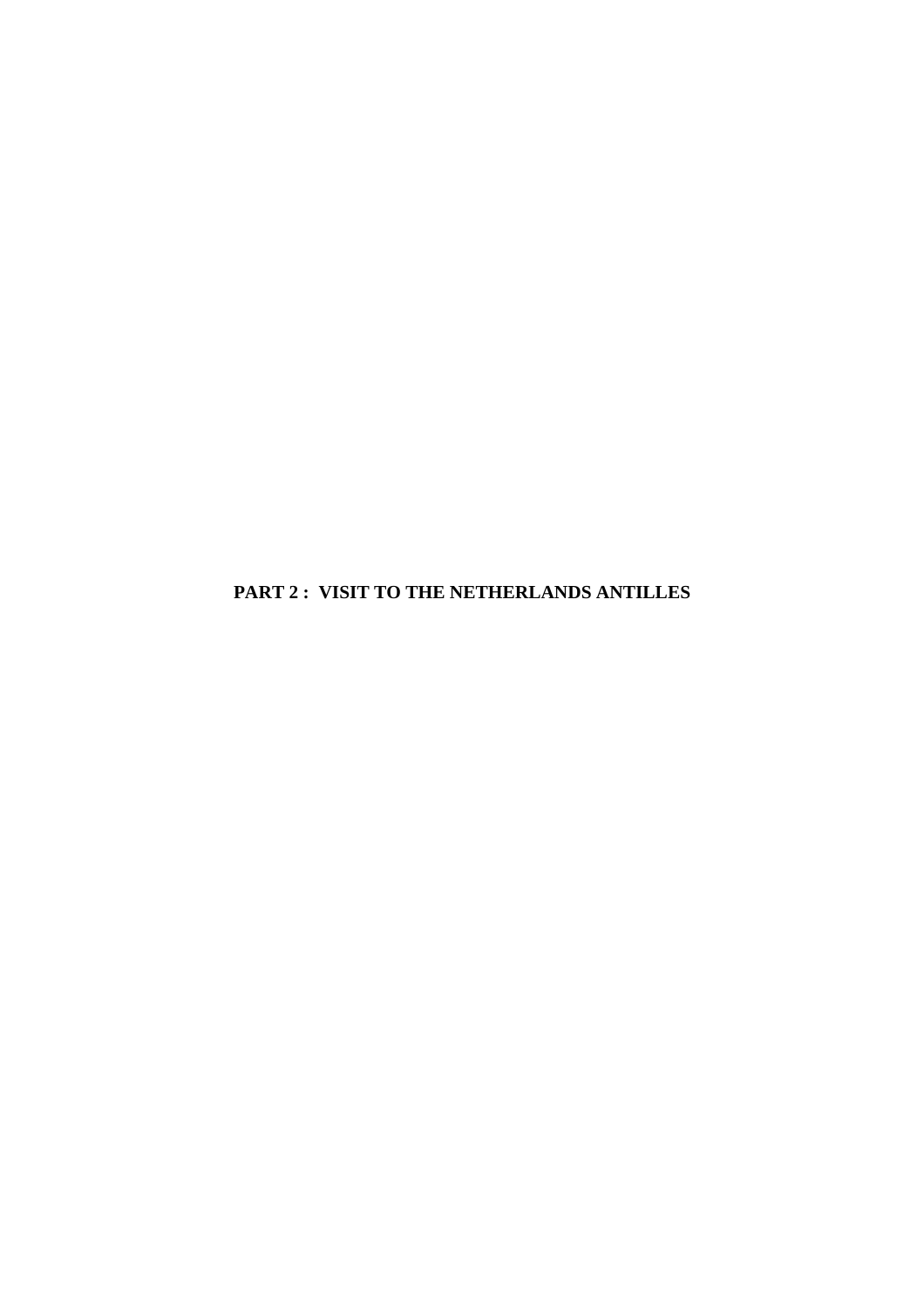# PART 2 : VISIT TO THE NETHERLANDS ANTILLES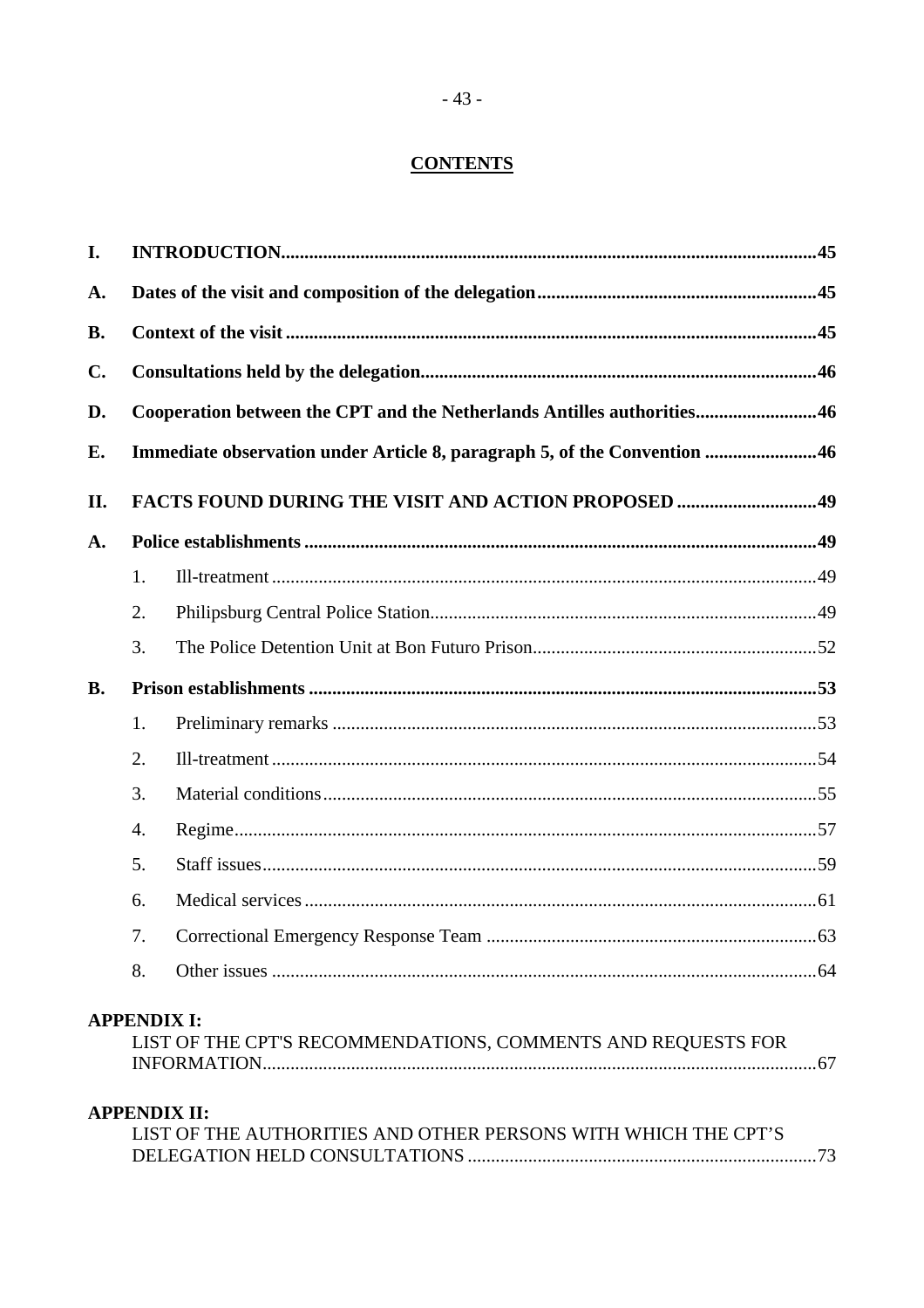# CONTENTS

| | | |
|---|---|---|
| **I.** | **INTRODUCTION** | **45** |
| **A.** | **Dates of the visit and composition of the delegation** | **45** |
| **B.** | **Context of the visit** | **45** |
| **C.** | **Consultations held by the delegation** | **46** |
| **D.** | **Cooperation between the CPT and the Netherlands Antilles authorities** | **46** |
| **E.** | **Immediate observation under Article 8, paragraph 5, of the Convention** | **46** |
| **II.** | **FACTS FOUND DURING THE VISIT AND ACTION PROPOSED** | **49** |
| **A.** | **Police establishments** | **49** |
| | 1. Ill-treatment | 49 |
| | 2. Philipsburg Central Police Station | 49 |
| | 3. The Police Detention Unit at Bon Futuro Prison | 52 |
| **B.** | **Prison establishments** | **53** |
| | 1. Preliminary remarks | 53 |
| | 2. Ill-treatment | 54 |
| | 3. Material conditions | 55 |
| | 4. Regime | 57 |
| | 5. Staff issues | 59 |
| | 6. Medical services | 61 |
| | 7. Correctional Emergency Response Team | 63 |
| | 8. Other issues | 64 |

**APPENDIX I:**
LIST OF THE CPT'S RECOMMENDATIONS, COMMENTS AND REQUESTS FOR INFORMATION ..... 67

**APPENDIX II:**
LIST OF THE AUTHORITIES AND OTHER PERSONS WITH WHICH THE CPT'S DELEGATION HELD CONSULTATIONS ..... 73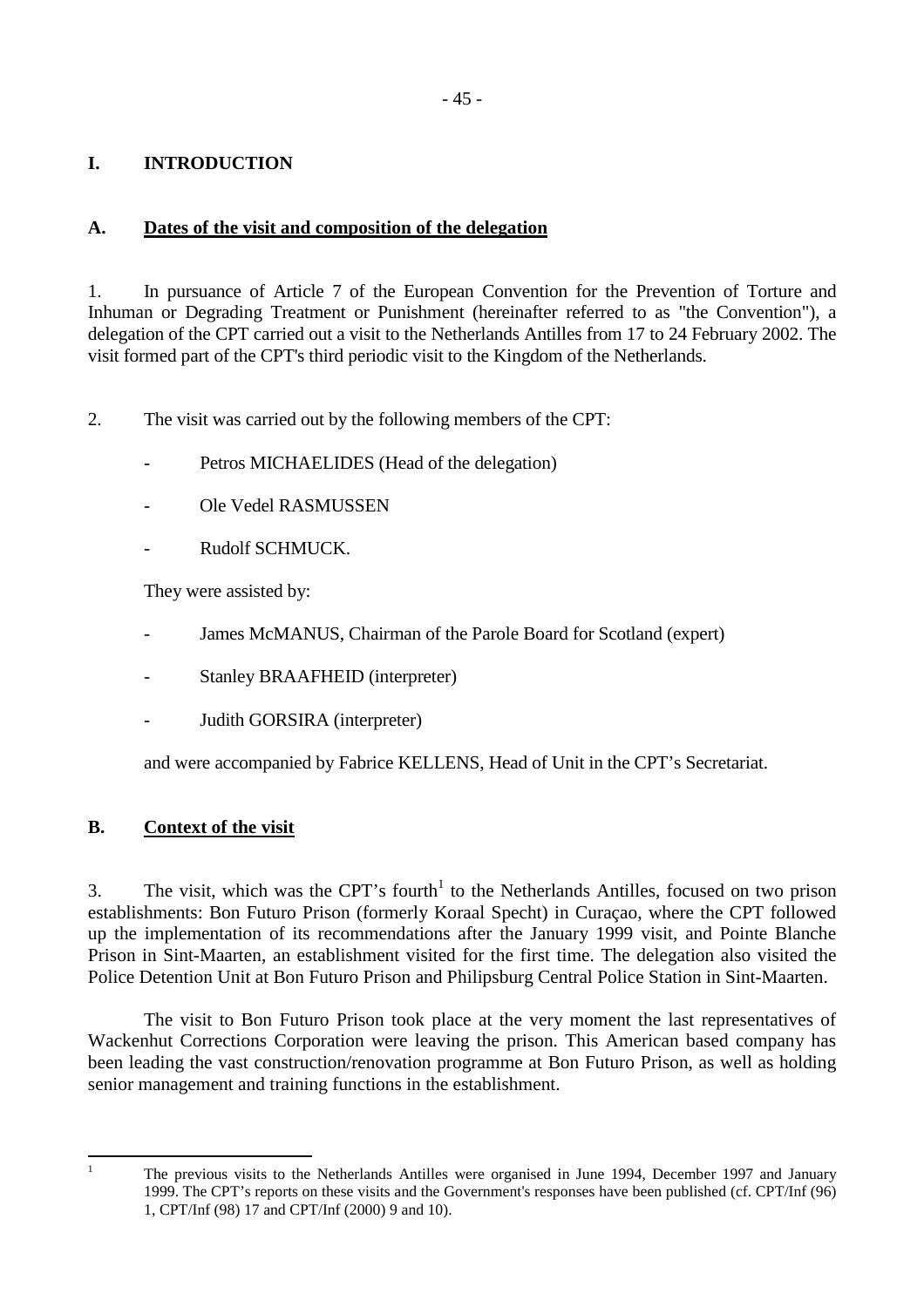# I. INTRODUCTION

## A. Dates of the visit and composition of the delegation

1. In pursuance of Article 7 of the European Convention for the Prevention of Torture and Inhuman or Degrading Treatment or Punishment (hereinafter referred to as "the Convention"), a delegation of the CPT carried out a visit to the Netherlands Antilles from 17 to 24 February 2002. The visit formed part of the CPT's third periodic visit to the Kingdom of the Netherlands.

2. The visit was carried out by the following members of the CPT:

- Petros MICHAELIDES (Head of the delegation)
- Ole Vedel RASMUSSEN
- Rudolf SCHMUCK.

They were assisted by:

- James McMANUS, Chairman of the Parole Board for Scotland (expert)
- Stanley BRAAFHEID (interpreter)
- Judith GORSIRA (interpreter)

and were accompanied by Fabrice KELLENS, Head of Unit in the CPT's Secretariat.

## B. Context of the visit

3. The visit, which was the CPT's fourth[1] to the Netherlands Antilles, focused on two prison establishments: Bon Futuro Prison (formerly Koraal Specht) in Curaçao, where the CPT followed up the implementation of its recommendations after the January 1999 visit, and Pointe Blanche Prison in Sint-Maarten, an establishment visited for the first time. The delegation also visited the Police Detention Unit at Bon Futuro Prison and Philipsburg Central Police Station in Sint-Maarten.

The visit to Bon Futuro Prison took place at the very moment the last representatives of Wackenhut Corrections Corporation were leaving the prison. This American based company has been leading the vast construction/renovation programme at Bon Futuro Prison, as well as holding senior management and training functions in the establishment.

---

[1] The previous visits to the Netherlands Antilles were organised in June 1994, December 1997 and January 1999. The CPT's reports on these visits and the Government's responses have been published (cf. CPT/Inf (96) 1, CPT/Inf (98) 17 and CPT/Inf (2000) 9 and 10).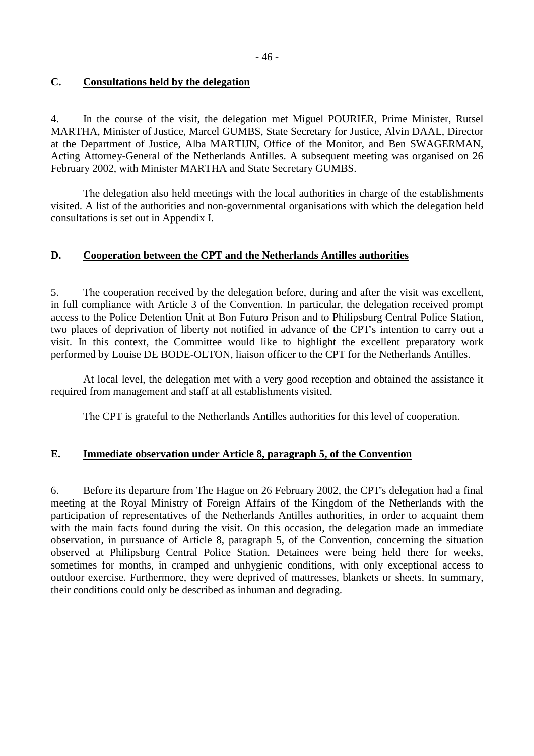## C. Consultations held by the delegation

4. In the course of the visit, the delegation met Miguel POURIER, Prime Minister, Rutsel MARTHA, Minister of Justice, Marcel GUMBS, State Secretary for Justice, Alvin DAAL, Director at the Department of Justice, Alba MARTIJN, Office of the Monitor, and Ben SWAGERMAN, Acting Attorney-General of the Netherlands Antilles. A subsequent meeting was organised on 26 February 2002, with Minister MARTHA and State Secretary GUMBS.

The delegation also held meetings with the local authorities in charge of the establishments visited. A list of the authorities and non-governmental organisations with which the delegation held consultations is set out in Appendix I.

## D. Cooperation between the CPT and the Netherlands Antilles authorities

5. The cooperation received by the delegation before, during and after the visit was excellent, in full compliance with Article 3 of the Convention. In particular, the delegation received prompt access to the Police Detention Unit at Bon Futuro Prison and to Philipsburg Central Police Station, two places of deprivation of liberty not notified in advance of the CPT's intention to carry out a visit. In this context, the Committee would like to highlight the excellent preparatory work performed by Louise DE BODE-OLTON, liaison officer to the CPT for the Netherlands Antilles.

At local level, the delegation met with a very good reception and obtained the assistance it required from management and staff at all establishments visited.

The CPT is grateful to the Netherlands Antilles authorities for this level of cooperation.

## E. Immediate observation under Article 8, paragraph 5, of the Convention

6. Before its departure from The Hague on 26 February 2002, the CPT's delegation had a final meeting at the Royal Ministry of Foreign Affairs of the Kingdom of the Netherlands with the participation of representatives of the Netherlands Antilles authorities, in order to acquaint them with the main facts found during the visit. On this occasion, the delegation made an immediate observation, in pursuance of Article 8, paragraph 5, of the Convention, concerning the situation observed at Philipsburg Central Police Station. Detainees were being held there for weeks, sometimes for months, in cramped and unhygienic conditions, with only exceptional access to outdoor exercise. Furthermore, they were deprived of mattresses, blankets or sheets. In summary, their conditions could only be described as inhuman and degrading.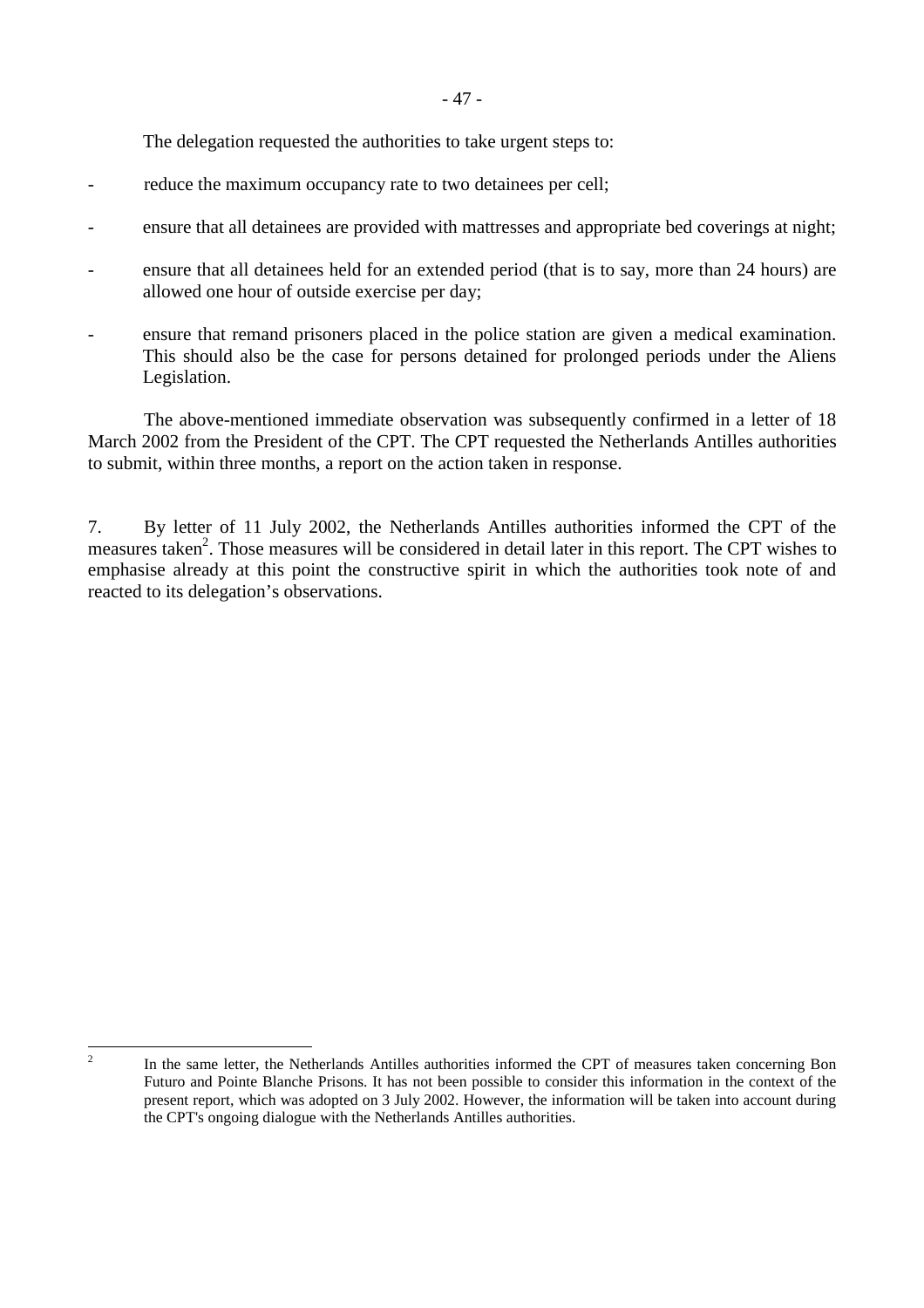The delegation requested the authorities to take urgent steps to:

- reduce the maximum occupancy rate to two detainees per cell;
- ensure that all detainees are provided with mattresses and appropriate bed coverings at night;
- ensure that all detainees held for an extended period (that is to say, more than 24 hours) are allowed one hour of outside exercise per day;
- ensure that remand prisoners placed in the police station are given a medical examination. This should also be the case for persons detained for prolonged periods under the Aliens Legislation.

The above-mentioned immediate observation was subsequently confirmed in a letter of 18 March 2002 from the President of the CPT. The CPT requested the Netherlands Antilles authorities to submit, within three months, a report on the action taken in response.

7. By letter of 11 July 2002, the Netherlands Antilles authorities informed the CPT of the measures taken[2]. Those measures will be considered in detail later in this report. The CPT wishes to emphasise already at this point the constructive spirit in which the authorities took note of and reacted to its delegation's observations.

---

[2] In the same letter, the Netherlands Antilles authorities informed the CPT of measures taken concerning Bon Futuro and Pointe Blanche Prisons. It has not been possible to consider this information in the context of the present report, which was adopted on 3 July 2002. However, the information will be taken into account during the CPT's ongoing dialogue with the Netherlands Antilles authorities.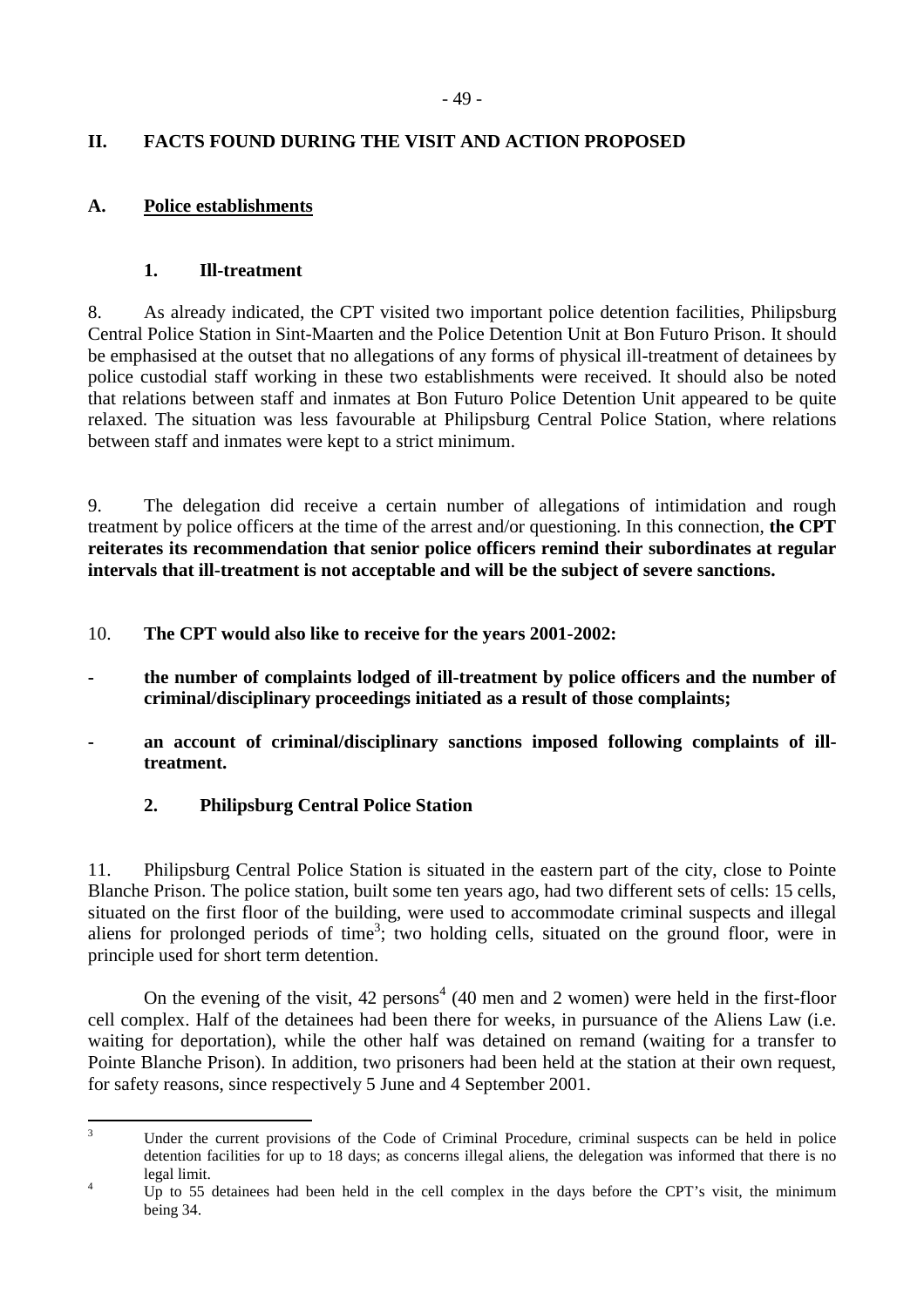## II. FACTS FOUND DURING THE VISIT AND ACTION PROPOSED

### A. Police establishments

#### 1. Ill-treatment

8. As already indicated, the CPT visited two important police detention facilities, Philipsburg Central Police Station in Sint-Maarten and the Police Detention Unit at Bon Futuro Prison. It should be emphasised at the outset that no allegations of any forms of physical ill-treatment of detainees by police custodial staff working in these two establishments were received. It should also be noted that relations between staff and inmates at Bon Futuro Police Detention Unit appeared to be quite relaxed. The situation was less favourable at Philipsburg Central Police Station, where relations between staff and inmates were kept to a strict minimum.

9. The delegation did receive a certain number of allegations of intimidation and rough treatment by police officers at the time of the arrest and/or questioning. In this connection, **the CPT reiterates its recommendation that senior police officers remind their subordinates at regular intervals that ill-treatment is not acceptable and will be the subject of severe sanctions.**

10. **The CPT would also like to receive for the years 2001-2002:**

- **the number of complaints lodged of ill-treatment by police officers and the number of criminal/disciplinary proceedings initiated as a result of those complaints;**

- **an account of criminal/disciplinary sanctions imposed following complaints of ill-treatment.**

#### 2. Philipsburg Central Police Station

11. Philipsburg Central Police Station is situated in the eastern part of the city, close to Pointe Blanche Prison. The police station, built some ten years ago, had two different sets of cells: 15 cells, situated on the first floor of the building, were used to accommodate criminal suspects and illegal aliens for prolonged periods of time[3]; two holding cells, situated on the ground floor, were in principle used for short term detention.

On the evening of the visit, 42 persons[4] (40 men and 2 women) were held in the first-floor cell complex. Half of the detainees had been there for weeks, in pursuance of the Aliens Law (i.e. waiting for deportation), while the other half was detained on remand (waiting for a transfer to Pointe Blanche Prison). In addition, two prisoners had been held at the station at their own request, for safety reasons, since respectively 5 June and 4 September 2001.

---

[3] Under the current provisions of the Code of Criminal Procedure, criminal suspects can be held in police detention facilities for up to 18 days; as concerns illegal aliens, the delegation was informed that there is no legal limit.

[4] Up to 55 detainees had been held in the cell complex in the days before the CPT's visit, the minimum being 34.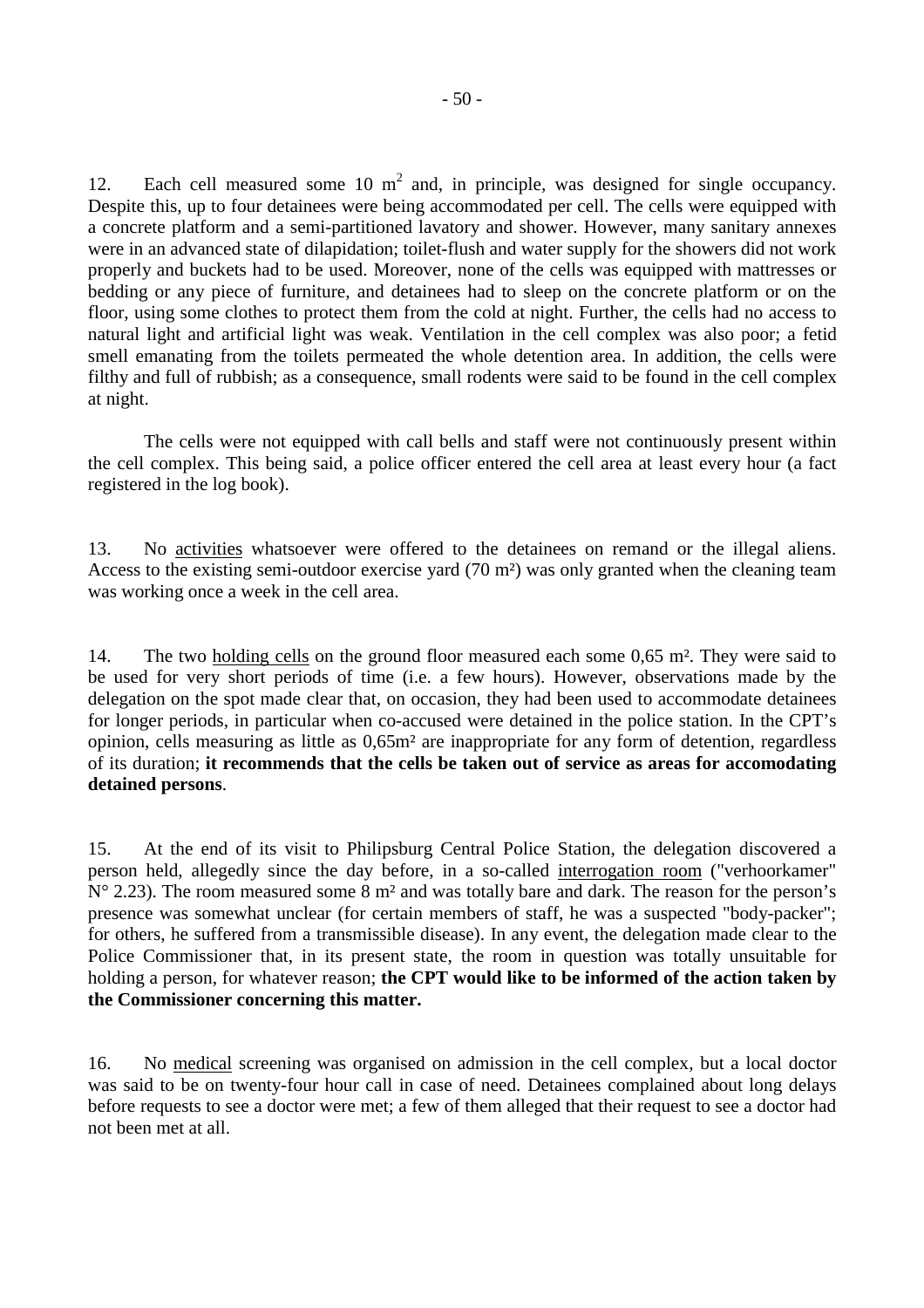12. Each cell measured some 10 $m^2$ and, in principle, was designed for single occupancy. Despite this, up to four detainees were being accommodated per cell. The cells were equipped with a concrete platform and a semi-partitioned lavatory and shower. However, many sanitary annexes were in an advanced state of dilapidation; toilet-flush and water supply for the showers did not work properly and buckets had to be used. Moreover, none of the cells was equipped with mattresses or bedding or any piece of furniture, and detainees had to sleep on the concrete platform or on the floor, using some clothes to protect them from the cold at night. Further, the cells had no access to natural light and artificial light was weak. Ventilation in the cell complex was also poor; a fetid smell emanating from the toilets permeated the whole detention area. In addition, the cells were filthy and full of rubbish; as a consequence, small rodents were said to be found in the cell complex at night.

The cells were not equipped with call bells and staff were not continuously present within the cell complex. This being said, a police officer entered the cell area at least every hour (a fact registered in the log book).

13. No activities whatsoever were offered to the detainees on remand or the illegal aliens. Access to the existing semi-outdoor exercise yard (70 m²) was only granted when the cleaning team was working once a week in the cell area.

14. The two holding cells on the ground floor measured each some 0,65 m². They were said to be used for very short periods of time (i.e. a few hours). However, observations made by the delegation on the spot made clear that, on occasion, they had been used to accommodate detainees for longer periods, in particular when co-accused were detained in the police station. In the CPT's opinion, cells measuring as little as 0,65m² are inappropriate for any form of detention, regardless of its duration; **it recommends that the cells be taken out of service as areas for accomodating detained persons**.

15. At the end of its visit to Philipsburg Central Police Station, the delegation discovered a person held, allegedly since the day before, in a so-called interrogation room ("verhoorkamer" N° 2.23). The room measured some 8 m² and was totally bare and dark. The reason for the person's presence was somewhat unclear (for certain members of staff, he was a suspected "body-packer"; for others, he suffered from a transmissible disease). In any event, the delegation made clear to the Police Commissioner that, in its present state, the room in question was totally unsuitable for holding a person, for whatever reason; **the CPT would like to be informed of the action taken by the Commissioner concerning this matter.**

16. No medical screening was organised on admission in the cell complex, but a local doctor was said to be on twenty-four hour call in case of need. Detainees complained about long delays before requests to see a doctor were met; a few of them alleged that their request to see a doctor had not been met at all.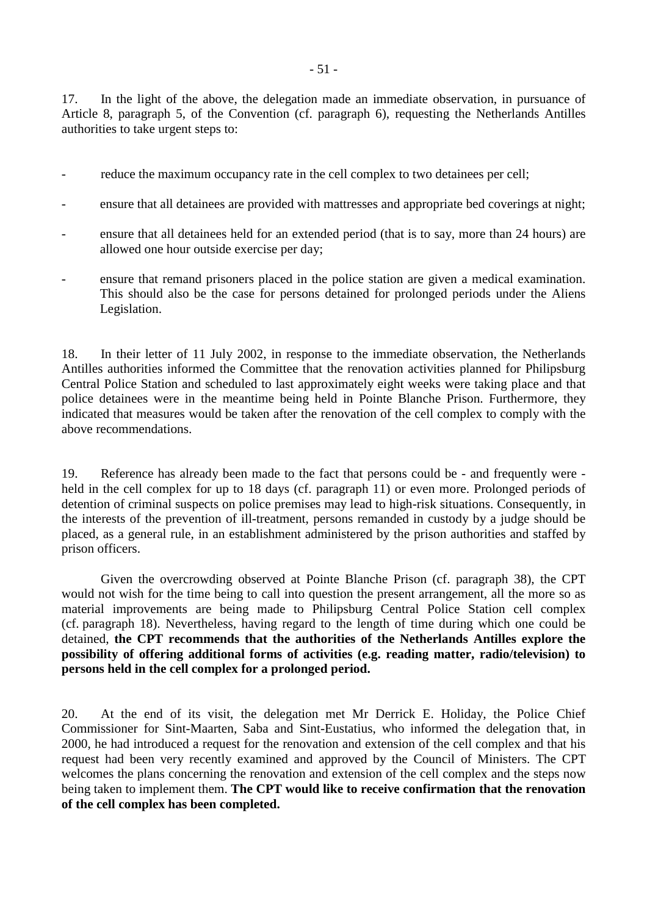17. In the light of the above, the delegation made an immediate observation, in pursuance of Article 8, paragraph 5, of the Convention (cf. paragraph 6), requesting the Netherlands Antilles authorities to take urgent steps to:

- reduce the maximum occupancy rate in the cell complex to two detainees per cell;
- ensure that all detainees are provided with mattresses and appropriate bed coverings at night;
- ensure that all detainees held for an extended period (that is to say, more than 24 hours) are allowed one hour outside exercise per day;
- ensure that remand prisoners placed in the police station are given a medical examination. This should also be the case for persons detained for prolonged periods under the Aliens Legislation.

18. In their letter of 11 July 2002, in response to the immediate observation, the Netherlands Antilles authorities informed the Committee that the renovation activities planned for Philipsburg Central Police Station and scheduled to last approximately eight weeks were taking place and that police detainees were in the meantime being held in Pointe Blanche Prison. Furthermore, they indicated that measures would be taken after the renovation of the cell complex to comply with the above recommendations.

19. Reference has already been made to the fact that persons could be - and frequently were - held in the cell complex for up to 18 days (cf. paragraph 11) or even more. Prolonged periods of detention of criminal suspects on police premises may lead to high-risk situations. Consequently, in the interests of the prevention of ill-treatment, persons remanded in custody by a judge should be placed, as a general rule, in an establishment administered by the prison authorities and staffed by prison officers.

Given the overcrowding observed at Pointe Blanche Prison (cf. paragraph 38), the CPT would not wish for the time being to call into question the present arrangement, all the more so as material improvements are being made to Philipsburg Central Police Station cell complex (cf. paragraph 18). Nevertheless, having regard to the length of time during which one could be detained, **the CPT recommends that the authorities of the Netherlands Antilles explore the possibility of offering additional forms of activities (e.g. reading matter, radio/television) to persons held in the cell complex for a prolonged period.**

20. At the end of its visit, the delegation met Mr Derrick E. Holiday, the Police Chief Commissioner for Sint-Maarten, Saba and Sint-Eustatius, who informed the delegation that, in 2000, he had introduced a request for the renovation and extension of the cell complex and that his request had been very recently examined and approved by the Council of Ministers. The CPT welcomes the plans concerning the renovation and extension of the cell complex and the steps now being taken to implement them. **The CPT would like to receive confirmation that the renovation of the cell complex has been completed.**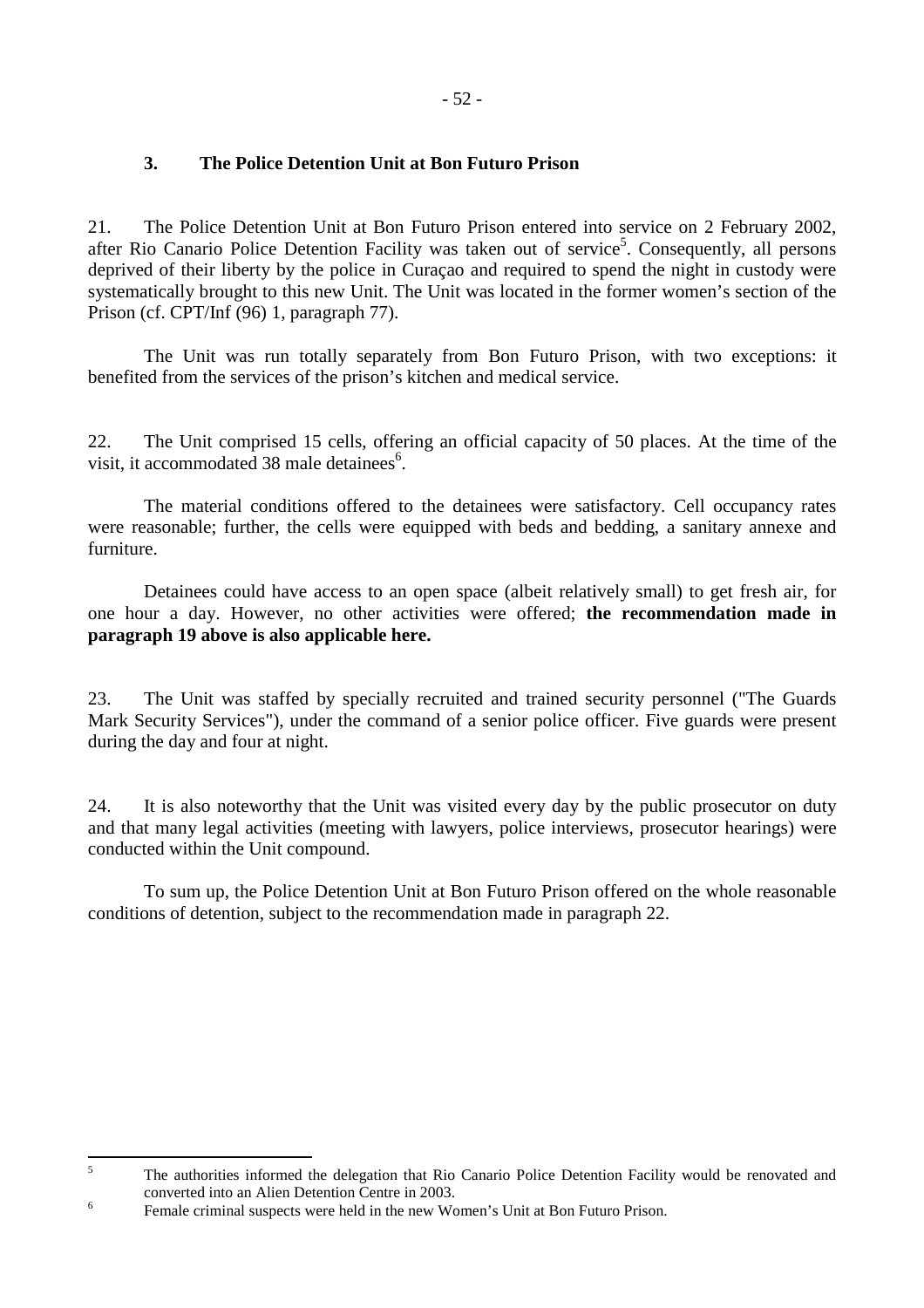### 3. The Police Detention Unit at Bon Futuro Prison

21. The Police Detention Unit at Bon Futuro Prison entered into service on 2 February 2002, after Rio Canario Police Detention Facility was taken out of service[5]. Consequently, all persons deprived of their liberty by the police in Curaçao and required to spend the night in custody were systematically brought to this new Unit. The Unit was located in the former women's section of the Prison (cf. CPT/Inf (96) 1, paragraph 77).

The Unit was run totally separately from Bon Futuro Prison, with two exceptions: it benefited from the services of the prison's kitchen and medical service.

22. The Unit comprised 15 cells, offering an official capacity of 50 places. At the time of the visit, it accommodated 38 male detainees[6].

The material conditions offered to the detainees were satisfactory. Cell occupancy rates were reasonable; further, the cells were equipped with beds and bedding, a sanitary annexe and furniture.

Detainees could have access to an open space (albeit relatively small) to get fresh air, for one hour a day. However, no other activities were offered; **the recommendation made in paragraph 19 above is also applicable here.**

23. The Unit was staffed by specially recruited and trained security personnel ("The Guards Mark Security Services"), under the command of a senior police officer. Five guards were present during the day and four at night.

24. It is also noteworthy that the Unit was visited every day by the public prosecutor on duty and that many legal activities (meeting with lawyers, police interviews, prosecutor hearings) were conducted within the Unit compound.

To sum up, the Police Detention Unit at Bon Futuro Prison offered on the whole reasonable conditions of detention, subject to the recommendation made in paragraph 22.

---

[5] The authorities informed the delegation that Rio Canario Police Detention Facility would be renovated and converted into an Alien Detention Centre in 2003.

[6] Female criminal suspects were held in the new Women's Unit at Bon Futuro Prison.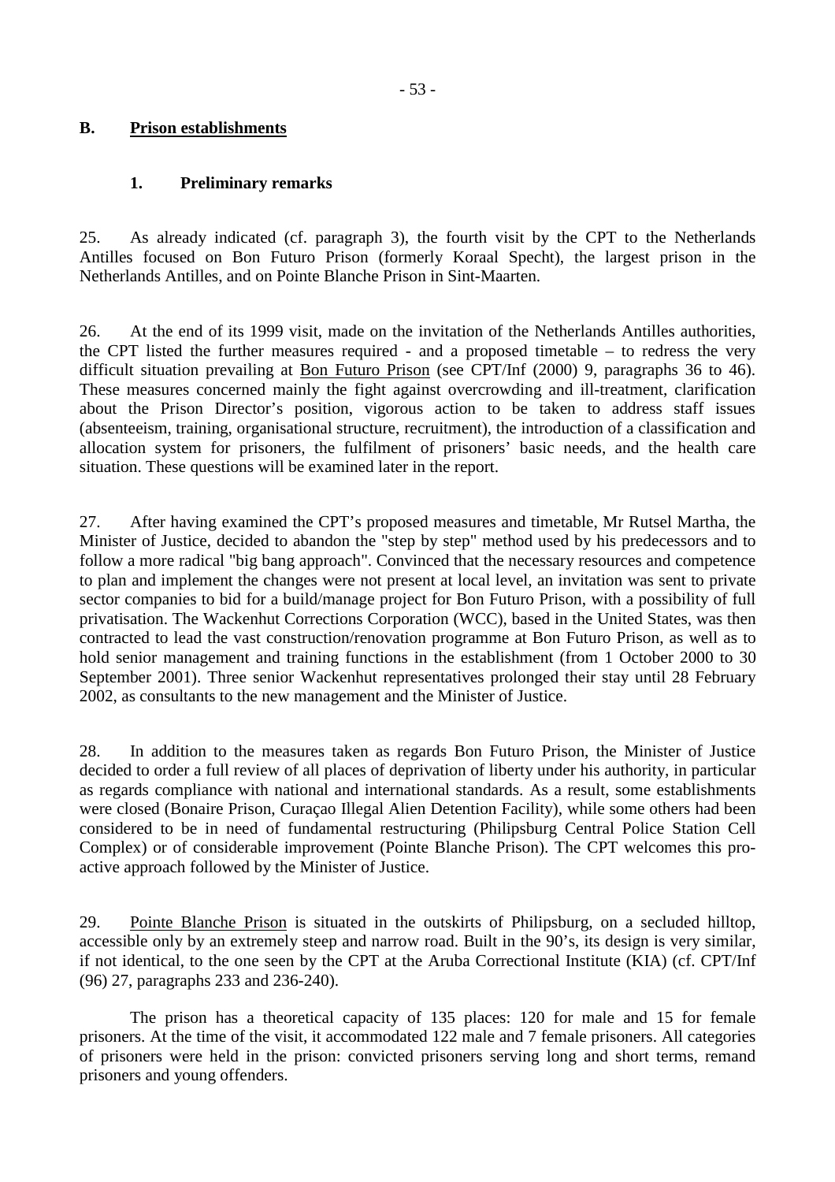## B. Prison establishments

### 1. Preliminary remarks

25. As already indicated (cf. paragraph 3), the fourth visit by the CPT to the Netherlands Antilles focused on Bon Futuro Prison (formerly Koraal Specht), the largest prison in the Netherlands Antilles, and on Pointe Blanche Prison in Sint-Maarten.

26. At the end of its 1999 visit, made on the invitation of the Netherlands Antilles authorities, the CPT listed the further measures required - and a proposed timetable – to redress the very difficult situation prevailing at Bon Futuro Prison (see CPT/Inf (2000) 9, paragraphs 36 to 46). These measures concerned mainly the fight against overcrowding and ill-treatment, clarification about the Prison Director's position, vigorous action to be taken to address staff issues (absenteeism, training, organisational structure, recruitment), the introduction of a classification and allocation system for prisoners, the fulfilment of prisoners' basic needs, and the health care situation. These questions will be examined later in the report.

27. After having examined the CPT's proposed measures and timetable, Mr Rutsel Martha, the Minister of Justice, decided to abandon the "step by step" method used by his predecessors and to follow a more radical "big bang approach". Convinced that the necessary resources and competence to plan and implement the changes were not present at local level, an invitation was sent to private sector companies to bid for a build/manage project for Bon Futuro Prison, with a possibility of full privatisation. The Wackenhut Corrections Corporation (WCC), based in the United States, was then contracted to lead the vast construction/renovation programme at Bon Futuro Prison, as well as to hold senior management and training functions in the establishment (from 1 October 2000 to 30 September 2001). Three senior Wackenhut representatives prolonged their stay until 28 February 2002, as consultants to the new management and the Minister of Justice.

28. In addition to the measures taken as regards Bon Futuro Prison, the Minister of Justice decided to order a full review of all places of deprivation of liberty under his authority, in particular as regards compliance with national and international standards. As a result, some establishments were closed (Bonaire Prison, Curaçao Illegal Alien Detention Facility), while some others had been considered to be in need of fundamental restructuring (Philipsburg Central Police Station Cell Complex) or of considerable improvement (Pointe Blanche Prison). The CPT welcomes this pro-active approach followed by the Minister of Justice.

29. Pointe Blanche Prison is situated in the outskirts of Philipsburg, on a secluded hilltop, accessible only by an extremely steep and narrow road. Built in the 90's, its design is very similar, if not identical, to the one seen by the CPT at the Aruba Correctional Institute (KIA) (cf. CPT/Inf (96) 27, paragraphs 233 and 236-240).

The prison has a theoretical capacity of 135 places: 120 for male and 15 for female prisoners. At the time of the visit, it accommodated 122 male and 7 female prisoners. All categories of prisoners were held in the prison: convicted prisoners serving long and short terms, remand prisoners and young offenders.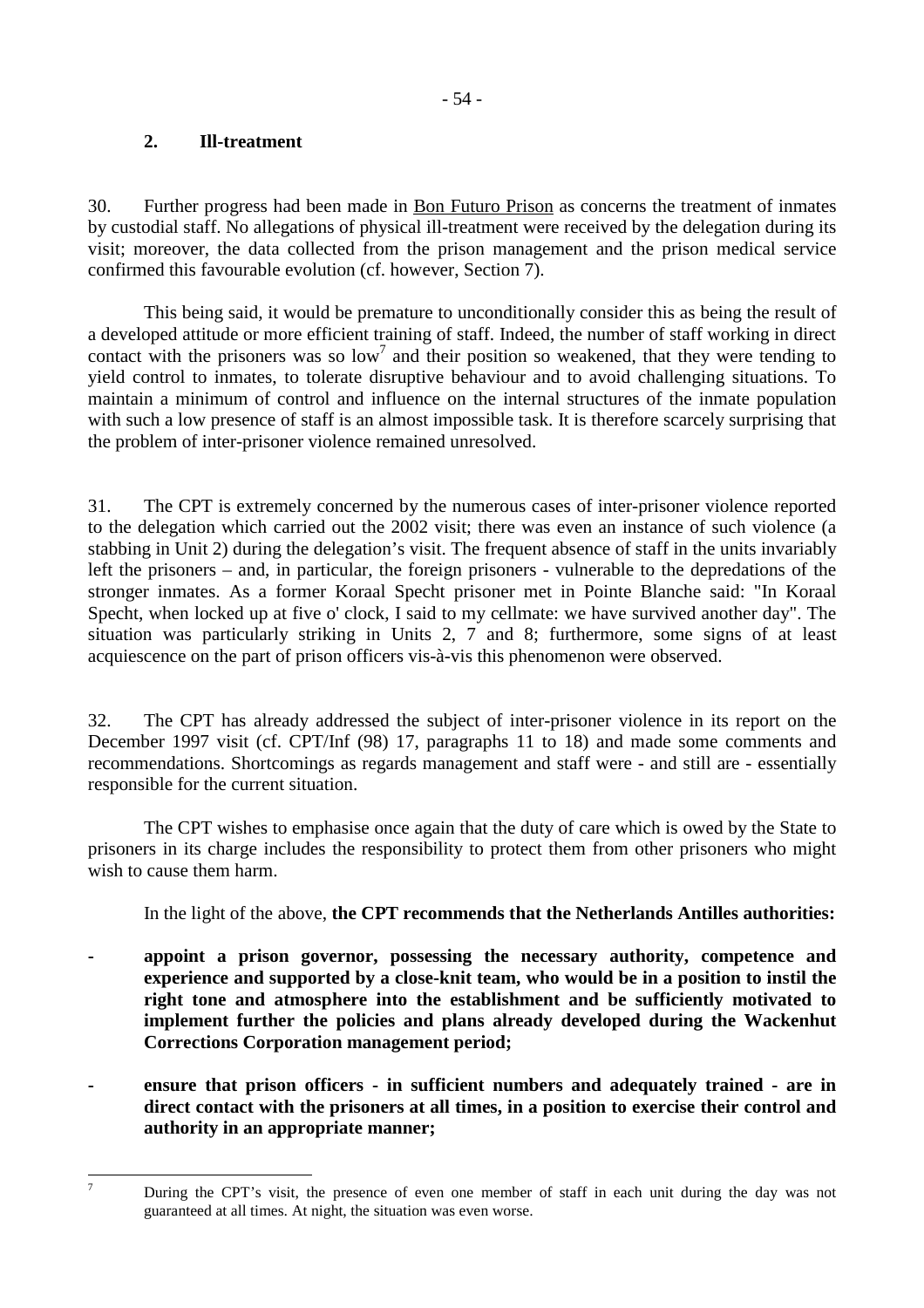### 2. Ill-treatment

30. Further progress had been made in Bon Futuro Prison as concerns the treatment of inmates by custodial staff. No allegations of physical ill-treatment were received by the delegation during its visit; moreover, the data collected from the prison management and the prison medical service confirmed this favourable evolution (cf. however, Section 7).

This being said, it would be premature to unconditionally consider this as being the result of a developed attitude or more efficient training of staff. Indeed, the number of staff working in direct contact with the prisoners was so low[7] and their position so weakened, that they were tending to yield control to inmates, to tolerate disruptive behaviour and to avoid challenging situations. To maintain a minimum of control and influence on the internal structures of the inmate population with such a low presence of staff is an almost impossible task. It is therefore scarcely surprising that the problem of inter-prisoner violence remained unresolved.

31. The CPT is extremely concerned by the numerous cases of inter-prisoner violence reported to the delegation which carried out the 2002 visit; there was even an instance of such violence (a stabbing in Unit 2) during the delegation's visit. The frequent absence of staff in the units invariably left the prisoners – and, in particular, the foreign prisoners - vulnerable to the depredations of the stronger inmates. As a former Koraal Specht prisoner met in Pointe Blanche said: "In Koraal Specht, when locked up at five o' clock, I said to my cellmate: we have survived another day". The situation was particularly striking in Units 2, 7 and 8; furthermore, some signs of at least acquiescence on the part of prison officers vis-à-vis this phenomenon were observed.

32. The CPT has already addressed the subject of inter-prisoner violence in its report on the December 1997 visit (cf. CPT/Inf (98) 17, paragraphs 11 to 18) and made some comments and recommendations. Shortcomings as regards management and staff were - and still are - essentially responsible for the current situation.

The CPT wishes to emphasise once again that the duty of care which is owed by the State to prisoners in its charge includes the responsibility to protect them from other prisoners who might wish to cause them harm.

In the light of the above, **the CPT recommends that the Netherlands Antilles authorities:**

- **appoint a prison governor, possessing the necessary authority, competence and experience and supported by a close-knit team, who would be in a position to instil the right tone and atmosphere into the establishment and be sufficiently motivated to implement further the policies and plans already developed during the Wackenhut Corrections Corporation management period;**

- **ensure that prison officers - in sufficient numbers and adequately trained - are in direct contact with the prisoners at all times, in a position to exercise their control and authority in an appropriate manner;**

---

[7] During the CPT's visit, the presence of even one member of staff in each unit during the day was not guaranteed at all times. At night, the situation was even worse.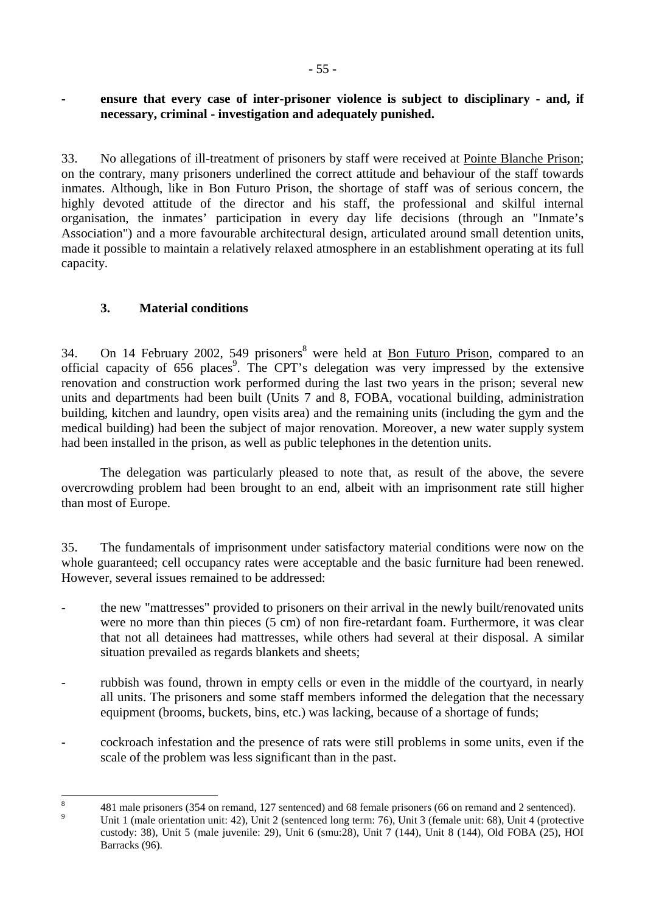- **ensure that every case of inter-prisoner violence is subject to disciplinary - and, if necessary, criminal - investigation and adequately punished.**

33. No allegations of ill-treatment of prisoners by staff were received at Pointe Blanche Prison; on the contrary, many prisoners underlined the correct attitude and behaviour of the staff towards inmates. Although, like in Bon Futuro Prison, the shortage of staff was of serious concern, the highly devoted attitude of the director and his staff, the professional and skilful internal organisation, the inmates' participation in every day life decisions (through an "Inmate's Association") and a more favourable architectural design, articulated around small detention units, made it possible to maintain a relatively relaxed atmosphere in an establishment operating at its full capacity.

### 3. Material conditions

34. On 14 February 2002, 549 prisoners[8] were held at Bon Futuro Prison, compared to an official capacity of 656 places[9]. The CPT's delegation was very impressed by the extensive renovation and construction work performed during the last two years in the prison; several new units and departments had been built (Units 7 and 8, FOBA, vocational building, administration building, kitchen and laundry, open visits area) and the remaining units (including the gym and the medical building) had been the subject of major renovation. Moreover, a new water supply system had been installed in the prison, as well as public telephones in the detention units.

The delegation was particularly pleased to note that, as result of the above, the severe overcrowding problem had been brought to an end, albeit with an imprisonment rate still higher than most of Europe.

35. The fundamentals of imprisonment under satisfactory material conditions were now on the whole guaranteed; cell occupancy rates were acceptable and the basic furniture had been renewed. However, several issues remained to be addressed:

- the new "mattresses" provided to prisoners on their arrival in the newly built/renovated units were no more than thin pieces (5 cm) of non fire-retardant foam. Furthermore, it was clear that not all detainees had mattresses, while others had several at their disposal. A similar situation prevailed as regards blankets and sheets;
- rubbish was found, thrown in empty cells or even in the middle of the courtyard, in nearly all units. The prisoners and some staff members informed the delegation that the necessary equipment (brooms, buckets, bins, etc.) was lacking, because of a shortage of funds;
- cockroach infestation and the presence of rats were still problems in some units, even if the scale of the problem was less significant than in the past.

---

[8] 481 male prisoners (354 on remand, 127 sentenced) and 68 female prisoners (66 on remand and 2 sentenced).

[9] Unit 1 (male orientation unit: 42), Unit 2 (sentenced long term: 76), Unit 3 (female unit: 68), Unit 4 (protective custody: 38), Unit 5 (male juvenile: 29), Unit 6 (smu:28), Unit 7 (144), Unit 8 (144), Old FOBA (25), HOI Barracks (96).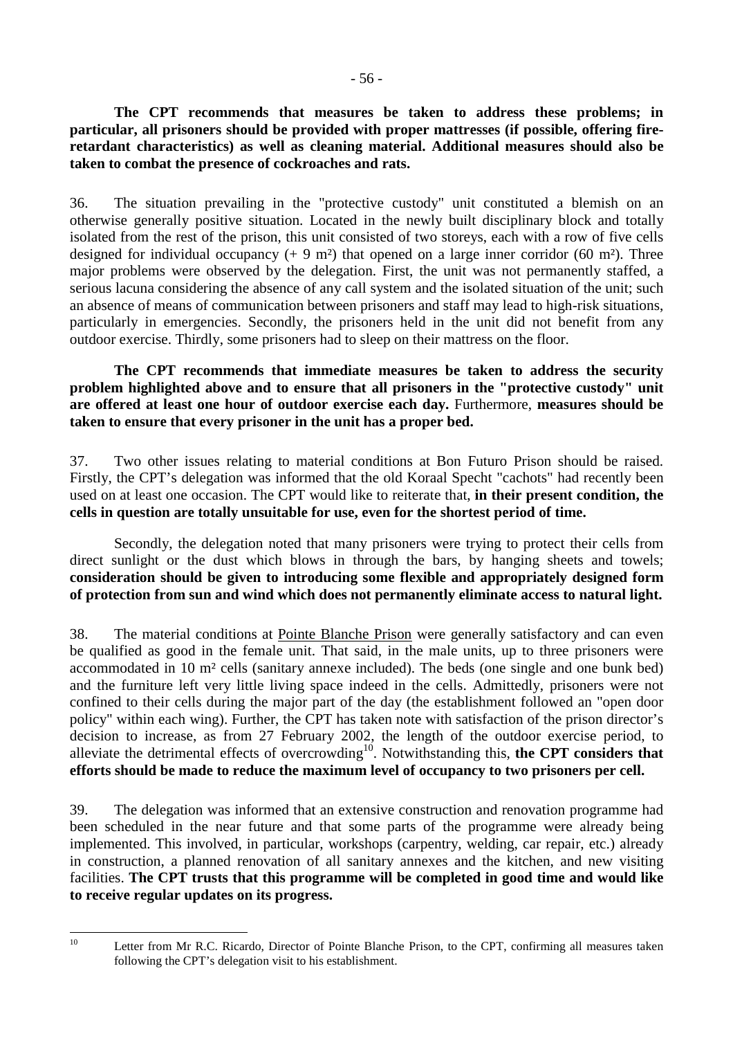**The CPT recommends that measures be taken to address these problems; in particular, all prisoners should be provided with proper mattresses (if possible, offering fire-retardant characteristics) as well as cleaning material. Additional measures should also be taken to combat the presence of cockroaches and rats.**

36. The situation prevailing in the "protective custody" unit constituted a blemish on an otherwise generally positive situation. Located in the newly built disciplinary block and totally isolated from the rest of the prison, this unit consisted of two storeys, each with a row of five cells designed for individual occupancy (+ 9 m²) that opened on a large inner corridor (60 m²). Three major problems were observed by the delegation. First, the unit was not permanently staffed, a serious lacuna considering the absence of any call system and the isolated situation of the unit; such an absence of means of communication between prisoners and staff may lead to high-risk situations, particularly in emergencies. Secondly, the prisoners held in the unit did not benefit from any outdoor exercise. Thirdly, some prisoners had to sleep on their mattress on the floor.

**The CPT recommends that immediate measures be taken to address the security problem highlighted above and to ensure that all prisoners in the "protective custody" unit are offered at least one hour of outdoor exercise each day.** Furthermore, **measures should be taken to ensure that every prisoner in the unit has a proper bed.**

37. Two other issues relating to material conditions at Bon Futuro Prison should be raised. Firstly, the CPT's delegation was informed that the old Koraal Specht "cachots" had recently been used on at least one occasion. The CPT would like to reiterate that, **in their present condition, the cells in question are totally unsuitable for use, even for the shortest period of time.**

Secondly, the delegation noted that many prisoners were trying to protect their cells from direct sunlight or the dust which blows in through the bars, by hanging sheets and towels; **consideration should be given to introducing some flexible and appropriately designed form of protection from sun and wind which does not permanently eliminate access to natural light.**

38. The material conditions at Pointe Blanche Prison were generally satisfactory and can even be qualified as good in the female unit. That said, in the male units, up to three prisoners were accommodated in 10 m² cells (sanitary annexe included). The beds (one single and one bunk bed) and the furniture left very little living space indeed in the cells. Admittedly, prisoners were not confined to their cells during the major part of the day (the establishment followed an "open door policy" within each wing). Further, the CPT has taken note with satisfaction of the prison director's decision to increase, as from 27 February 2002, the length of the outdoor exercise period, to alleviate the detrimental effects of overcrowding[10]. Notwithstanding this, **the CPT considers that efforts should be made to reduce the maximum level of occupancy to two prisoners per cell.**

39. The delegation was informed that an extensive construction and renovation programme had been scheduled in the near future and that some parts of the programme were already being implemented. This involved, in particular, workshops (carpentry, welding, car repair, etc.) already in construction, a planned renovation of all sanitary annexes and the kitchen, and new visiting facilities. **The CPT trusts that this programme will be completed in good time and would like to receive regular updates on its progress.**

[10] Letter from Mr R.C. Ricardo, Director of Pointe Blanche Prison, to the CPT, confirming all measures taken following the CPT's delegation visit to his establishment.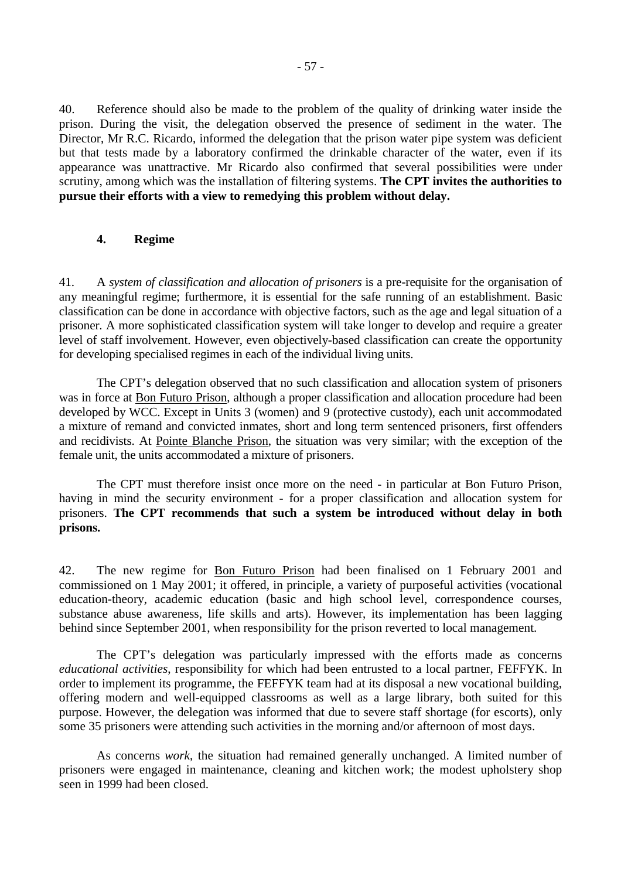40. Reference should also be made to the problem of the quality of drinking water inside the prison. During the visit, the delegation observed the presence of sediment in the water. The Director, Mr R.C. Ricardo, informed the delegation that the prison water pipe system was deficient but that tests made by a laboratory confirmed the drinkable character of the water, even if its appearance was unattractive. Mr Ricardo also confirmed that several possibilities were under scrutiny, among which was the installation of filtering systems. **The CPT invites the authorities to pursue their efforts with a view to remedying this problem without delay.**

### 4. Regime

41. A *system of classification and allocation of prisoners* is a pre-requisite for the organisation of any meaningful regime; furthermore, it is essential for the safe running of an establishment. Basic classification can be done in accordance with objective factors, such as the age and legal situation of a prisoner. A more sophisticated classification system will take longer to develop and require a greater level of staff involvement. However, even objectively-based classification can create the opportunity for developing specialised regimes in each of the individual living units.

The CPT's delegation observed that no such classification and allocation system of prisoners was in force at Bon Futuro Prison, although a proper classification and allocation procedure had been developed by WCC. Except in Units 3 (women) and 9 (protective custody), each unit accommodated a mixture of remand and convicted inmates, short and long term sentenced prisoners, first offenders and recidivists. At Pointe Blanche Prison, the situation was very similar; with the exception of the female unit, the units accommodated a mixture of prisoners.

The CPT must therefore insist once more on the need - in particular at Bon Futuro Prison, having in mind the security environment - for a proper classification and allocation system for prisoners. **The CPT recommends that such a system be introduced without delay in both prisons.**

42. The new regime for Bon Futuro Prison had been finalised on 1 February 2001 and commissioned on 1 May 2001; it offered, in principle, a variety of purposeful activities (vocational education-theory, academic education (basic and high school level, correspondence courses, substance abuse awareness, life skills and arts). However, its implementation has been lagging behind since September 2001, when responsibility for the prison reverted to local management.

The CPT's delegation was particularly impressed with the efforts made as concerns *educational activities*, responsibility for which had been entrusted to a local partner, FEFFYK. In order to implement its programme, the FEFFYK team had at its disposal a new vocational building, offering modern and well-equipped classrooms as well as a large library, both suited for this purpose. However, the delegation was informed that due to severe staff shortage (for escorts), only some 35 prisoners were attending such activities in the morning and/or afternoon of most days.

As concerns *work*, the situation had remained generally unchanged. A limited number of prisoners were engaged in maintenance, cleaning and kitchen work; the modest upholstery shop seen in 1999 had been closed.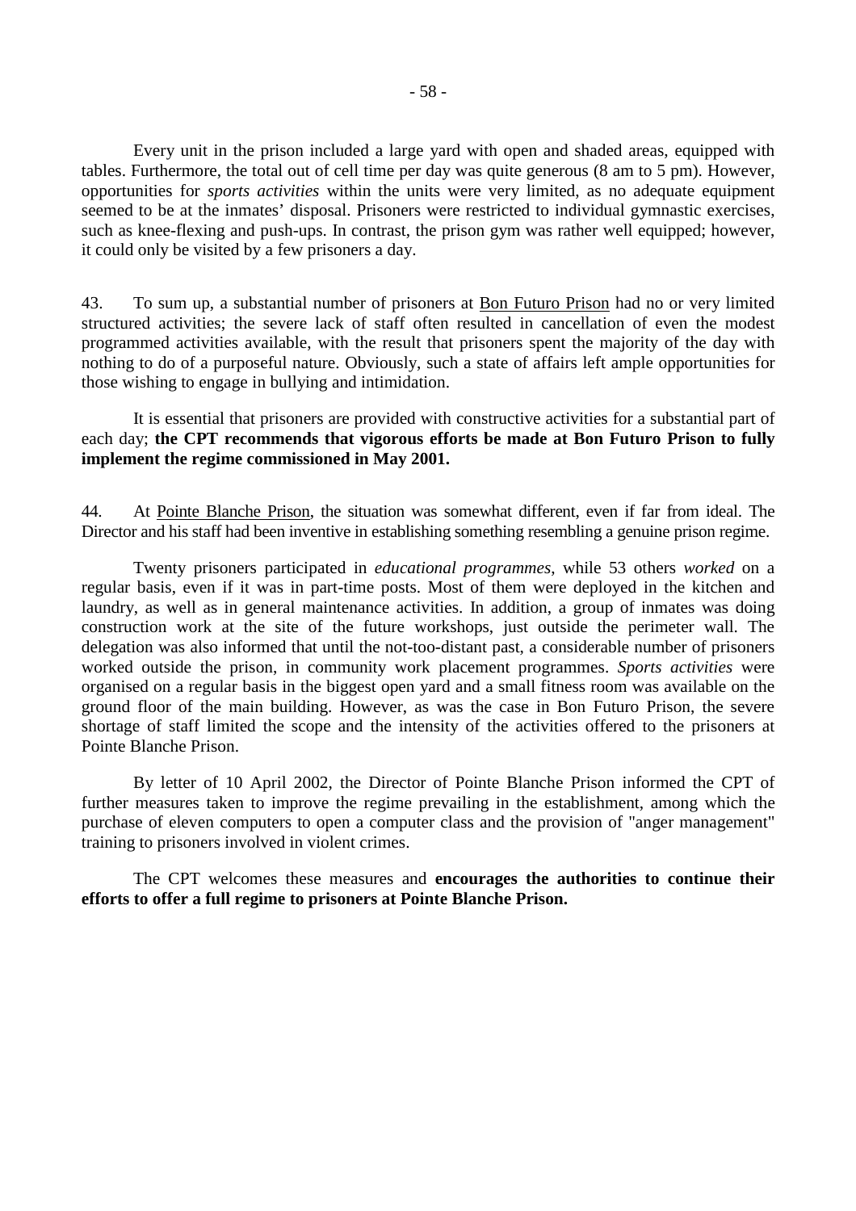Every unit in the prison included a large yard with open and shaded areas, equipped with tables. Furthermore, the total out of cell time per day was quite generous (8 am to 5 pm). However, opportunities for *sports activities* within the units were very limited, as no adequate equipment seemed to be at the inmates' disposal. Prisoners were restricted to individual gymnastic exercises, such as knee-flexing and push-ups. In contrast, the prison gym was rather well equipped; however, it could only be visited by a few prisoners a day.

43. To sum up, a substantial number of prisoners at Bon Futuro Prison had no or very limited structured activities; the severe lack of staff often resulted in cancellation of even the modest programmed activities available, with the result that prisoners spent the majority of the day with nothing to do of a purposeful nature. Obviously, such a state of affairs left ample opportunities for those wishing to engage in bullying and intimidation.

It is essential that prisoners are provided with constructive activities for a substantial part of each day; **the CPT recommends that vigorous efforts be made at Bon Futuro Prison to fully implement the regime commissioned in May 2001.**

44. At Pointe Blanche Prison, the situation was somewhat different, even if far from ideal. The Director and his staff had been inventive in establishing something resembling a genuine prison regime.

Twenty prisoners participated in *educational programmes*, while 53 others *worked* on a regular basis, even if it was in part-time posts. Most of them were deployed in the kitchen and laundry, as well as in general maintenance activities. In addition, a group of inmates was doing construction work at the site of the future workshops, just outside the perimeter wall. The delegation was also informed that until the not-too-distant past, a considerable number of prisoners worked outside the prison, in community work placement programmes. *Sports activities* were organised on a regular basis in the biggest open yard and a small fitness room was available on the ground floor of the main building. However, as was the case in Bon Futuro Prison, the severe shortage of staff limited the scope and the intensity of the activities offered to the prisoners at Pointe Blanche Prison.

By letter of 10 April 2002, the Director of Pointe Blanche Prison informed the CPT of further measures taken to improve the regime prevailing in the establishment, among which the purchase of eleven computers to open a computer class and the provision of "anger management" training to prisoners involved in violent crimes.

The CPT welcomes these measures and **encourages the authorities to continue their efforts to offer a full regime to prisoners at Pointe Blanche Prison.**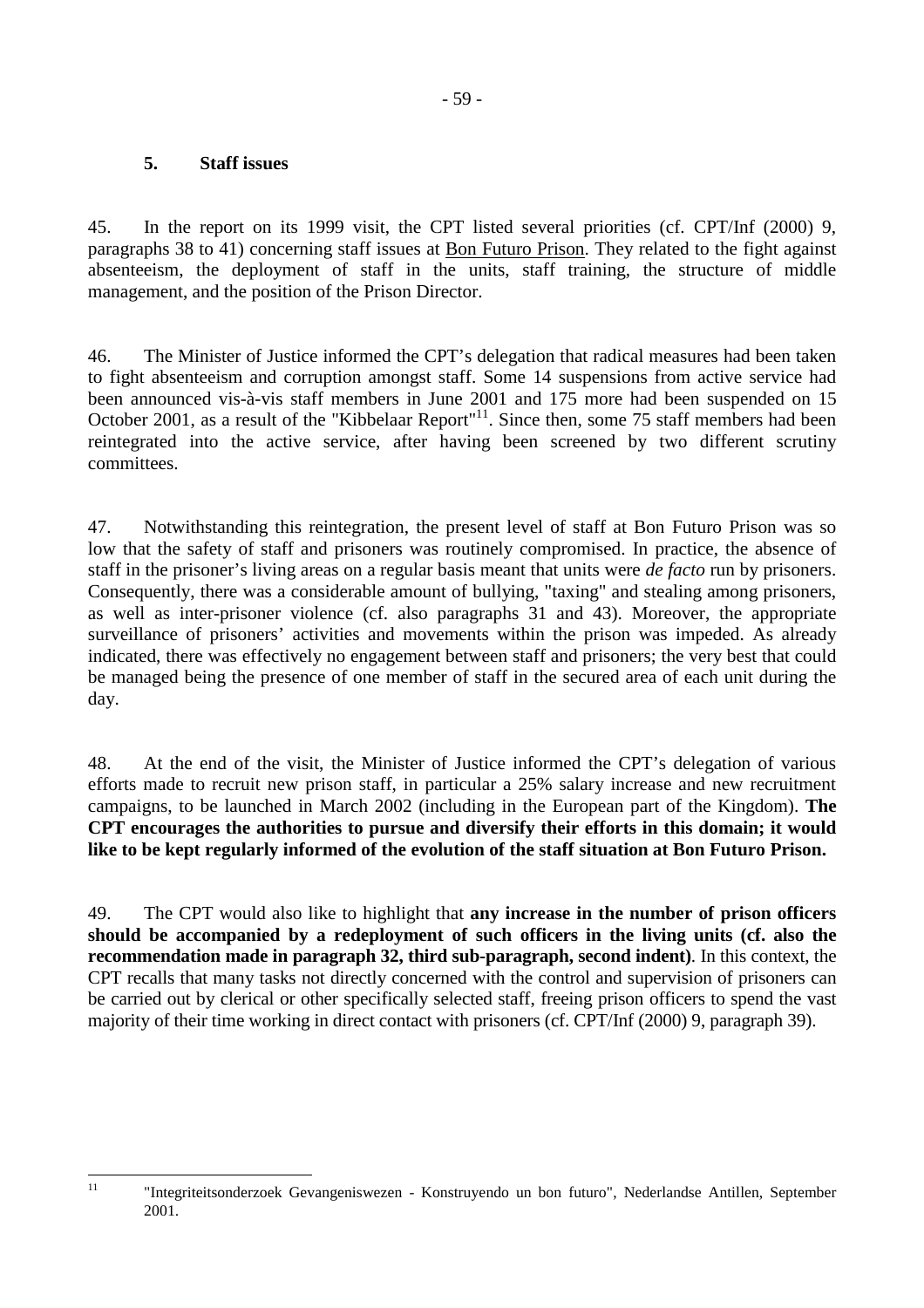### 5. Staff issues

45. In the report on its 1999 visit, the CPT listed several priorities (cf. CPT/Inf (2000) 9, paragraphs 38 to 41) concerning staff issues at Bon Futuro Prison. They related to the fight against absenteeism, the deployment of staff in the units, staff training, the structure of middle management, and the position of the Prison Director.

46. The Minister of Justice informed the CPT's delegation that radical measures had been taken to fight absenteeism and corruption amongst staff. Some 14 suspensions from active service had been announced vis-à-vis staff members in June 2001 and 175 more had been suspended on 15 October 2001, as a result of the "Kibbelaar Report"[11]. Since then, some 75 staff members had been reintegrated into the active service, after having been screened by two different scrutiny committees.

47. Notwithstanding this reintegration, the present level of staff at Bon Futuro Prison was so low that the safety of staff and prisoners was routinely compromised. In practice, the absence of staff in the prisoner's living areas on a regular basis meant that units were *de facto* run by prisoners. Consequently, there was a considerable amount of bullying, "taxing" and stealing among prisoners, as well as inter-prisoner violence (cf. also paragraphs 31 and 43). Moreover, the appropriate surveillance of prisoners' activities and movements within the prison was impeded. As already indicated, there was effectively no engagement between staff and prisoners; the very best that could be managed being the presence of one member of staff in the secured area of each unit during the day.

48. At the end of the visit, the Minister of Justice informed the CPT's delegation of various efforts made to recruit new prison staff, in particular a 25% salary increase and new recruitment campaigns, to be launched in March 2002 (including in the European part of the Kingdom). **The CPT encourages the authorities to pursue and diversify their efforts in this domain; it would like to be kept regularly informed of the evolution of the staff situation at Bon Futuro Prison.**

49. The CPT would also like to highlight that **any increase in the number of prison officers should be accompanied by a redeployment of such officers in the living units (cf. also the recommendation made in paragraph 32, third sub-paragraph, second indent)**. In this context, the CPT recalls that many tasks not directly concerned with the control and supervision of prisoners can be carried out by clerical or other specifically selected staff, freeing prison officers to spend the vast majority of their time working in direct contact with prisoners (cf. CPT/Inf (2000) 9, paragraph 39).

[11] "Integriteitsonderzoek Gevangeniswezen - Konstruyendo un bon futuro", Nederlandse Antillen, September 2001.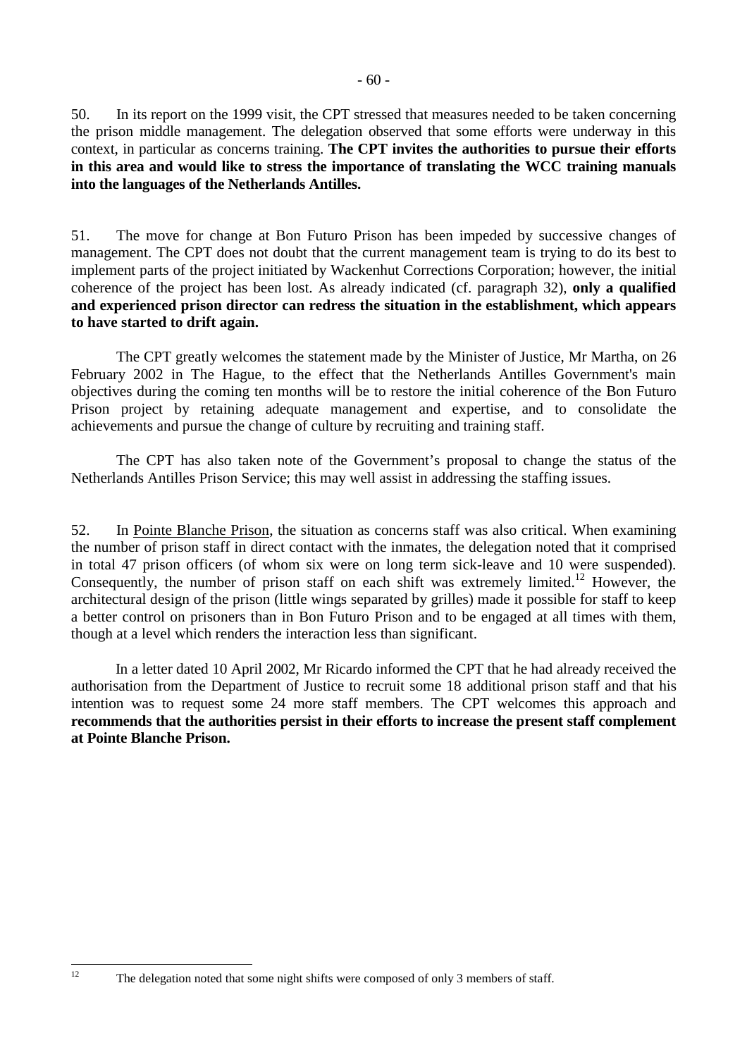50. In its report on the 1999 visit, the CPT stressed that measures needed to be taken concerning the prison middle management. The delegation observed that some efforts were underway in this context, in particular as concerns training. **The CPT invites the authorities to pursue their efforts in this area and would like to stress the importance of translating the WCC training manuals into the languages of the Netherlands Antilles.**

51. The move for change at Bon Futuro Prison has been impeded by successive changes of management. The CPT does not doubt that the current management team is trying to do its best to implement parts of the project initiated by Wackenhut Corrections Corporation; however, the initial coherence of the project has been lost. As already indicated (cf. paragraph 32), **only a qualified and experienced prison director can redress the situation in the establishment, which appears to have started to drift again.**

The CPT greatly welcomes the statement made by the Minister of Justice, Mr Martha, on 26 February 2002 in The Hague, to the effect that the Netherlands Antilles Government's main objectives during the coming ten months will be to restore the initial coherence of the Bon Futuro Prison project by retaining adequate management and expertise, and to consolidate the achievements and pursue the change of culture by recruiting and training staff.

The CPT has also taken note of the Government's proposal to change the status of the Netherlands Antilles Prison Service; this may well assist in addressing the staffing issues.

52. In <u>Pointe Blanche Prison</u>, the situation as concerns staff was also critical. When examining the number of prison staff in direct contact with the inmates, the delegation noted that it comprised in total 47 prison officers (of whom six were on long term sick-leave and 10 were suspended). Consequently, the number of prison staff on each shift was extremely limited.[12] However, the architectural design of the prison (little wings separated by grilles) made it possible for staff to keep a better control on prisoners than in Bon Futuro Prison and to be engaged at all times with them, though at a level which renders the interaction less than significant.

In a letter dated 10 April 2002, Mr Ricardo informed the CPT that he had already received the authorisation from the Department of Justice to recruit some 18 additional prison staff and that his intention was to request some 24 more staff members. The CPT welcomes this approach and **recommends that the authorities persist in their efforts to increase the present staff complement at Pointe Blanche Prison.**

---

[12] The delegation noted that some night shifts were composed of only 3 members of staff.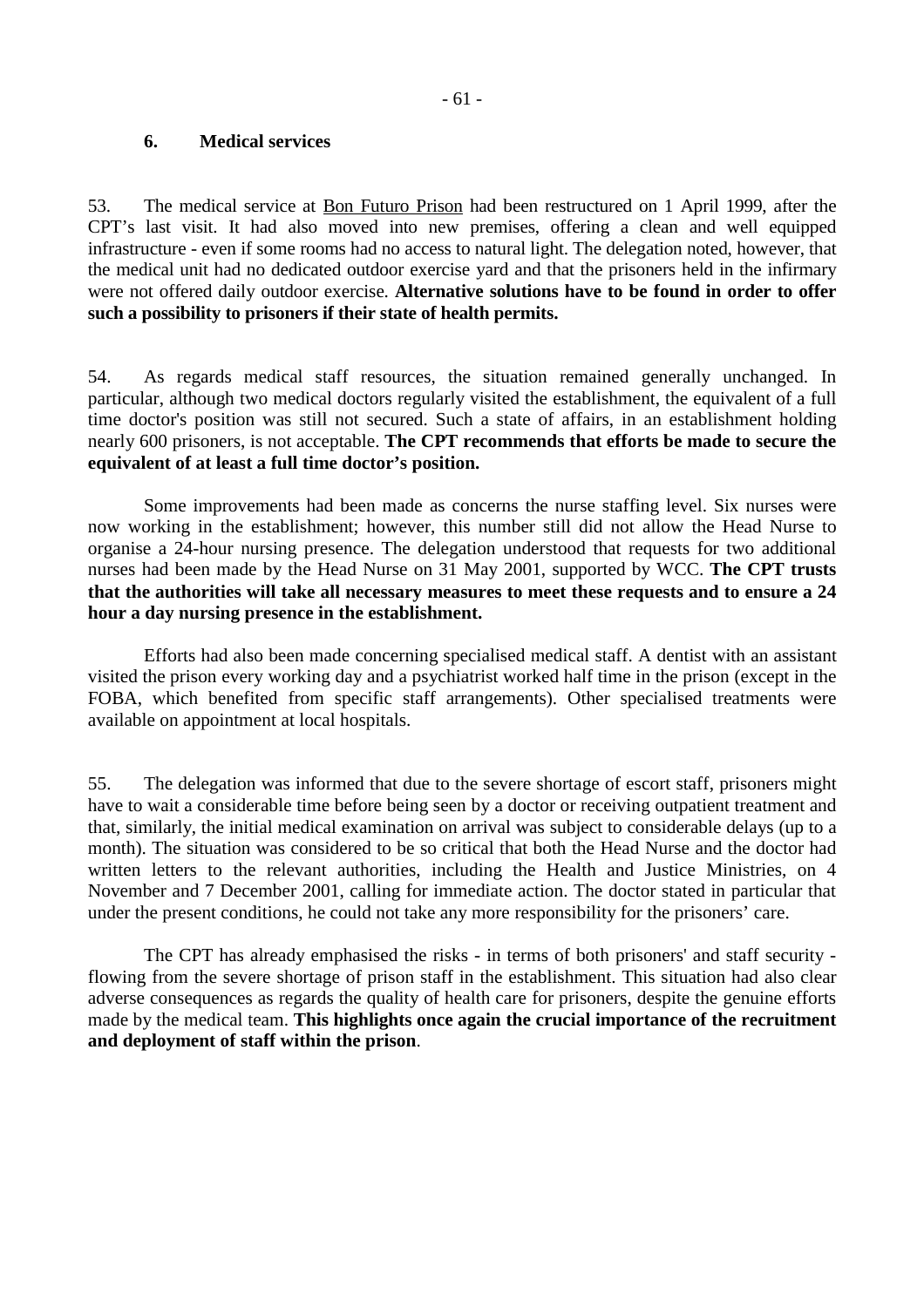### 6. Medical services

53. The medical service at Bon Futuro Prison had been restructured on 1 April 1999, after the CPT's last visit. It had also moved into new premises, offering a clean and well equipped infrastructure - even if some rooms had no access to natural light. The delegation noted, however, that the medical unit had no dedicated outdoor exercise yard and that the prisoners held in the infirmary were not offered daily outdoor exercise. **Alternative solutions have to be found in order to offer such a possibility to prisoners if their state of health permits.**

54. As regards medical staff resources, the situation remained generally unchanged. In particular, although two medical doctors regularly visited the establishment, the equivalent of a full time doctor's position was still not secured. Such a state of affairs, in an establishment holding nearly 600 prisoners, is not acceptable. **The CPT recommends that efforts be made to secure the equivalent of at least a full time doctor's position.**

Some improvements had been made as concerns the nurse staffing level. Six nurses were now working in the establishment; however, this number still did not allow the Head Nurse to organise a 24-hour nursing presence. The delegation understood that requests for two additional nurses had been made by the Head Nurse on 31 May 2001, supported by WCC. **The CPT trusts that the authorities will take all necessary measures to meet these requests and to ensure a 24 hour a day nursing presence in the establishment.**

Efforts had also been made concerning specialised medical staff. A dentist with an assistant visited the prison every working day and a psychiatrist worked half time in the prison (except in the FOBA, which benefited from specific staff arrangements). Other specialised treatments were available on appointment at local hospitals.

55. The delegation was informed that due to the severe shortage of escort staff, prisoners might have to wait a considerable time before being seen by a doctor or receiving outpatient treatment and that, similarly, the initial medical examination on arrival was subject to considerable delays (up to a month). The situation was considered to be so critical that both the Head Nurse and the doctor had written letters to the relevant authorities, including the Health and Justice Ministries, on 4 November and 7 December 2001, calling for immediate action. The doctor stated in particular that under the present conditions, he could not take any more responsibility for the prisoners' care.

The CPT has already emphasised the risks - in terms of both prisoners' and staff security - flowing from the severe shortage of prison staff in the establishment. This situation had also clear adverse consequences as regards the quality of health care for prisoners, despite the genuine efforts made by the medical team. **This highlights once again the crucial importance of the recruitment and deployment of staff within the prison**.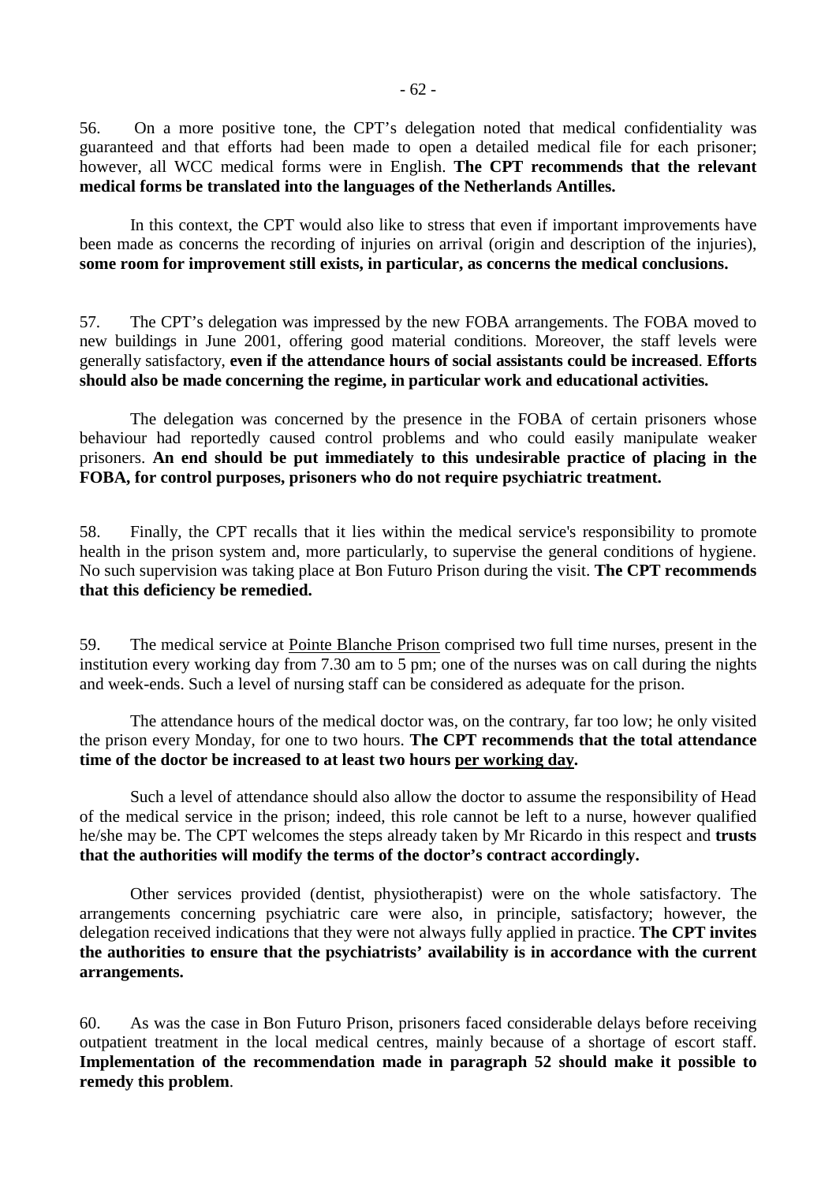56. On a more positive tone, the CPT's delegation noted that medical confidentiality was guaranteed and that efforts had been made to open a detailed medical file for each prisoner; however, all WCC medical forms were in English. **The CPT recommends that the relevant medical forms be translated into the languages of the Netherlands Antilles.**

In this context, the CPT would also like to stress that even if important improvements have been made as concerns the recording of injuries on arrival (origin and description of the injuries), **some room for improvement still exists, in particular, as concerns the medical conclusions.**

57. The CPT's delegation was impressed by the new FOBA arrangements. The FOBA moved to new buildings in June 2001, offering good material conditions. Moreover, the staff levels were generally satisfactory, **even if the attendance hours of social assistants could be increased**. **Efforts should also be made concerning the regime, in particular work and educational activities.**

The delegation was concerned by the presence in the FOBA of certain prisoners whose behaviour had reportedly caused control problems and who could easily manipulate weaker prisoners. **An end should be put immediately to this undesirable practice of placing in the FOBA, for control purposes, prisoners who do not require psychiatric treatment.**

58. Finally, the CPT recalls that it lies within the medical service's responsibility to promote health in the prison system and, more particularly, to supervise the general conditions of hygiene. No such supervision was taking place at Bon Futuro Prison during the visit. **The CPT recommends that this deficiency be remedied.**

59. The medical service at Pointe Blanche Prison comprised two full time nurses, present in the institution every working day from 7.30 am to 5 pm; one of the nurses was on call during the nights and week-ends. Such a level of nursing staff can be considered as adequate for the prison.

The attendance hours of the medical doctor was, on the contrary, far too low; he only visited the prison every Monday, for one to two hours. **The CPT recommends that the total attendance time of the doctor be increased to at least two hours per working day.**

Such a level of attendance should also allow the doctor to assume the responsibility of Head of the medical service in the prison; indeed, this role cannot be left to a nurse, however qualified he/she may be. The CPT welcomes the steps already taken by Mr Ricardo in this respect and **trusts that the authorities will modify the terms of the doctor's contract accordingly.**

Other services provided (dentist, physiotherapist) were on the whole satisfactory. The arrangements concerning psychiatric care were also, in principle, satisfactory; however, the delegation received indications that they were not always fully applied in practice. **The CPT invites the authorities to ensure that the psychiatrists' availability is in accordance with the current arrangements.**

60. As was the case in Bon Futuro Prison, prisoners faced considerable delays before receiving outpatient treatment in the local medical centres, mainly because of a shortage of escort staff. **Implementation of the recommendation made in paragraph 52 should make it possible to remedy this problem**.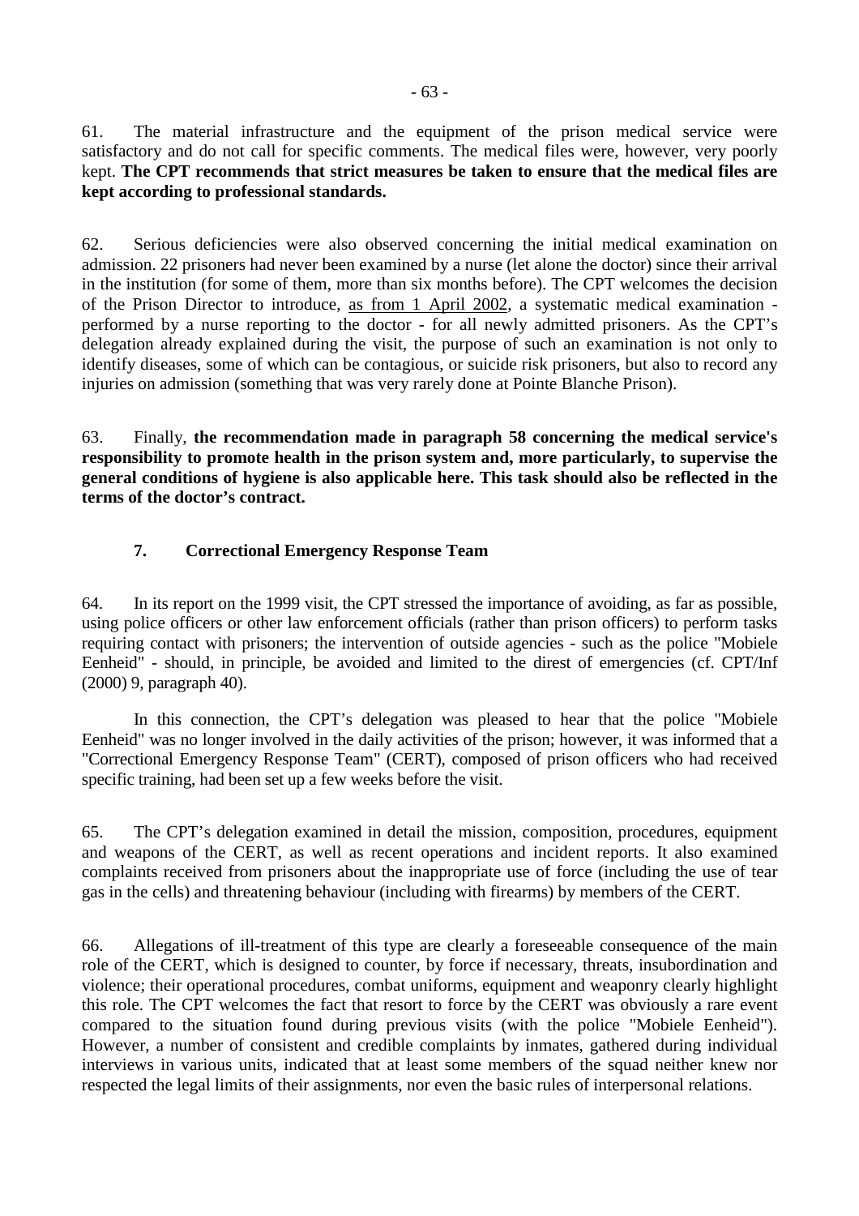61. The material infrastructure and the equipment of the prison medical service were satisfactory and do not call for specific comments. The medical files were, however, very poorly kept. **The CPT recommends that strict measures be taken to ensure that the medical files are kept according to professional standards.**

62. Serious deficiencies were also observed concerning the initial medical examination on admission. 22 prisoners had never been examined by a nurse (let alone the doctor) since their arrival in the institution (for some of them, more than six months before). The CPT welcomes the decision of the Prison Director to introduce, as from 1 April 2002, a systematic medical examination - performed by a nurse reporting to the doctor - for all newly admitted prisoners. As the CPT's delegation already explained during the visit, the purpose of such an examination is not only to identify diseases, some of which can be contagious, or suicide risk prisoners, but also to record any injuries on admission (something that was very rarely done at Pointe Blanche Prison).

63. Finally, **the recommendation made in paragraph 58 concerning the medical service's responsibility to promote health in the prison system and, more particularly, to supervise the general conditions of hygiene is also applicable here. This task should also be reflected in the terms of the doctor's contract.**

### 7. Correctional Emergency Response Team

64. In its report on the 1999 visit, the CPT stressed the importance of avoiding, as far as possible, using police officers or other law enforcement officials (rather than prison officers) to perform tasks requiring contact with prisoners; the intervention of outside agencies - such as the police "Mobiele Eenheid" - should, in principle, be avoided and limited to the direst of emergencies (cf. CPT/Inf (2000) 9, paragraph 40).

In this connection, the CPT's delegation was pleased to hear that the police "Mobiele Eenheid" was no longer involved in the daily activities of the prison; however, it was informed that a "Correctional Emergency Response Team" (CERT), composed of prison officers who had received specific training, had been set up a few weeks before the visit.

65. The CPT's delegation examined in detail the mission, composition, procedures, equipment and weapons of the CERT, as well as recent operations and incident reports. It also examined complaints received from prisoners about the inappropriate use of force (including the use of tear gas in the cells) and threatening behaviour (including with firearms) by members of the CERT.

66. Allegations of ill-treatment of this type are clearly a foreseeable consequence of the main role of the CERT, which is designed to counter, by force if necessary, threats, insubordination and violence; their operational procedures, combat uniforms, equipment and weaponry clearly highlight this role. The CPT welcomes the fact that resort to force by the CERT was obviously a rare event compared to the situation found during previous visits (with the police "Mobiele Eenheid"). However, a number of consistent and credible complaints by inmates, gathered during individual interviews in various units, indicated that at least some members of the squad neither knew nor respected the legal limits of their assignments, nor even the basic rules of interpersonal relations.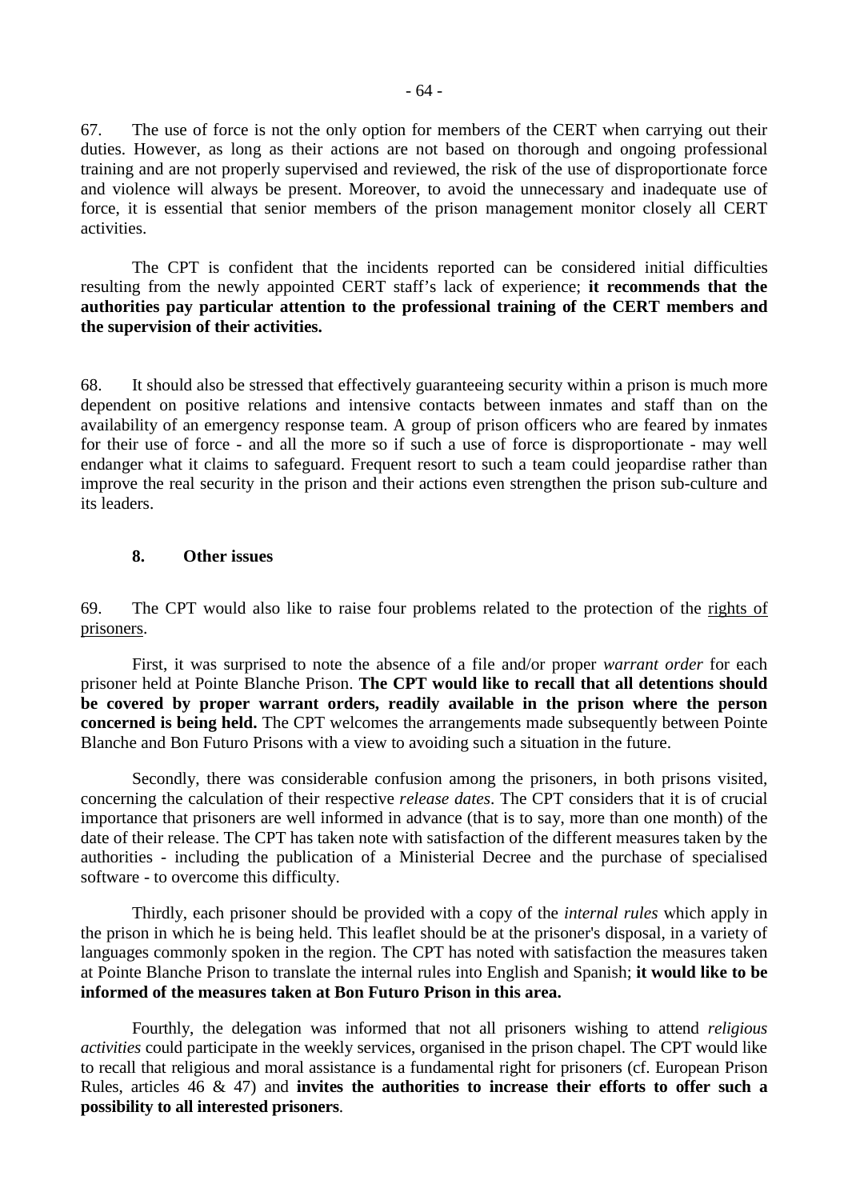67. The use of force is not the only option for members of the CERT when carrying out their duties. However, as long as their actions are not based on thorough and ongoing professional training and are not properly supervised and reviewed, the risk of the use of disproportionate force and violence will always be present. Moreover, to avoid the unnecessary and inadequate use of force, it is essential that senior members of the prison management monitor closely all CERT activities.

The CPT is confident that the incidents reported can be considered initial difficulties resulting from the newly appointed CERT staff's lack of experience; **it recommends that the authorities pay particular attention to the professional training of the CERT members and the supervision of their activities.**

68. It should also be stressed that effectively guaranteeing security within a prison is much more dependent on positive relations and intensive contacts between inmates and staff than on the availability of an emergency response team. A group of prison officers who are feared by inmates for their use of force - and all the more so if such a use of force is disproportionate - may well endanger what it claims to safeguard. Frequent resort to such a team could jeopardise rather than improve the real security in the prison and their actions even strengthen the prison sub-culture and its leaders.

### 8. Other issues

69. The CPT would also like to raise four problems related to the protection of the rights of prisoners.

First, it was surprised to note the absence of a file and/or proper *warrant order* for each prisoner held at Pointe Blanche Prison. **The CPT would like to recall that all detentions should be covered by proper warrant orders, readily available in the prison where the person concerned is being held.** The CPT welcomes the arrangements made subsequently between Pointe Blanche and Bon Futuro Prisons with a view to avoiding such a situation in the future.

Secondly, there was considerable confusion among the prisoners, in both prisons visited, concerning the calculation of their respective *release dates*. The CPT considers that it is of crucial importance that prisoners are well informed in advance (that is to say, more than one month) of the date of their release. The CPT has taken note with satisfaction of the different measures taken by the authorities - including the publication of a Ministerial Decree and the purchase of specialised software - to overcome this difficulty.

Thirdly, each prisoner should be provided with a copy of the *internal rules* which apply in the prison in which he is being held. This leaflet should be at the prisoner's disposal, in a variety of languages commonly spoken in the region. The CPT has noted with satisfaction the measures taken at Pointe Blanche Prison to translate the internal rules into English and Spanish; **it would like to be informed of the measures taken at Bon Futuro Prison in this area.**

Fourthly, the delegation was informed that not all prisoners wishing to attend *religious activities* could participate in the weekly services, organised in the prison chapel. The CPT would like to recall that religious and moral assistance is a fundamental right for prisoners (cf. European Prison Rules, articles 46 & 47) and **invites the authorities to increase their efforts to offer such a possibility to all interested prisoners**.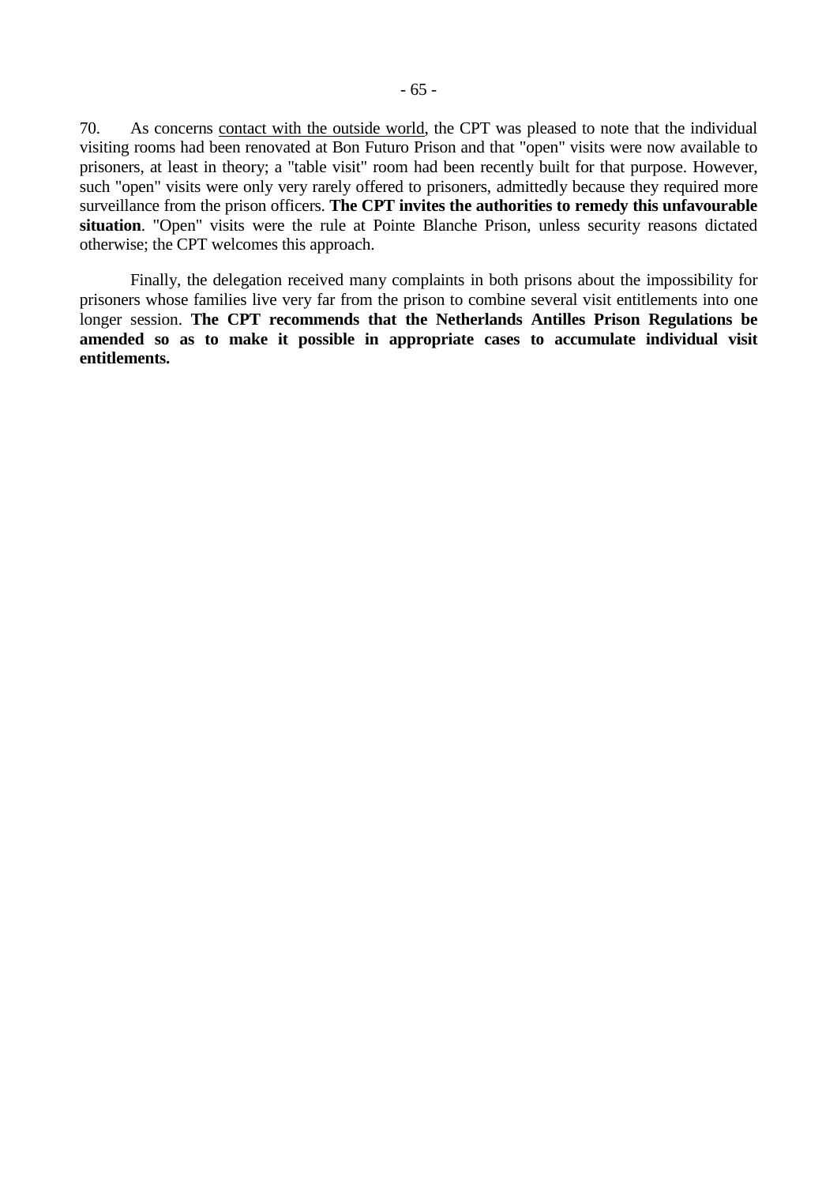70. As concerns <u>contact with the outside world</u>, the CPT was pleased to note that the individual visiting rooms had been renovated at Bon Futuro Prison and that "open" visits were now available to prisoners, at least in theory; a "table visit" room had been recently built for that purpose. However, such "open" visits were only very rarely offered to prisoners, admittedly because they required more surveillance from the prison officers. **The CPT invites the authorities to remedy this unfavourable situation**. "Open" visits were the rule at Pointe Blanche Prison, unless security reasons dictated otherwise; the CPT welcomes this approach.

Finally, the delegation received many complaints in both prisons about the impossibility for prisoners whose families live very far from the prison to combine several visit entitlements into one longer session. **The CPT recommends that the Netherlands Antilles Prison Regulations be amended so as to make it possible in appropriate cases to accumulate individual visit entitlements.**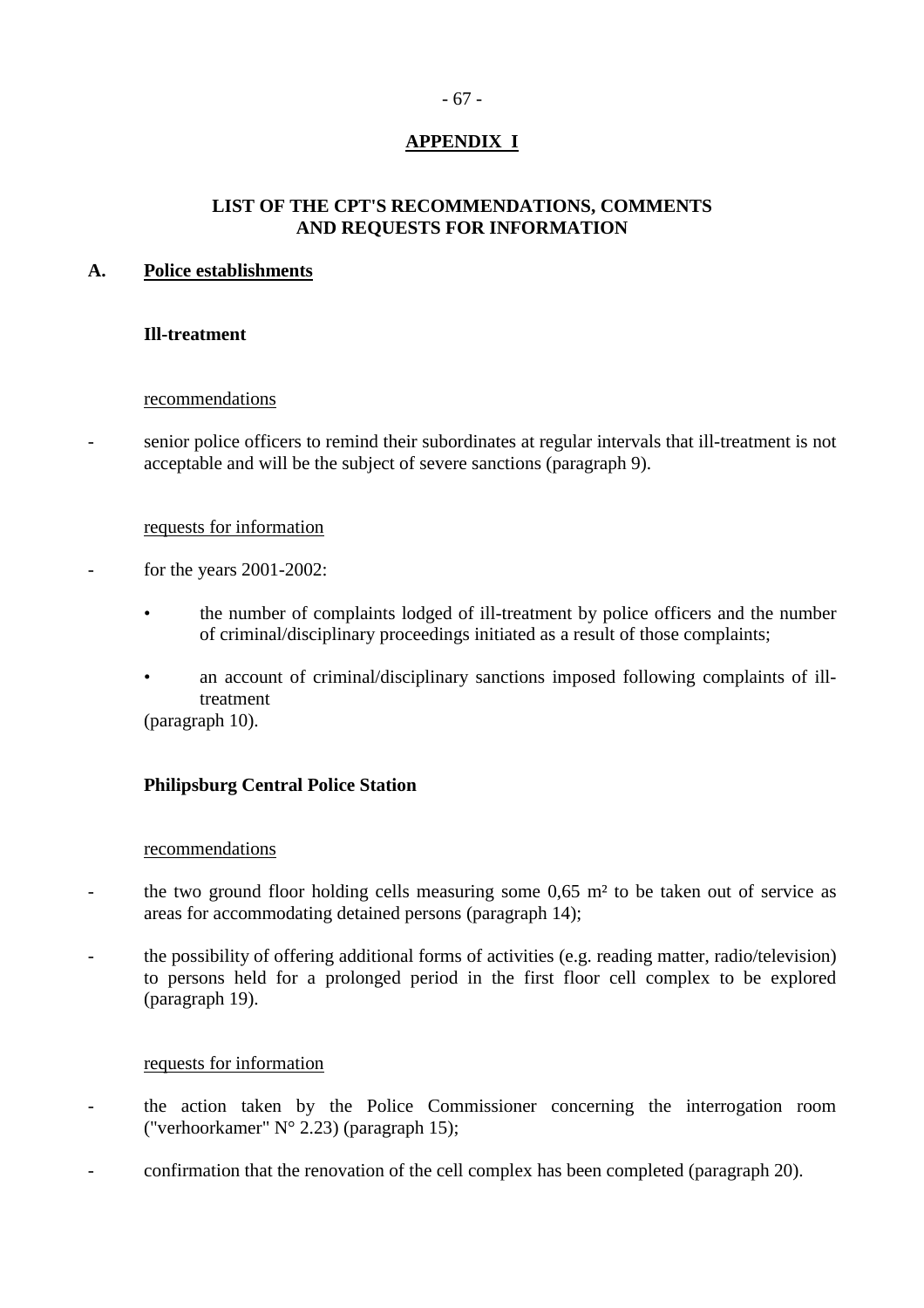## APPENDIX I

## LIST OF THE CPT'S RECOMMENDATIONS, COMMENTS AND REQUESTS FOR INFORMATION

### A. Police establishments

#### Ill-treatment

recommendations

- senior police officers to remind their subordinates at regular intervals that ill-treatment is not acceptable and will be the subject of severe sanctions (paragraph 9).

requests for information

- for the years 2001-2002:
    - the number of complaints lodged of ill-treatment by police officers and the number of criminal/disciplinary proceedings initiated as a result of those complaints;
    - an account of criminal/disciplinary sanctions imposed following complaints of ill-treatment

  (paragraph 10).

#### Philipsburg Central Police Station

recommendations

- the two ground floor holding cells measuring some 0,65 m² to be taken out of service as areas for accommodating detained persons (paragraph 14);
- the possibility of offering additional forms of activities (e.g. reading matter, radio/television) to persons held for a prolonged period in the first floor cell complex to be explored (paragraph 19).

requests for information

- the action taken by the Police Commissioner concerning the interrogation room ("verhoorkamer" N° 2.23) (paragraph 15);
- confirmation that the renovation of the cell complex has been completed (paragraph 20).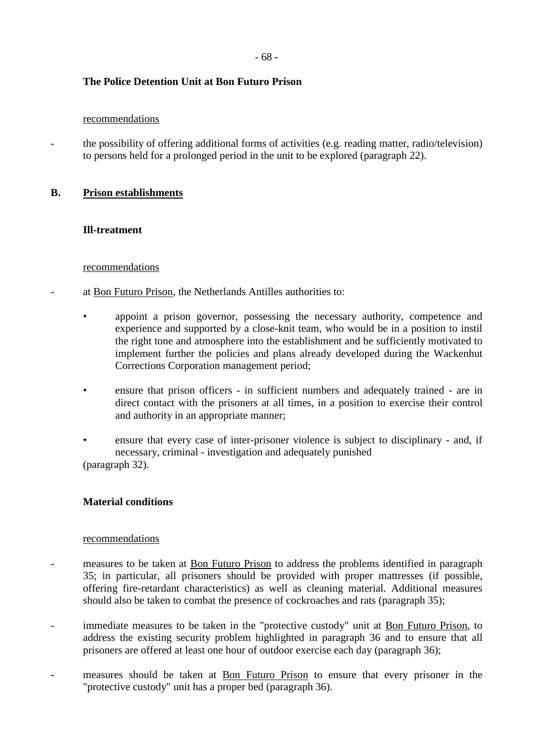**The Police Detention Unit at Bon Futuro Prison**

recommendations

- the possibility of offering additional forms of activities (e.g. reading matter, radio/television) to persons held for a prolonged period in the unit to be explored (paragraph 22).

## B. Prison establishments

**Ill-treatment**

recommendations

- at Bon Futuro Prison, the Netherlands Antilles authorities to:
    - appoint a prison governor, possessing the necessary authority, competence and experience and supported by a close-knit team, who would be in a position to instil the right tone and atmosphere into the establishment and be sufficiently motivated to implement further the policies and plans already developed during the Wackenhut Corrections Corporation management period;
    - ensure that prison officers - in sufficient numbers and adequately trained - are in direct contact with the prisoners at all times, in a position to exercise their control and authority in an appropriate manner;
    - ensure that every case of inter-prisoner violence is subject to disciplinary - and, if necessary, criminal - investigation and adequately punished

  (paragraph 32).

**Material conditions**

recommendations

- measures to be taken at Bon Futuro Prison to address the problems identified in paragraph 35; in particular, all prisoners should be provided with proper mattresses (if possible, offering fire-retardant characteristics) as well as cleaning material. Additional measures should also be taken to combat the presence of cockroaches and rats (paragraph 35);
- immediate measures to be taken in the "protective custody" unit at Bon Futuro Prison, to address the existing security problem highlighted in paragraph 36 and to ensure that all prisoners are offered at least one hour of outdoor exercise each day (paragraph 36);
- measures should be taken at Bon Futuro Prison to ensure that every prisoner in the "protective custody" unit has a proper bed (paragraph 36).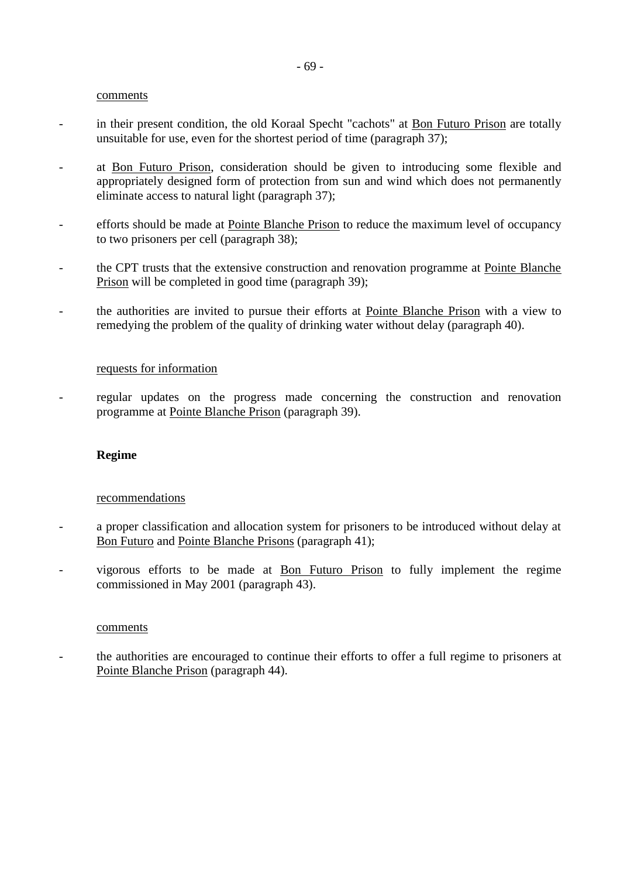comments

- in their present condition, the old Koraal Specht "cachots" at Bon Futuro Prison are totally unsuitable for use, even for the shortest period of time (paragraph 37);
- at Bon Futuro Prison, consideration should be given to introducing some flexible and appropriately designed form of protection from sun and wind which does not permanently eliminate access to natural light (paragraph 37);
- efforts should be made at Pointe Blanche Prison to reduce the maximum level of occupancy to two prisoners per cell (paragraph 38);
- the CPT trusts that the extensive construction and renovation programme at Pointe Blanche Prison will be completed in good time (paragraph 39);
- the authorities are invited to pursue their efforts at Pointe Blanche Prison with a view to remedying the problem of the quality of drinking water without delay (paragraph 40).

requests for information

- regular updates on the progress made concerning the construction and renovation programme at Pointe Blanche Prison (paragraph 39).

**Regime**

recommendations

- a proper classification and allocation system for prisoners to be introduced without delay at Bon Futuro and Pointe Blanche Prisons (paragraph 41);
- vigorous efforts to be made at Bon Futuro Prison to fully implement the regime commissioned in May 2001 (paragraph 43).

comments

- the authorities are encouraged to continue their efforts to offer a full regime to prisoners at Pointe Blanche Prison (paragraph 44).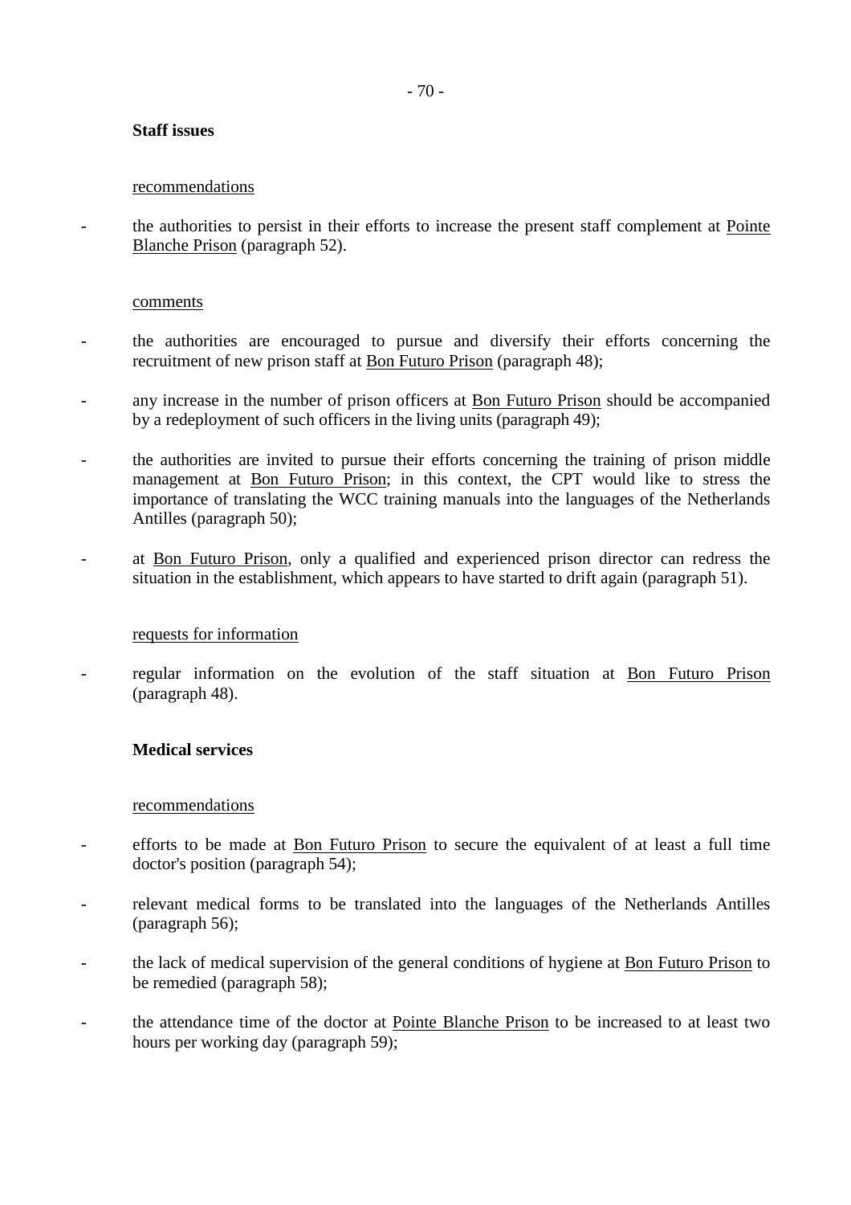**Staff issues**

recommendations

- the authorities to persist in their efforts to increase the present staff complement at Pointe Blanche Prison (paragraph 52).

comments

- the authorities are encouraged to pursue and diversify their efforts concerning the recruitment of new prison staff at Bon Futuro Prison (paragraph 48);
- any increase in the number of prison officers at Bon Futuro Prison should be accompanied by a redeployment of such officers in the living units (paragraph 49);
- the authorities are invited to pursue their efforts concerning the training of prison middle management at Bon Futuro Prison; in this context, the CPT would like to stress the importance of translating the WCC training manuals into the languages of the Netherlands Antilles (paragraph 50);
- at Bon Futuro Prison, only a qualified and experienced prison director can redress the situation in the establishment, which appears to have started to drift again (paragraph 51).

requests for information

- regular information on the evolution of the staff situation at Bon Futuro Prison (paragraph 48).

**Medical services**

recommendations

- efforts to be made at Bon Futuro Prison to secure the equivalent of at least a full time doctor's position (paragraph 54);
- relevant medical forms to be translated into the languages of the Netherlands Antilles (paragraph 56);
- the lack of medical supervision of the general conditions of hygiene at Bon Futuro Prison to be remedied (paragraph 58);
- the attendance time of the doctor at Pointe Blanche Prison to be increased to at least two hours per working day (paragraph 59);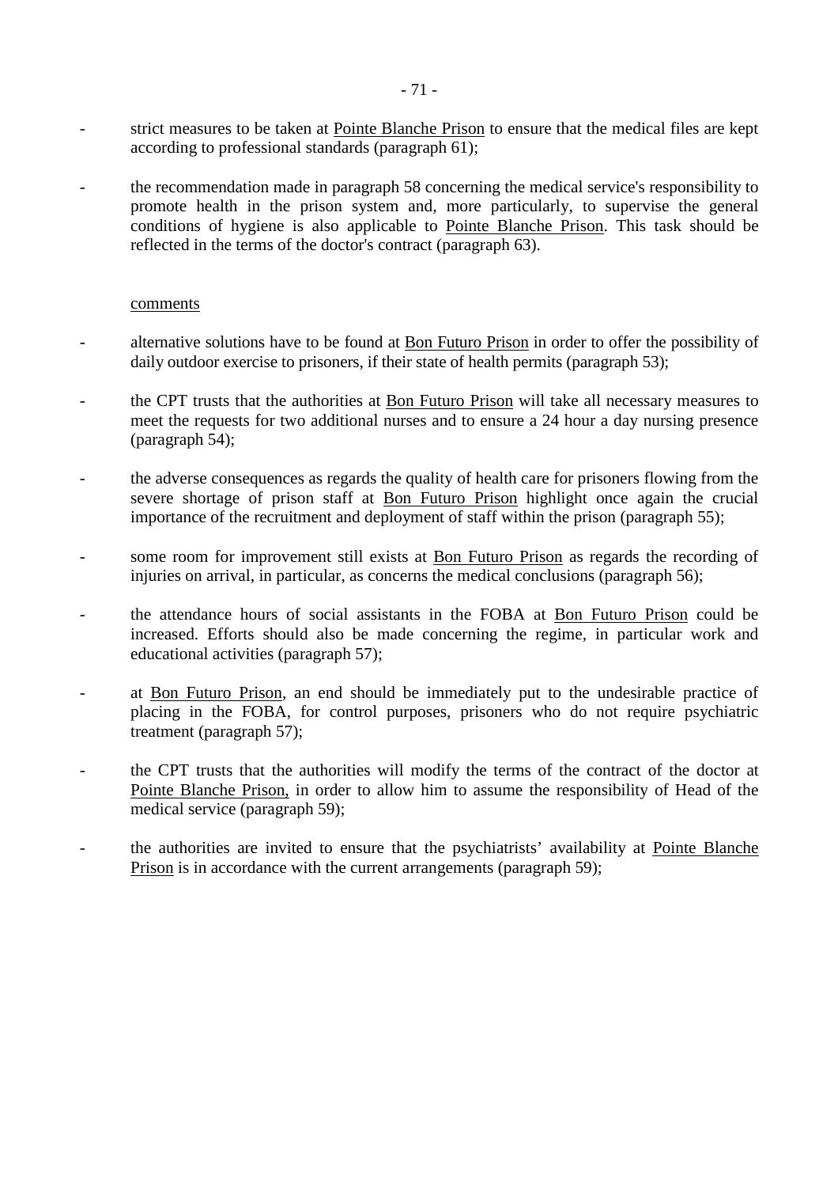- strict measures to be taken at Pointe Blanche Prison to ensure that the medical files are kept according to professional standards (paragraph 61);

- the recommendation made in paragraph 58 concerning the medical service's responsibility to promote health in the prison system and, more particularly, to supervise the general conditions of hygiene is also applicable to Pointe Blanche Prison. This task should be reflected in the terms of the doctor's contract (paragraph 63).

comments

- alternative solutions have to be found at Bon Futuro Prison in order to offer the possibility of daily outdoor exercise to prisoners, if their state of health permits (paragraph 53);

- the CPT trusts that the authorities at Bon Futuro Prison will take all necessary measures to meet the requests for two additional nurses and to ensure a 24 hour a day nursing presence (paragraph 54);

- the adverse consequences as regards the quality of health care for prisoners flowing from the severe shortage of prison staff at Bon Futuro Prison highlight once again the crucial importance of the recruitment and deployment of staff within the prison (paragraph 55);

- some room for improvement still exists at Bon Futuro Prison as regards the recording of injuries on arrival, in particular, as concerns the medical conclusions (paragraph 56);

- the attendance hours of social assistants in the FOBA at Bon Futuro Prison could be increased. Efforts should also be made concerning the regime, in particular work and educational activities (paragraph 57);

- at Bon Futuro Prison, an end should be immediately put to the undesirable practice of placing in the FOBA, for control purposes, prisoners who do not require psychiatric treatment (paragraph 57);

- the CPT trusts that the authorities will modify the terms of the contract of the doctor at Pointe Blanche Prison, in order to allow him to assume the responsibility of Head of the medical service (paragraph 59);

- the authorities are invited to ensure that the psychiatrists' availability at Pointe Blanche Prison is in accordance with the current arrangements (paragraph 59);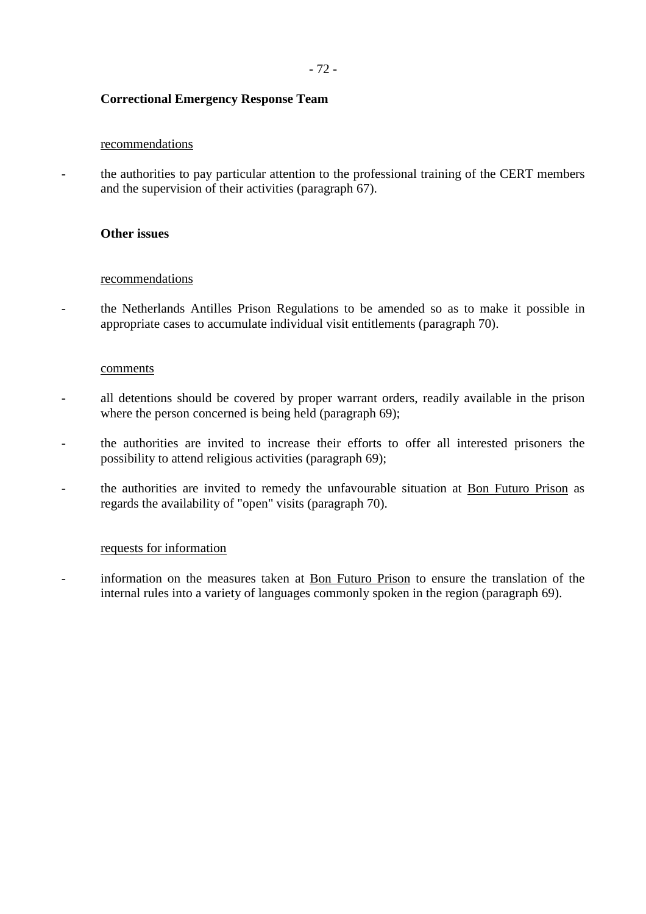**Correctional Emergency Response Team**

recommendations

- the authorities to pay particular attention to the professional training of the CERT members and the supervision of their activities (paragraph 67).

**Other issues**

recommendations

- the Netherlands Antilles Prison Regulations to be amended so as to make it possible in appropriate cases to accumulate individual visit entitlements (paragraph 70).

comments

- all detentions should be covered by proper warrant orders, readily available in the prison where the person concerned is being held (paragraph 69);
- the authorities are invited to increase their efforts to offer all interested prisoners the possibility to attend religious activities (paragraph 69);
- the authorities are invited to remedy the unfavourable situation at Bon Futuro Prison as regards the availability of "open" visits (paragraph 70).

requests for information

- information on the measures taken at Bon Futuro Prison to ensure the translation of the internal rules into a variety of languages commonly spoken in the region (paragraph 69).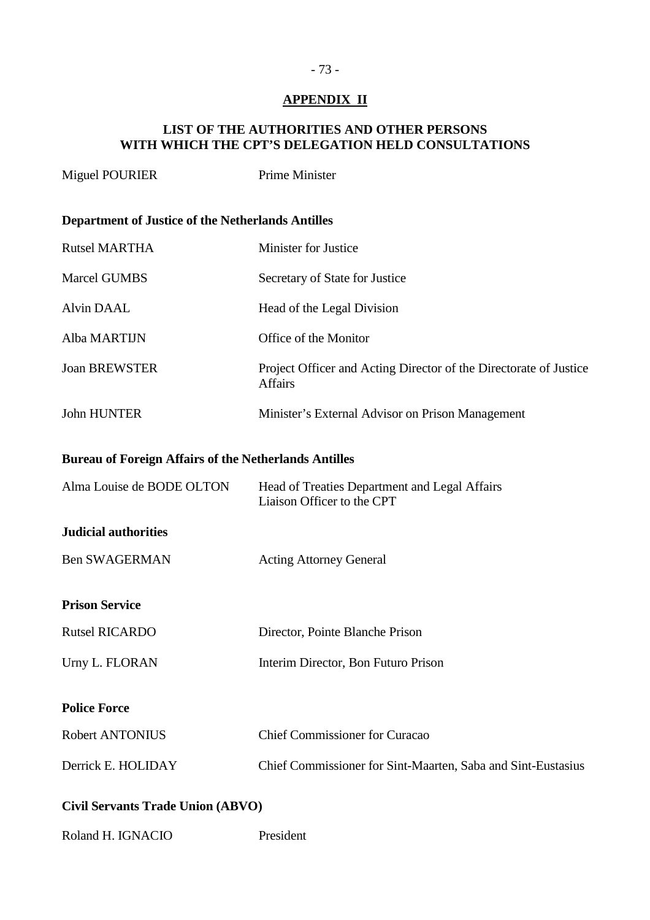## APPENDIX II

## LIST OF THE AUTHORITIES AND OTHER PERSONS WITH WHICH THE CPT'S DELEGATION HELD CONSULTATIONS

| | |
|---|---|
| Miguel POURIER | Prime Minister |

**Department of Justice of the Netherlands Antilles**

| | |
|---|---|
| Rutsel MARTHA | Minister for Justice |
| Marcel GUMBS | Secretary of State for Justice |
| Alvin DAAL | Head of the Legal Division |
| Alba MARTIJN | Office of the Monitor |
| Joan BREWSTER | Project Officer and Acting Director of the Directorate of Justice Affairs |
| John HUNTER | Minister's External Advisor on Prison Management |

**Bureau of Foreign Affairs of the Netherlands Antilles**

| | |
|---|---|
| Alma Louise de BODE OLTON | Head of Treaties Department and Legal Affairs<br>Liaison Officer to the CPT |

**Judicial authorities**

| | |
|---|---|
| Ben SWAGERMAN | Acting Attorney General |

**Prison Service**

| | |
|---|---|
| Rutsel RICARDO | Director, Pointe Blanche Prison |
| Urny L. FLORAN | Interim Director, Bon Futuro Prison |

**Police Force**

| | |
|---|---|
| Robert ANTONIUS | Chief Commissioner for Curacao |
| Derrick E. HOLIDAY | Chief Commissioner for Sint-Maarten, Saba and Sint-Eustasius |

**Civil Servants Trade Union (ABVO)**

| | |
|---|---|
| Roland H. IGNACIO | President |